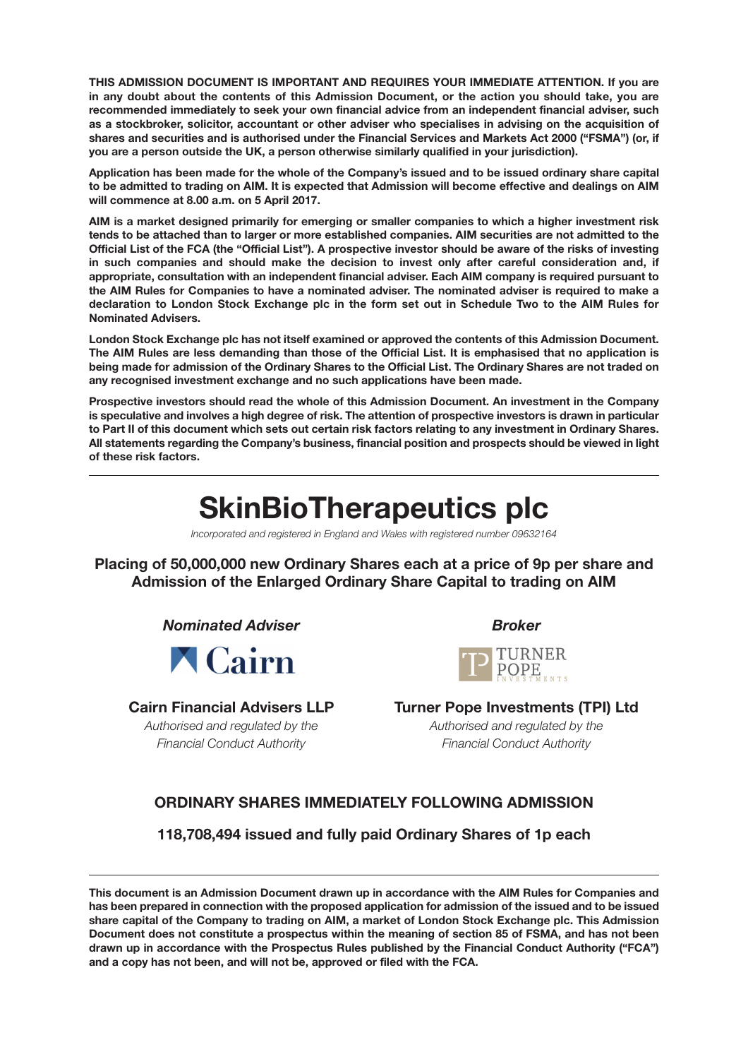**THIS ADMISSION DOCUMENT IS IMPORTANT AND REQUIRES YOUR IMMEDIATE ATTENTION. If you are in any doubt about the contents of this Admission Document, or the action you should take, you are recommended immediately to seek your own financial advice from an independent financial adviser, such as a stockbroker, solicitor, accountant or other adviser who specialises in advising on the acquisition of shares and securities and is authorised under the Financial Services and Markets Act 2000 ("FSMA") (or, if you are a person outside the UK, a person otherwise similarly qualified in your jurisdiction).**

**Application has been made for the whole of the Company's issued and to be issued ordinary share capital to be admitted to trading on AIM. It is expected that Admission will become effective and dealings on AIM will commence at 8.00 a.m. on 5 April 2017.**

**AIM is a market designed primarily for emerging or smaller companies to which a higher investment risk tends to be attached than to larger or more established companies. AIM securities are not admitted to the Official List of the FCA (the "Official List"). A prospective investor should be aware of the risks of investing in such companies and should make the decision to invest only after careful consideration and, if appropriate, consultation with an independent financial adviser. Each AIM company is required pursuant to the AIM Rules for Companies to have a nominated adviser. The nominated adviser is required to make a declaration to London Stock Exchange plc in the form set out in Schedule Two to the AIM Rules for Nominated Advisers.**

**London Stock Exchange plc has not itself examined or approved the contents of this Admission Document. The AIM Rules are less demanding than those of the Official List. It is emphasised that no application is being made for admission of the Ordinary Shares to the Official List. The Ordinary Shares are not traded on any recognised investment exchange and no such applications have been made.**

**Prospective investors should read the whole of this Admission Document. An investment in the Company is speculative and involves a high degree of risk. The attention of prospective investors is drawn in particular to Part II of this document which sets out certain risk factors relating to any investment in Ordinary Shares. All statements regarding the Company's business, financial position and prospects should be viewed in light of these risk factors.**

---

# SkinBioTherapeutics plc

*Incorporated and registered in England and Wales with registered number 09632164*

## Placing of 50,000,000 new Ordinary Shares each at a price of 9p per share and Admission of the Enlarged Ordinary Share Capital to trading on AIM

***Nominated Adviser***

Cairn

**Cairn Financial Advisers LLP**

*Authorised and regulated by the Financial Conduct Authority*

***Broker***

TURNER POPE INVESTMENTS

**Turner Pope Investments (TPI) Ltd**

*Authorised and regulated by the Financial Conduct Authority*

### ORDINARY SHARES IMMEDIATELY FOLLOWING ADMISSION

**118,708,494 issued and fully paid Ordinary Shares of 1p each**

---

**This document is an Admission Document drawn up in accordance with the AIM Rules for Companies and has been prepared in connection with the proposed application for admission of the issued and to be issued share capital of the Company to trading on AIM, a market of London Stock Exchange plc. This Admission Document does not constitute a prospectus within the meaning of section 85 of FSMA, and has not been drawn up in accordance with the Prospectus Rules published by the Financial Conduct Authority ("FCA") and a copy has not been, and will not be, approved or filed with the FCA.**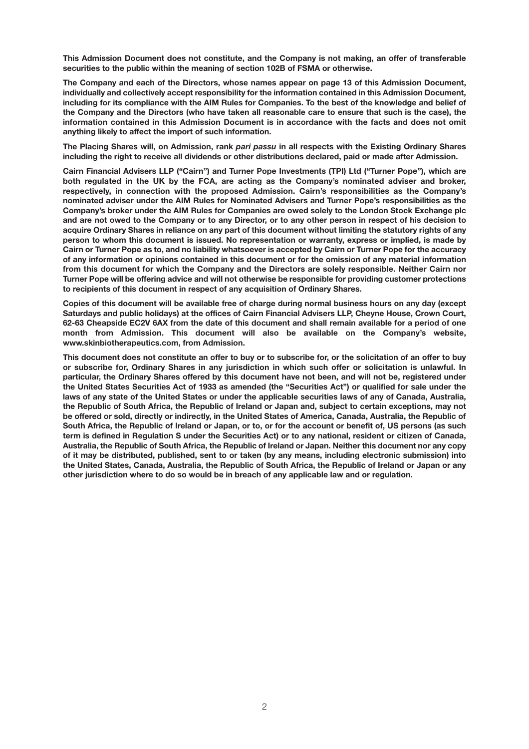**This Admission Document does not constitute, and the Company is not making, an offer of transferable securities to the public within the meaning of section 102B of FSMA or otherwise.**

**The Company and each of the Directors, whose names appear on page 13 of this Admission Document, individually and collectively accept responsibility for the information contained in this Admission Document, including for its compliance with the AIM Rules for Companies. To the best of the knowledge and belief of the Company and the Directors (who have taken all reasonable care to ensure that such is the case), the information contained in this Admission Document is in accordance with the facts and does not omit anything likely to affect the import of such information.**

**The Placing Shares will, on Admission, rank *pari passu* in all respects with the Existing Ordinary Shares including the right to receive all dividends or other distributions declared, paid or made after Admission.**

**Cairn Financial Advisers LLP ("Cairn") and Turner Pope Investments (TPI) Ltd ("Turner Pope"), which are both regulated in the UK by the FCA, are acting as the Company's nominated adviser and broker, respectively, in connection with the proposed Admission. Cairn's responsibilities as the Company's nominated adviser under the AIM Rules for Nominated Advisers and Turner Pope's responsibilities as the Company's broker under the AIM Rules for Companies are owed solely to the London Stock Exchange plc and are not owed to the Company or to any Director, or to any other person in respect of his decision to acquire Ordinary Shares in reliance on any part of this document without limiting the statutory rights of any person to whom this document is issued. No representation or warranty, express or implied, is made by Cairn or Turner Pope as to, and no liability whatsoever is accepted by Cairn or Turner Pope for the accuracy of any information or opinions contained in this document or for the omission of any material information from this document for which the Company and the Directors are solely responsible. Neither Cairn nor Turner Pope will be offering advice and will not otherwise be responsible for providing customer protections to recipients of this document in respect of any acquisition of Ordinary Shares.**

**Copies of this document will be available free of charge during normal business hours on any day (except Saturdays and public holidays) at the offices of Cairn Financial Advisers LLP, Cheyne House, Crown Court, 62-63 Cheapside EC2V 6AX from the date of this document and shall remain available for a period of one month from Admission. This document will also be available on the Company's website, www.skinbiotherapeutics.com, from Admission.**

**This document does not constitute an offer to buy or to subscribe for, or the solicitation of an offer to buy or subscribe for, Ordinary Shares in any jurisdiction in which such offer or solicitation is unlawful. In particular, the Ordinary Shares offered by this document have not been, and will not be, registered under the United States Securities Act of 1933 as amended (the "Securities Act") or qualified for sale under the laws of any state of the United States or under the applicable securities laws of any of Canada, Australia, the Republic of South Africa, the Republic of Ireland or Japan and, subject to certain exceptions, may not be offered or sold, directly or indirectly, in the United States of America, Canada, Australia, the Republic of South Africa, the Republic of Ireland or Japan, or to, or for the account or benefit of, US persons (as such term is defined in Regulation S under the Securities Act) or to any national, resident or citizen of Canada, Australia, the Republic of South Africa, the Republic of Ireland or Japan. Neither this document nor any copy of it may be distributed, published, sent to or taken (by any means, including electronic submission) into the United States, Canada, Australia, the Republic of South Africa, the Republic of Ireland or Japan or any other jurisdiction where to do so would be in breach of any applicable law and or regulation.**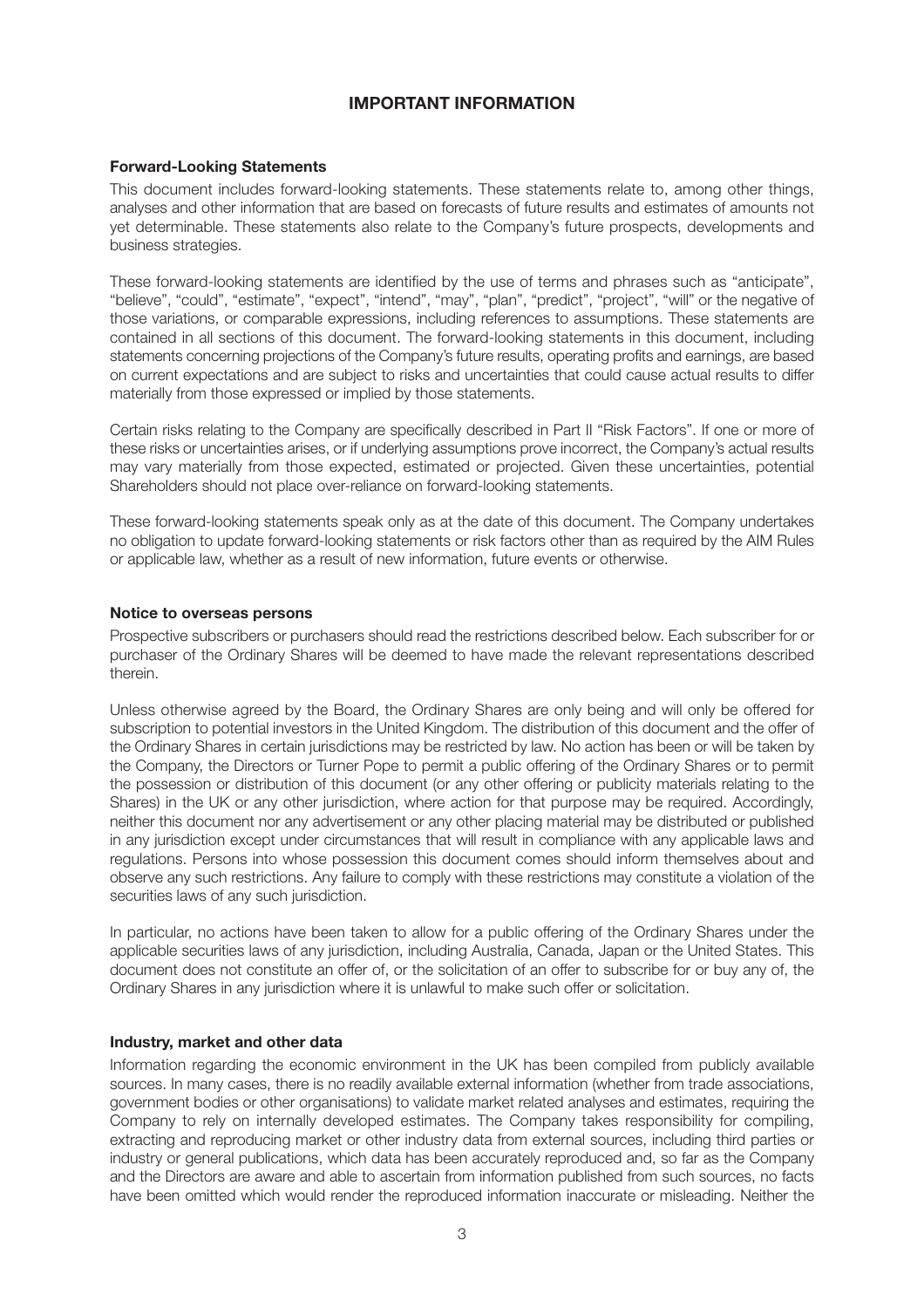# IMPORTANT INFORMATION

**Forward-Looking Statements**

This document includes forward-looking statements. These statements relate to, among other things, analyses and other information that are based on forecasts of future results and estimates of amounts not yet determinable. These statements also relate to the Company's future prospects, developments and business strategies.

These forward-looking statements are identified by the use of terms and phrases such as "anticipate", "believe", "could", "estimate", "expect", "intend", "may", "plan", "predict", "project", "will" or the negative of those variations, or comparable expressions, including references to assumptions. These statements are contained in all sections of this document. The forward-looking statements in this document, including statements concerning projections of the Company's future results, operating profits and earnings, are based on current expectations and are subject to risks and uncertainties that could cause actual results to differ materially from those expressed or implied by those statements.

Certain risks relating to the Company are specifically described in Part II "Risk Factors". If one or more of these risks or uncertainties arises, or if underlying assumptions prove incorrect, the Company's actual results may vary materially from those expected, estimated or projected. Given these uncertainties, potential Shareholders should not place over-reliance on forward-looking statements.

These forward-looking statements speak only as at the date of this document. The Company undertakes no obligation to update forward-looking statements or risk factors other than as required by the AIM Rules or applicable law, whether as a result of new information, future events or otherwise.

**Notice to overseas persons**

Prospective subscribers or purchasers should read the restrictions described below. Each subscriber for or purchaser of the Ordinary Shares will be deemed to have made the relevant representations described therein.

Unless otherwise agreed by the Board, the Ordinary Shares are only being and will only be offered for subscription to potential investors in the United Kingdom. The distribution of this document and the offer of the Ordinary Shares in certain jurisdictions may be restricted by law. No action has been or will be taken by the Company, the Directors or Turner Pope to permit a public offering of the Ordinary Shares or to permit the possession or distribution of this document (or any other offering or publicity materials relating to the Shares) in the UK or any other jurisdiction, where action for that purpose may be required. Accordingly, neither this document nor any advertisement or any other placing material may be distributed or published in any jurisdiction except under circumstances that will result in compliance with any applicable laws and regulations. Persons into whose possession this document comes should inform themselves about and observe any such restrictions. Any failure to comply with these restrictions may constitute a violation of the securities laws of any such jurisdiction.

In particular, no actions have been taken to allow for a public offering of the Ordinary Shares under the applicable securities laws of any jurisdiction, including Australia, Canada, Japan or the United States. This document does not constitute an offer of, or the solicitation of an offer to subscribe for or buy any of, the Ordinary Shares in any jurisdiction where it is unlawful to make such offer or solicitation.

**Industry, market and other data**

Information regarding the economic environment in the UK has been compiled from publicly available sources. In many cases, there is no readily available external information (whether from trade associations, government bodies or other organisations) to validate market related analyses and estimates, requiring the Company to rely on internally developed estimates. The Company takes responsibility for compiling, extracting and reproducing market or other industry data from external sources, including third parties or industry or general publications, which data has been accurately reproduced and, so far as the Company and the Directors are aware and able to ascertain from information published from such sources, no facts have been omitted which would render the reproduced information inaccurate or misleading. Neither the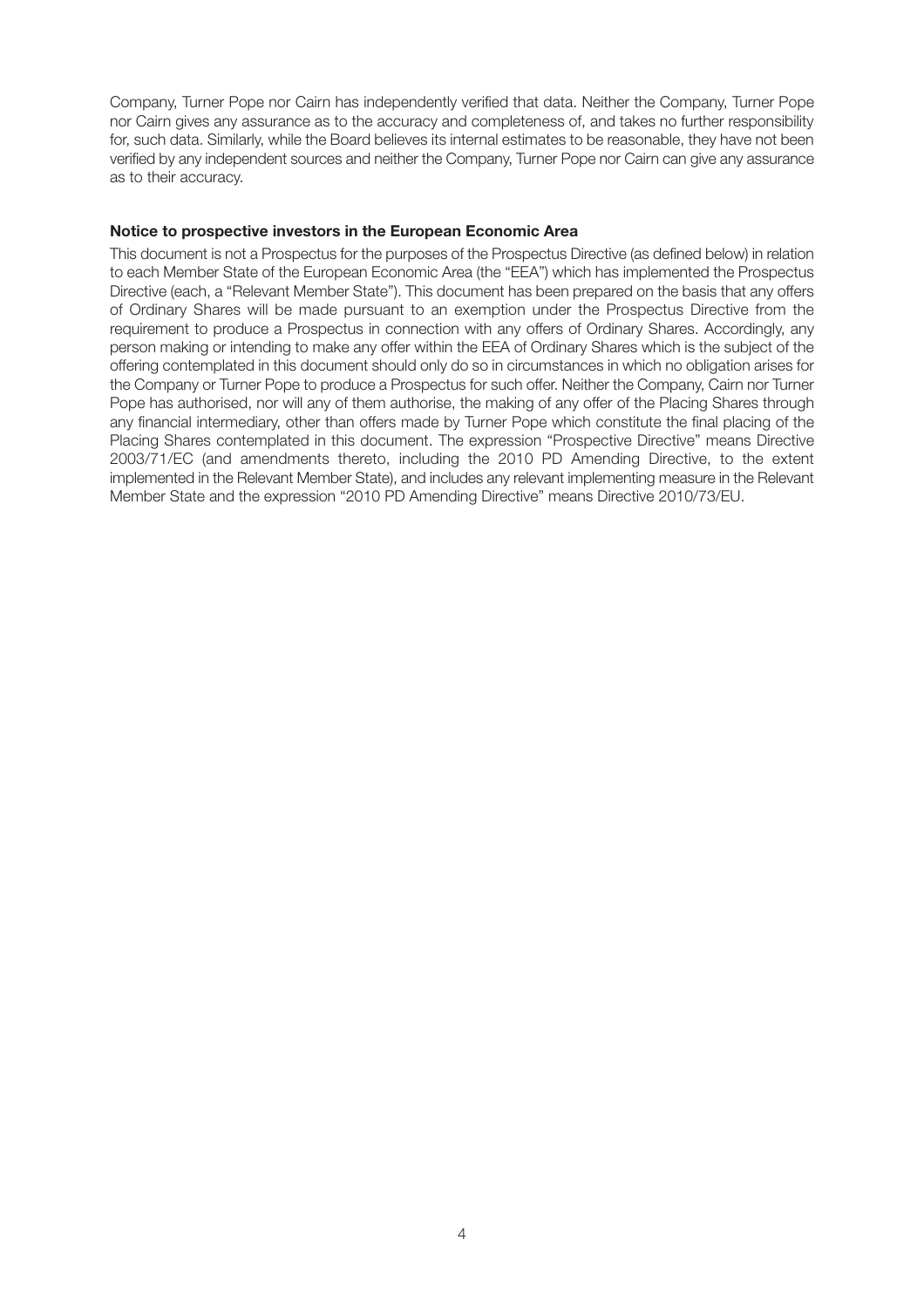Company, Turner Pope nor Cairn has independently verified that data. Neither the Company, Turner Pope nor Cairn gives any assurance as to the accuracy and completeness of, and takes no further responsibility for, such data. Similarly, while the Board believes its internal estimates to be reasonable, they have not been verified by any independent sources and neither the Company, Turner Pope nor Cairn can give any assurance as to their accuracy.

**Notice to prospective investors in the European Economic Area**

This document is not a Prospectus for the purposes of the Prospectus Directive (as defined below) in relation to each Member State of the European Economic Area (the "EEA") which has implemented the Prospectus Directive (each, a "Relevant Member State"). This document has been prepared on the basis that any offers of Ordinary Shares will be made pursuant to an exemption under the Prospectus Directive from the requirement to produce a Prospectus in connection with any offers of Ordinary Shares. Accordingly, any person making or intending to make any offer within the EEA of Ordinary Shares which is the subject of the offering contemplated in this document should only do so in circumstances in which no obligation arises for the Company or Turner Pope to produce a Prospectus for such offer. Neither the Company, Cairn nor Turner Pope has authorised, nor will any of them authorise, the making of any offer of the Placing Shares through any financial intermediary, other than offers made by Turner Pope which constitute the final placing of the Placing Shares contemplated in this document. The expression "Prospective Directive" means Directive 2003/71/EC (and amendments thereto, including the 2010 PD Amending Directive, to the extent implemented in the Relevant Member State), and includes any relevant implementing measure in the Relevant Member State and the expression "2010 PD Amending Directive" means Directive 2010/73/EU.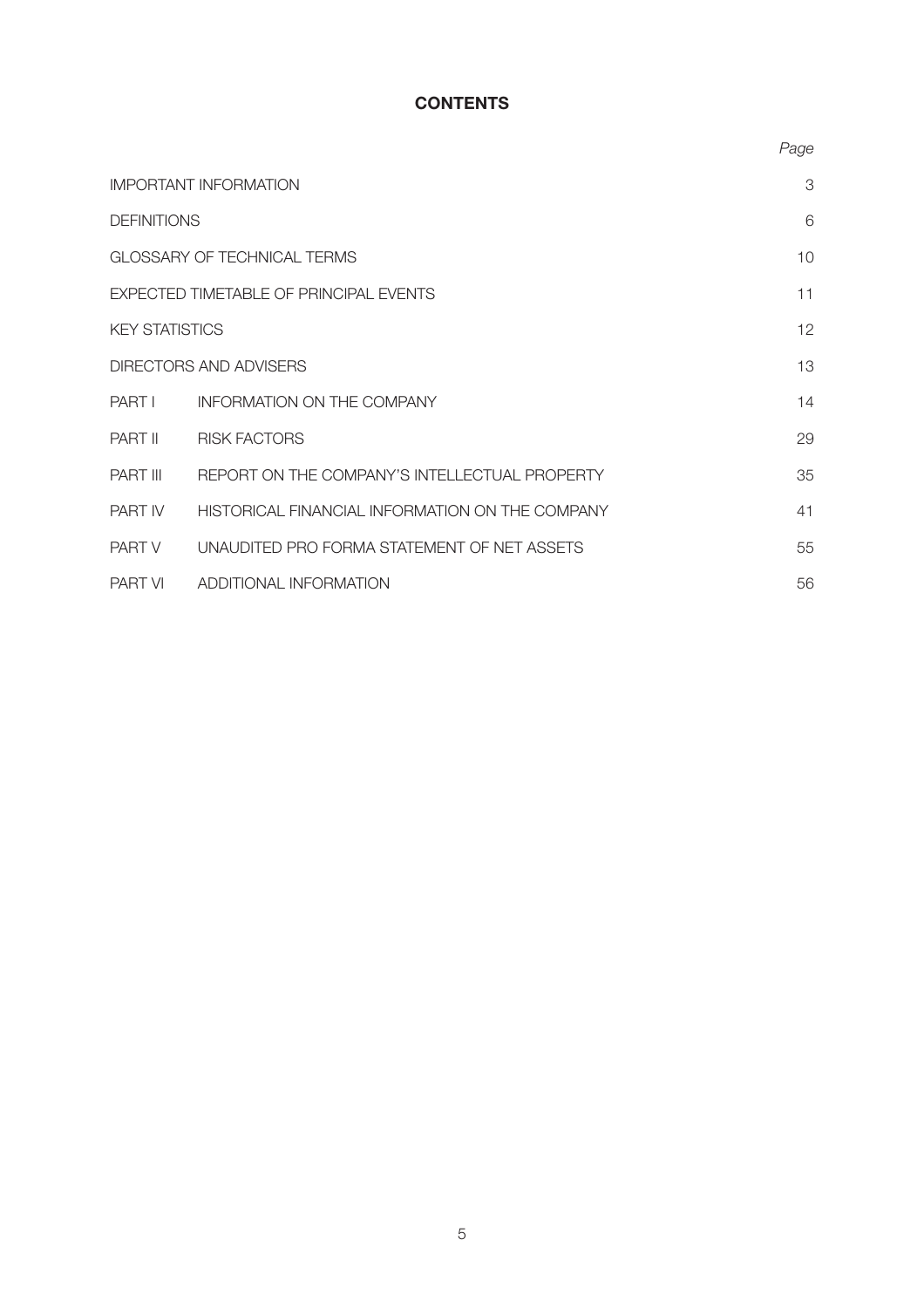# CONTENTS

| | | *Page* |
|---|---|---|
| IMPORTANT INFORMATION | | 3 |
| DEFINITIONS | | 6 |
| GLOSSARY OF TECHNICAL TERMS | | 10 |
| EXPECTED TIMETABLE OF PRINCIPAL EVENTS | | 11 |
| KEY STATISTICS | | 12 |
| DIRECTORS AND ADVISERS | | 13 |
| PART I | INFORMATION ON THE COMPANY | 14 |
| PART II | RISK FACTORS | 29 |
| PART III | REPORT ON THE COMPANY'S INTELLECTUAL PROPERTY | 35 |
| PART IV | HISTORICAL FINANCIAL INFORMATION ON THE COMPANY | 41 |
| PART V | UNAUDITED PRO FORMA STATEMENT OF NET ASSETS | 55 |
| PART VI | ADDITIONAL INFORMATION | 56 |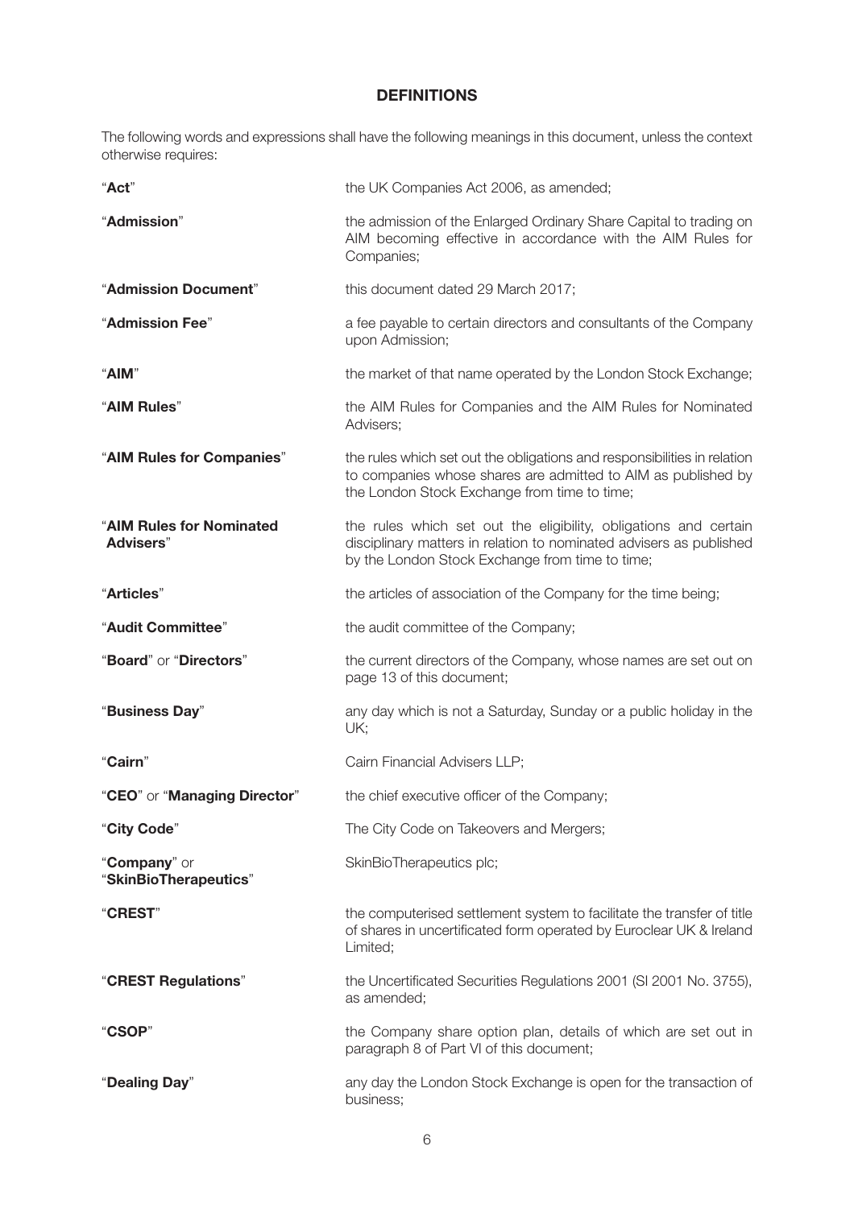# DEFINITIONS

The following words and expressions shall have the following meanings in this document, unless the context otherwise requires:

| | |
|---|---|
| "**Act**" | the UK Companies Act 2006, as amended; |
| "**Admission**" | the admission of the Enlarged Ordinary Share Capital to trading on AIM becoming effective in accordance with the AIM Rules for Companies; |
| "**Admission Document**" | this document dated 29 March 2017; |
| "**Admission Fee**" | a fee payable to certain directors and consultants of the Company upon Admission; |
| "**AIM**" | the market of that name operated by the London Stock Exchange; |
| "**AIM Rules**" | the AIM Rules for Companies and the AIM Rules for Nominated Advisers; |
| "**AIM Rules for Companies**" | the rules which set out the obligations and responsibilities in relation to companies whose shares are admitted to AIM as published by the London Stock Exchange from time to time; |
| "**AIM Rules for Nominated Advisers**" | the rules which set out the eligibility, obligations and certain disciplinary matters in relation to nominated advisers as published by the London Stock Exchange from time to time; |
| "**Articles**" | the articles of association of the Company for the time being; |
| "**Audit Committee**" | the audit committee of the Company; |
| "**Board**" or "**Directors**" | the current directors of the Company, whose names are set out on page 13 of this document; |
| "**Business Day**" | any day which is not a Saturday, Sunday or a public holiday in the UK; |
| "**Cairn**" | Cairn Financial Advisers LLP; |
| "**CEO**" or "**Managing Director**" | the chief executive officer of the Company; |
| "**City Code**" | The City Code on Takeovers and Mergers; |
| "**Company**" or "**SkinBioTherapeutics**" | SkinBioTherapeutics plc; |
| "**CREST**" | the computerised settlement system to facilitate the transfer of title of shares in uncertificated form operated by Euroclear UK & Ireland Limited; |
| "**CREST Regulations**" | the Uncertificated Securities Regulations 2001 (SI 2001 No. 3755), as amended; |
| "**CSOP**" | the Company share option plan, details of which are set out in paragraph 8 of Part VI of this document; |
| "**Dealing Day**" | any day the London Stock Exchange is open for the transaction of business; |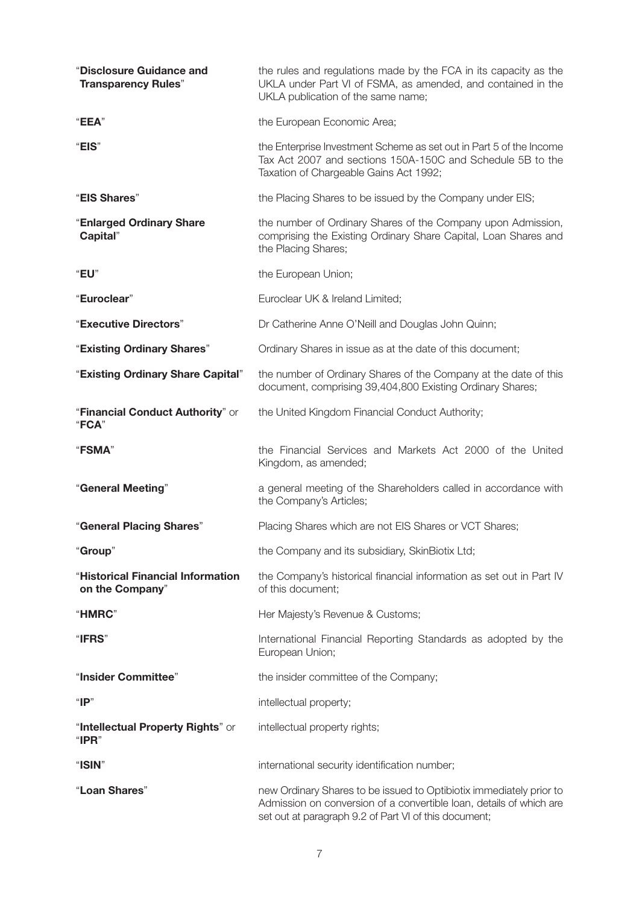| | |
|---|---|
| "**Disclosure Guidance and Transparency Rules**" | the rules and regulations made by the FCA in its capacity as the UKLA under Part VI of FSMA, as amended, and contained in the UKLA publication of the same name; |
| "**EEA**" | the European Economic Area; |
| "**EIS**" | the Enterprise Investment Scheme as set out in Part 5 of the Income Tax Act 2007 and sections 150A-150C and Schedule 5B to the Taxation of Chargeable Gains Act 1992; |
| "**EIS Shares**" | the Placing Shares to be issued by the Company under EIS; |
| "**Enlarged Ordinary Share Capital**" | the number of Ordinary Shares of the Company upon Admission, comprising the Existing Ordinary Share Capital, Loan Shares and the Placing Shares; |
| "**EU**" | the European Union; |
| "**Euroclear**" | Euroclear UK & Ireland Limited; |
| "**Executive Directors**" | Dr Catherine Anne O'Neill and Douglas John Quinn; |
| "**Existing Ordinary Shares**" | Ordinary Shares in issue as at the date of this document; |
| "**Existing Ordinary Share Capital**" | the number of Ordinary Shares of the Company at the date of this document, comprising 39,404,800 Existing Ordinary Shares; |
| "**Financial Conduct Authority**" or "**FCA**" | the United Kingdom Financial Conduct Authority; |
| "**FSMA**" | the Financial Services and Markets Act 2000 of the United Kingdom, as amended; |
| "**General Meeting**" | a general meeting of the Shareholders called in accordance with the Company's Articles; |
| "**General Placing Shares**" | Placing Shares which are not EIS Shares or VCT Shares; |
| "**Group**" | the Company and its subsidiary, SkinBiotix Ltd; |
| "**Historical Financial Information on the Company**" | the Company's historical financial information as set out in Part IV of this document; |
| "**HMRC**" | Her Majesty's Revenue & Customs; |
| "**IFRS**" | International Financial Reporting Standards as adopted by the European Union; |
| "**Insider Committee**" | the insider committee of the Company; |
| "**IP**" | intellectual property; |
| "**Intellectual Property Rights**" or "**IPR**" | intellectual property rights; |
| "**ISIN**" | international security identification number; |
| "**Loan Shares**" | new Ordinary Shares to be issued to Optibiotix immediately prior to Admission on conversion of a convertible loan, details of which are set out at paragraph 9.2 of Part VI of this document; |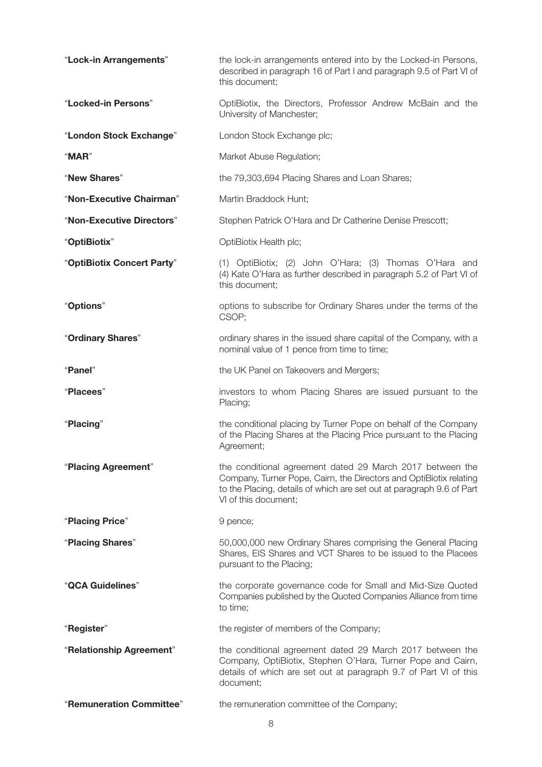| | |
|---|---|
| "**Lock-in Arrangements**" | the lock-in arrangements entered into by the Locked-in Persons, described in paragraph 16 of Part I and paragraph 9.5 of Part VI of this document; |
| "**Locked-in Persons**" | OptiBiotix, the Directors, Professor Andrew McBain and the University of Manchester; |
| "**London Stock Exchange**" | London Stock Exchange plc; |
| "**MAR**" | Market Abuse Regulation; |
| "**New Shares**" | the 79,303,694 Placing Shares and Loan Shares; |
| "**Non-Executive Chairman**" | Martin Braddock Hunt; |
| "**Non-Executive Directors**" | Stephen Patrick O'Hara and Dr Catherine Denise Prescott; |
| "**OptiBiotix**" | OptiBiotix Health plc; |
| "**OptiBiotix Concert Party**" | (1) OptiBiotix; (2) John O'Hara; (3) Thomas O'Hara and (4) Kate O'Hara as further described in paragraph 5.2 of Part VI of this document; |
| "**Options**" | options to subscribe for Ordinary Shares under the terms of the CSOP; |
| "**Ordinary Shares**" | ordinary shares in the issued share capital of the Company, with a nominal value of 1 pence from time to time; |
| "**Panel**" | the UK Panel on Takeovers and Mergers; |
| "**Placees**" | investors to whom Placing Shares are issued pursuant to the Placing; |
| "**Placing**" | the conditional placing by Turner Pope on behalf of the Company of the Placing Shares at the Placing Price pursuant to the Placing Agreement; |
| "**Placing Agreement**" | the conditional agreement dated 29 March 2017 between the Company, Turner Pope, Cairn, the Directors and OptiBiotix relating to the Placing, details of which are set out at paragraph 9.6 of Part VI of this document; |
| "**Placing Price**" | 9 pence; |
| "**Placing Shares**" | 50,000,000 new Ordinary Shares comprising the General Placing Shares, EIS Shares and VCT Shares to be issued to the Placees pursuant to the Placing; |
| "**QCA Guidelines**" | the corporate governance code for Small and Mid-Size Quoted Companies published by the Quoted Companies Alliance from time to time; |
| "**Register**" | the register of members of the Company; |
| "**Relationship Agreement**" | the conditional agreement dated 29 March 2017 between the Company, OptiBiotix, Stephen O'Hara, Turner Pope and Cairn, details of which are set out at paragraph 9.7 of Part VI of this document; |
| "**Remuneration Committee**" | the remuneration committee of the Company; |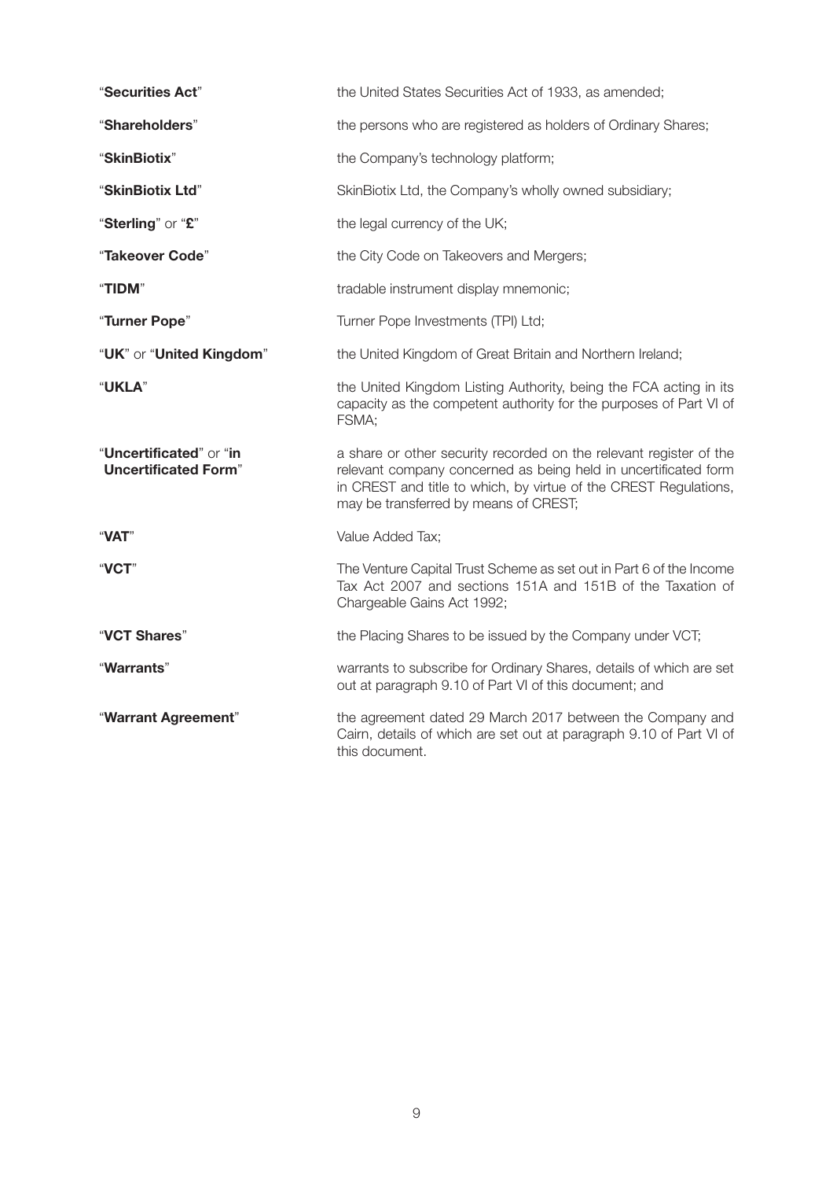| | |
|---|---|
| "**Securities Act**" | the United States Securities Act of 1933, as amended; |
| "**Shareholders**" | the persons who are registered as holders of Ordinary Shares; |
| "**SkinBiotix**" | the Company's technology platform; |
| "**SkinBiotix Ltd**" | SkinBiotix Ltd, the Company's wholly owned subsidiary; |
| "**Sterling**" or "**£**" | the legal currency of the UK; |
| "**Takeover Code**" | the City Code on Takeovers and Mergers; |
| "**TIDM**" | tradable instrument display mnemonic; |
| "**Turner Pope**" | Turner Pope Investments (TPI) Ltd; |
| "**UK**" or "**United Kingdom**" | the United Kingdom of Great Britain and Northern Ireland; |
| "**UKLA**" | the United Kingdom Listing Authority, being the FCA acting in its capacity as the competent authority for the purposes of Part VI of FSMA; |
| "**Uncertificated**" or "**in Uncertificated Form**" | a share or other security recorded on the relevant register of the relevant company concerned as being held in uncertificated form in CREST and title to which, by virtue of the CREST Regulations, may be transferred by means of CREST; |
| "**VAT**" | Value Added Tax; |
| "**VCT**" | The Venture Capital Trust Scheme as set out in Part 6 of the Income Tax Act 2007 and sections 151A and 151B of the Taxation of Chargeable Gains Act 1992; |
| "**VCT Shares**" | the Placing Shares to be issued by the Company under VCT; |
| "**Warrants**" | warrants to subscribe for Ordinary Shares, details of which are set out at paragraph 9.10 of Part VI of this document; and |
| "**Warrant Agreement**" | the agreement dated 29 March 2017 between the Company and Cairn, details of which are set out at paragraph 9.10 of Part VI of this document. |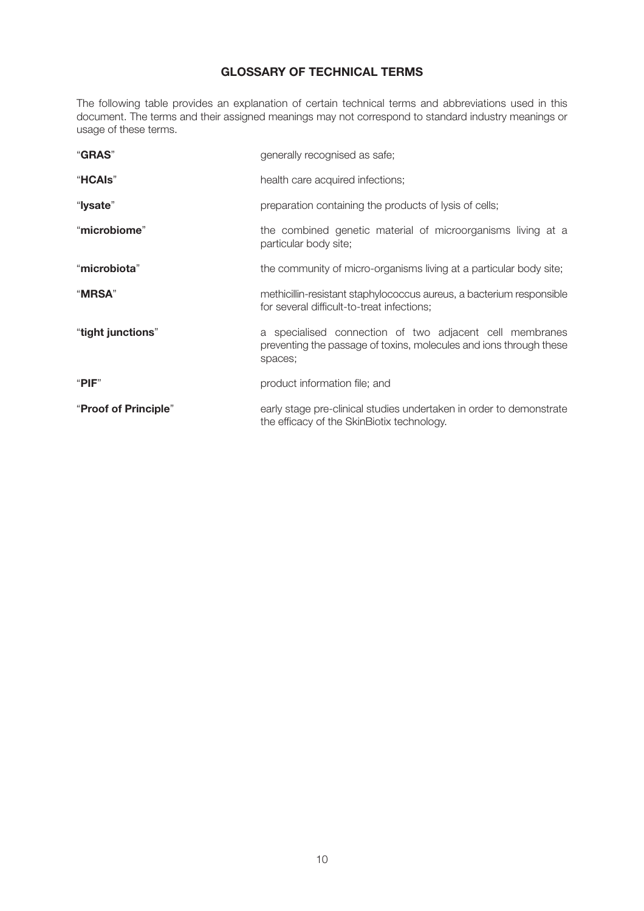## GLOSSARY OF TECHNICAL TERMS

The following table provides an explanation of certain technical terms and abbreviations used in this document. The terms and their assigned meanings may not correspond to standard industry meanings or usage of these terms.

| | |
|---|---|
| "**GRAS**" | generally recognised as safe; |
| "**HCAIs**" | health care acquired infections; |
| "**lysate**" | preparation containing the products of lysis of cells; |
| "**microbiome**" | the combined genetic material of microorganisms living at a particular body site; |
| "**microbiota**" | the community of micro-organisms living at a particular body site; |
| "**MRSA**" | methicillin-resistant staphylococcus aureus, a bacterium responsible for several difficult-to-treat infections; |
| "**tight junctions**" | a specialised connection of two adjacent cell membranes preventing the passage of toxins, molecules and ions through these spaces; |
| "**PIF**" | product information file; and |
| "**Proof of Principle**" | early stage pre-clinical studies undertaken in order to demonstrate the efficacy of the SkinBiotix technology. |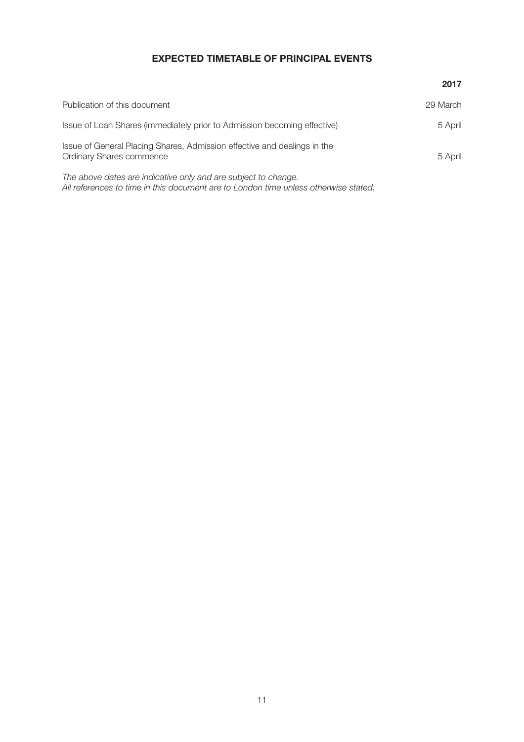## EXPECTED TIMETABLE OF PRINCIPAL EVENTS

| | 2017 |
|---|---|
| Publication of this document | 29 March |
| Issue of Loan Shares (immediately prior to Admission becoming effective) | 5 April |
| Issue of General Placing Shares, Admission effective and dealings in the Ordinary Shares commence | 5 April |

*The above dates are indicative only and are subject to change.*
*All references to time in this document are to London time unless otherwise stated.*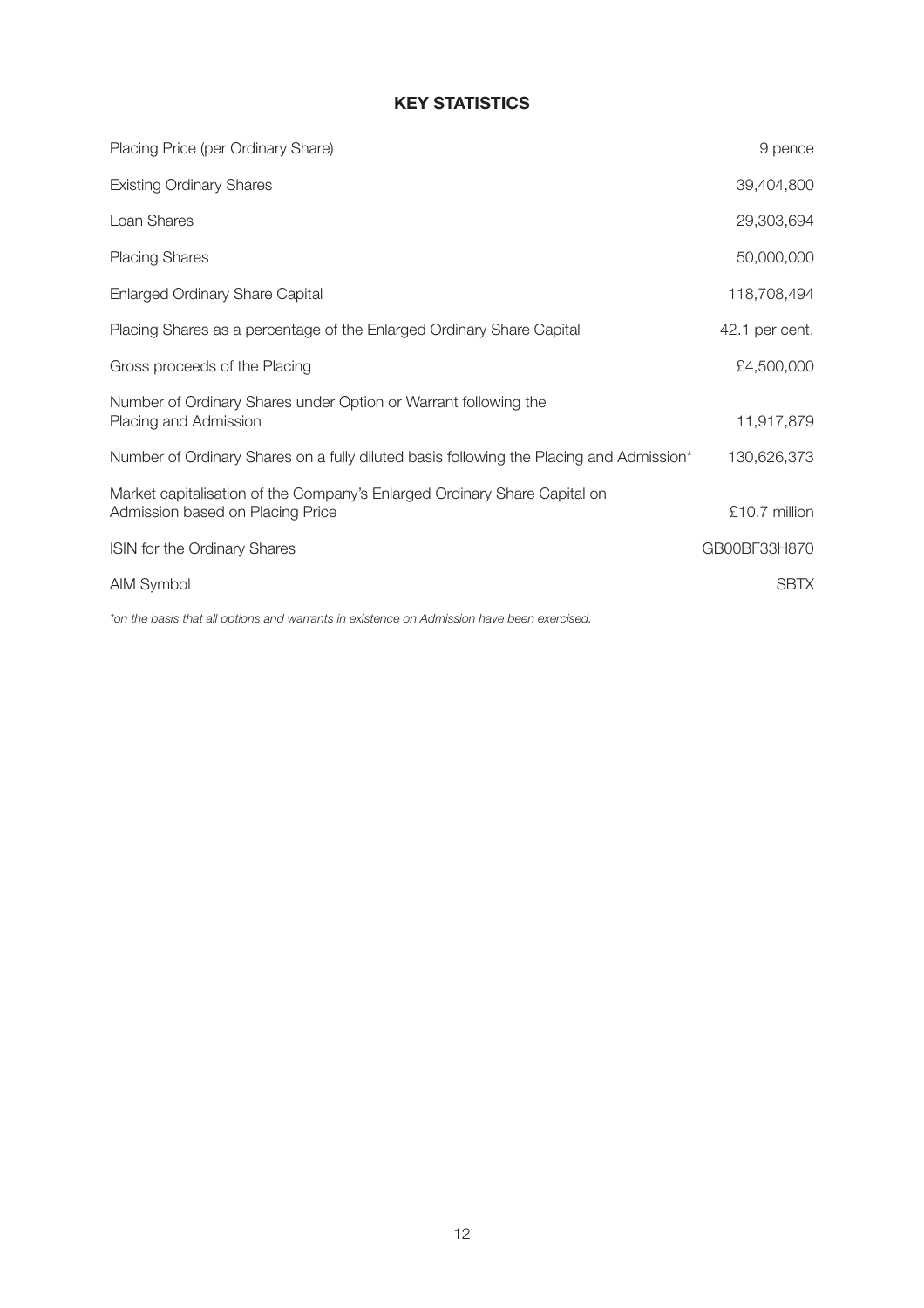## KEY STATISTICS

| | |
|---|---|
| Placing Price (per Ordinary Share) | 9 pence |
| Existing Ordinary Shares | 39,404,800 |
| Loan Shares | 29,303,694 |
| Placing Shares | 50,000,000 |
| Enlarged Ordinary Share Capital | 118,708,494 |
| Placing Shares as a percentage of the Enlarged Ordinary Share Capital | 42.1 per cent. |
| Gross proceeds of the Placing | £4,500,000 |
| Number of Ordinary Shares under Option or Warrant following the Placing and Admission | 11,917,879 |
| Number of Ordinary Shares on a fully diluted basis following the Placing and Admission* | 130,626,373 |
| Market capitalisation of the Company's Enlarged Ordinary Share Capital on Admission based on Placing Price | £10.7 million |
| ISIN for the Ordinary Shares | GB00BF33H870 |
| AIM Symbol | SBTX |

*\*on the basis that all options and warrants in existence on Admission have been exercised.*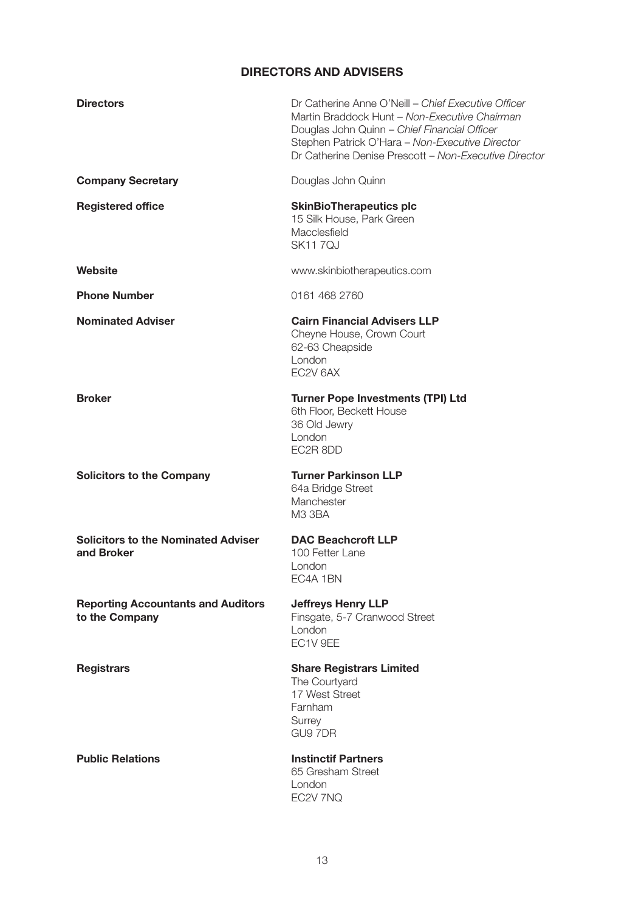## DIRECTORS AND ADVISERS

| | |
|---|---|
| **Directors** | Dr Catherine Anne O'Neill – *Chief Executive Officer*<br>Martin Braddock Hunt – *Non-Executive Chairman*<br>Douglas John Quinn – *Chief Financial Officer*<br>Stephen Patrick O'Hara – *Non-Executive Director*<br>Dr Catherine Denise Prescott – *Non-Executive Director* |
| **Company Secretary** | Douglas John Quinn |
| **Registered office** | **SkinBioTherapeutics plc**<br>15 Silk House, Park Green<br>Macclesfield<br>SK11 7QJ |
| **Website** | www.skinbiotherapeutics.com |
| **Phone Number** | 0161 468 2760 |
| **Nominated Adviser** | **Cairn Financial Advisers LLP**<br>Cheyne House, Crown Court<br>62-63 Cheapside<br>London<br>EC2V 6AX |
| **Broker** | **Turner Pope Investments (TPI) Ltd**<br>6th Floor, Beckett House<br>36 Old Jewry<br>London<br>EC2R 8DD |
| **Solicitors to the Company** | **Turner Parkinson LLP**<br>64a Bridge Street<br>Manchester<br>M3 3BA |
| **Solicitors to the Nominated Adviser and Broker** | **DAC Beachcroft LLP**<br>100 Fetter Lane<br>London<br>EC4A 1BN |
| **Reporting Accountants and Auditors to the Company** | **Jeffreys Henry LLP**<br>Finsgate, 5-7 Cranwood Street<br>London<br>EC1V 9EE |
| **Registrars** | **Share Registrars Limited**<br>The Courtyard<br>17 West Street<br>Farnham<br>Surrey<br>GU9 7DR |
| **Public Relations** | **Instinctif Partners**<br>65 Gresham Street<br>London<br>EC2V 7NQ |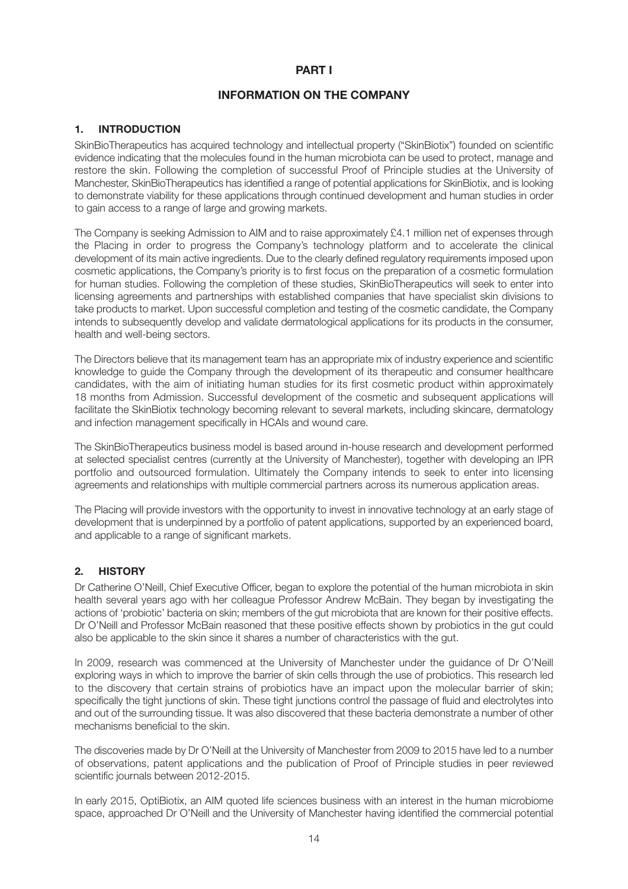# PART I

## INFORMATION ON THE COMPANY

### 1. INTRODUCTION

SkinBioTherapeutics has acquired technology and intellectual property ("SkinBiotix") founded on scientific evidence indicating that the molecules found in the human microbiota can be used to protect, manage and restore the skin. Following the completion of successful Proof of Principle studies at the University of Manchester, SkinBioTherapeutics has identified a range of potential applications for SkinBiotix, and is looking to demonstrate viability for these applications through continued development and human studies in order to gain access to a range of large and growing markets.

The Company is seeking Admission to AIM and to raise approximately £4.1 million net of expenses through the Placing in order to progress the Company's technology platform and to accelerate the clinical development of its main active ingredients. Due to the clearly defined regulatory requirements imposed upon cosmetic applications, the Company's priority is to first focus on the preparation of a cosmetic formulation for human studies. Following the completion of these studies, SkinBioTherapeutics will seek to enter into licensing agreements and partnerships with established companies that have specialist skin divisions to take products to market. Upon successful completion and testing of the cosmetic candidate, the Company intends to subsequently develop and validate dermatological applications for its products in the consumer, health and well-being sectors.

The Directors believe that its management team has an appropriate mix of industry experience and scientific knowledge to guide the Company through the development of its therapeutic and consumer healthcare candidates, with the aim of initiating human studies for its first cosmetic product within approximately 18 months from Admission. Successful development of the cosmetic and subsequent applications will facilitate the SkinBiotix technology becoming relevant to several markets, including skincare, dermatology and infection management specifically in HCAIs and wound care.

The SkinBioTherapeutics business model is based around in-house research and development performed at selected specialist centres (currently at the University of Manchester), together with developing an IPR portfolio and outsourced formulation. Ultimately the Company intends to seek to enter into licensing agreements and relationships with multiple commercial partners across its numerous application areas.

The Placing will provide investors with the opportunity to invest in innovative technology at an early stage of development that is underpinned by a portfolio of patent applications, supported by an experienced board, and applicable to a range of significant markets.

### 2. HISTORY

Dr Catherine O'Neill, Chief Executive Officer, began to explore the potential of the human microbiota in skin health several years ago with her colleague Professor Andrew McBain. They began by investigating the actions of 'probiotic' bacteria on skin; members of the gut microbiota that are known for their positive effects. Dr O'Neill and Professor McBain reasoned that these positive effects shown by probiotics in the gut could also be applicable to the skin since it shares a number of characteristics with the gut.

In 2009, research was commenced at the University of Manchester under the guidance of Dr O'Neill exploring ways in which to improve the barrier of skin cells through the use of probiotics. This research led to the discovery that certain strains of probiotics have an impact upon the molecular barrier of skin; specifically the tight junctions of skin. These tight junctions control the passage of fluid and electrolytes into and out of the surrounding tissue. It was also discovered that these bacteria demonstrate a number of other mechanisms beneficial to the skin.

The discoveries made by Dr O'Neill at the University of Manchester from 2009 to 2015 have led to a number of observations, patent applications and the publication of Proof of Principle studies in peer reviewed scientific journals between 2012-2015.

In early 2015, OptiBiotix, an AIM quoted life sciences business with an interest in the human microbiome space, approached Dr O'Neill and the University of Manchester having identified the commercial potential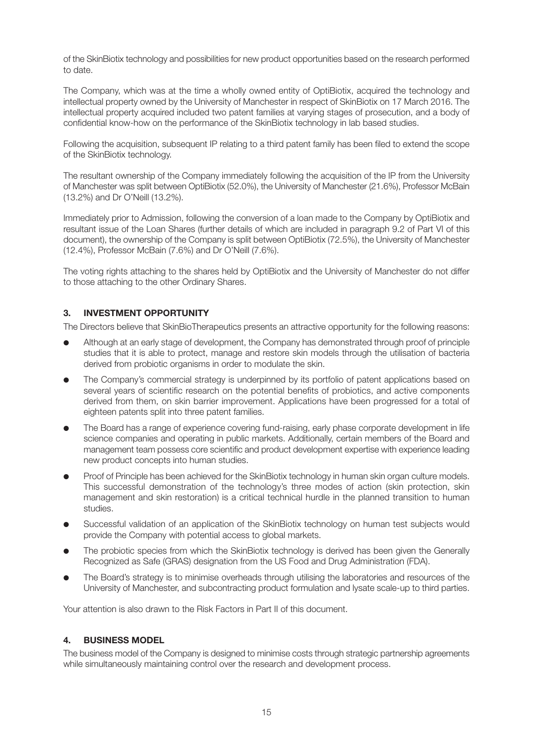of the SkinBiotix technology and possibilities for new product opportunities based on the research performed to date.

The Company, which was at the time a wholly owned entity of OptiBiotix, acquired the technology and intellectual property owned by the University of Manchester in respect of SkinBiotix on 17 March 2016. The intellectual property acquired included two patent families at varying stages of prosecution, and a body of confidential know-how on the performance of the SkinBiotix technology in lab based studies.

Following the acquisition, subsequent IP relating to a third patent family has been filed to extend the scope of the SkinBiotix technology.

The resultant ownership of the Company immediately following the acquisition of the IP from the University of Manchester was split between OptiBiotix (52.0%), the University of Manchester (21.6%), Professor McBain (13.2%) and Dr O'Neill (13.2%).

Immediately prior to Admission, following the conversion of a loan made to the Company by OptiBiotix and resultant issue of the Loan Shares (further details of which are included in paragraph 9.2 of Part VI of this document), the ownership of the Company is split between OptiBiotix (72.5%), the University of Manchester (12.4%), Professor McBain (7.6%) and Dr O'Neill (7.6%).

The voting rights attaching to the shares held by OptiBiotix and the University of Manchester do not differ to those attaching to the other Ordinary Shares.

## 3. INVESTMENT OPPORTUNITY

The Directors believe that SkinBioTherapeutics presents an attractive opportunity for the following reasons:

- Although at an early stage of development, the Company has demonstrated through proof of principle studies that it is able to protect, manage and restore skin models through the utilisation of bacteria derived from probiotic organisms in order to modulate the skin.
- The Company's commercial strategy is underpinned by its portfolio of patent applications based on several years of scientific research on the potential benefits of probiotics, and active components derived from them, on skin barrier improvement. Applications have been progressed for a total of eighteen patents split into three patent families.
- The Board has a range of experience covering fund-raising, early phase corporate development in life science companies and operating in public markets. Additionally, certain members of the Board and management team possess core scientific and product development expertise with experience leading new product concepts into human studies.
- Proof of Principle has been achieved for the SkinBiotix technology in human skin organ culture models. This successful demonstration of the technology's three modes of action (skin protection, skin management and skin restoration) is a critical technical hurdle in the planned transition to human studies.
- Successful validation of an application of the SkinBiotix technology on human test subjects would provide the Company with potential access to global markets.
- The probiotic species from which the SkinBiotix technology is derived has been given the Generally Recognized as Safe (GRAS) designation from the US Food and Drug Administration (FDA).
- The Board's strategy is to minimise overheads through utilising the laboratories and resources of the University of Manchester, and subcontracting product formulation and lysate scale-up to third parties.

Your attention is also drawn to the Risk Factors in Part II of this document.

## 4. BUSINESS MODEL

The business model of the Company is designed to minimise costs through strategic partnership agreements while simultaneously maintaining control over the research and development process.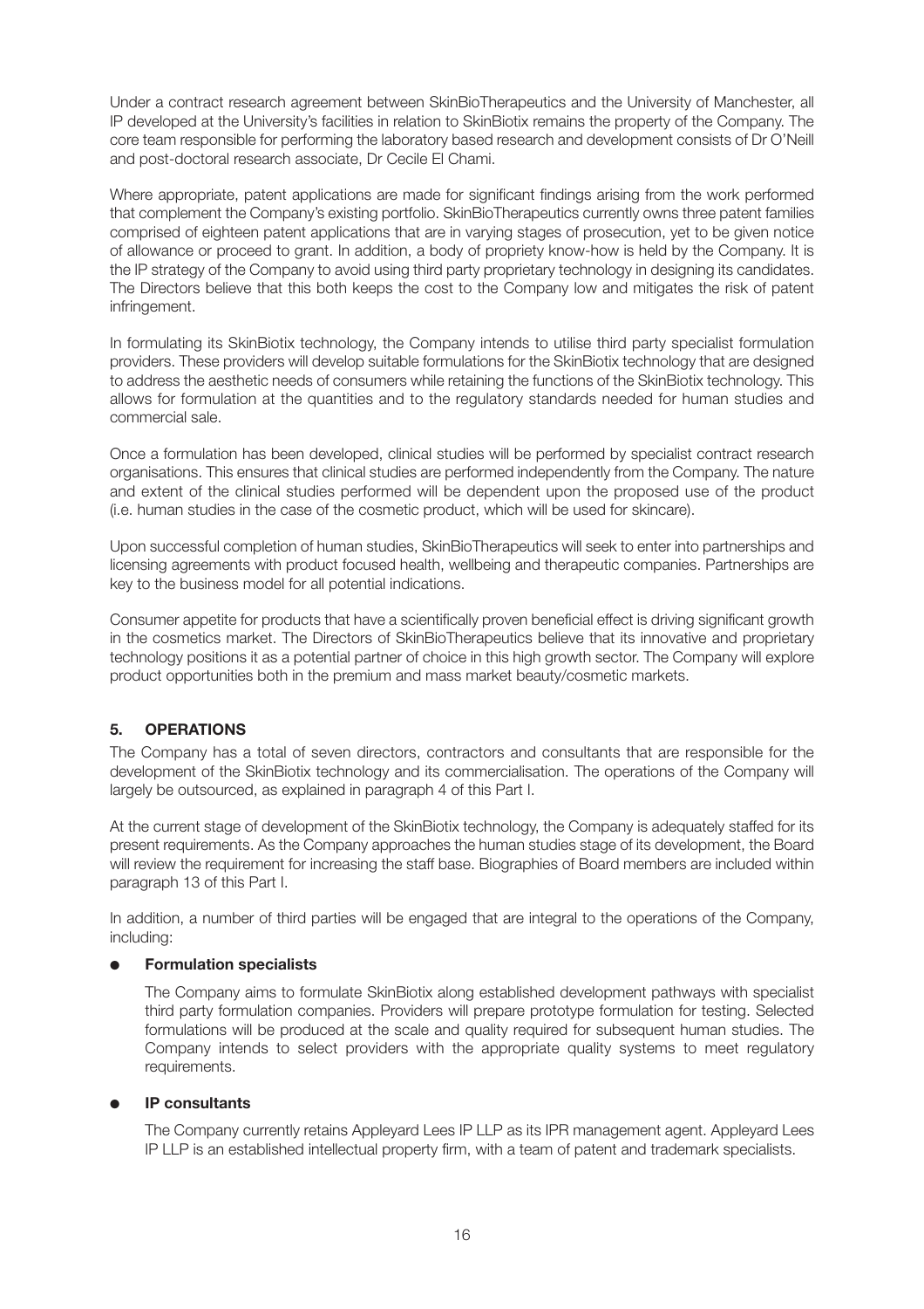Under a contract research agreement between SkinBioTherapeutics and the University of Manchester, all IP developed at the University's facilities in relation to SkinBiotix remains the property of the Company. The core team responsible for performing the laboratory based research and development consists of Dr O'Neill and post-doctoral research associate, Dr Cecile El Chami.

Where appropriate, patent applications are made for significant findings arising from the work performed that complement the Company's existing portfolio. SkinBioTherapeutics currently owns three patent families comprised of eighteen patent applications that are in varying stages of prosecution, yet to be given notice of allowance or proceed to grant. In addition, a body of propriety know-how is held by the Company. It is the IP strategy of the Company to avoid using third party proprietary technology in designing its candidates. The Directors believe that this both keeps the cost to the Company low and mitigates the risk of patent infringement.

In formulating its SkinBiotix technology, the Company intends to utilise third party specialist formulation providers. These providers will develop suitable formulations for the SkinBiotix technology that are designed to address the aesthetic needs of consumers while retaining the functions of the SkinBiotix technology. This allows for formulation at the quantities and to the regulatory standards needed for human studies and commercial sale.

Once a formulation has been developed, clinical studies will be performed by specialist contract research organisations. This ensures that clinical studies are performed independently from the Company. The nature and extent of the clinical studies performed will be dependent upon the proposed use of the product (i.e. human studies in the case of the cosmetic product, which will be used for skincare).

Upon successful completion of human studies, SkinBioTherapeutics will seek to enter into partnerships and licensing agreements with product focused health, wellbeing and therapeutic companies. Partnerships are key to the business model for all potential indications.

Consumer appetite for products that have a scientifically proven beneficial effect is driving significant growth in the cosmetics market. The Directors of SkinBioTherapeutics believe that its innovative and proprietary technology positions it as a potential partner of choice in this high growth sector. The Company will explore product opportunities both in the premium and mass market beauty/cosmetic markets.

## 5. OPERATIONS

The Company has a total of seven directors, contractors and consultants that are responsible for the development of the SkinBiotix technology and its commercialisation. The operations of the Company will largely be outsourced, as explained in paragraph 4 of this Part I.

At the current stage of development of the SkinBiotix technology, the Company is adequately staffed for its present requirements. As the Company approaches the human studies stage of its development, the Board will review the requirement for increasing the staff base. Biographies of Board members are included within paragraph 13 of this Part I.

In addition, a number of third parties will be engaged that are integral to the operations of the Company, including:

- **Formulation specialists**

  The Company aims to formulate SkinBiotix along established development pathways with specialist third party formulation companies. Providers will prepare prototype formulation for testing. Selected formulations will be produced at the scale and quality required for subsequent human studies. The Company intends to select providers with the appropriate quality systems to meet regulatory requirements.

- **IP consultants**

  The Company currently retains Appleyard Lees IP LLP as its IPR management agent. Appleyard Lees IP LLP is an established intellectual property firm, with a team of patent and trademark specialists.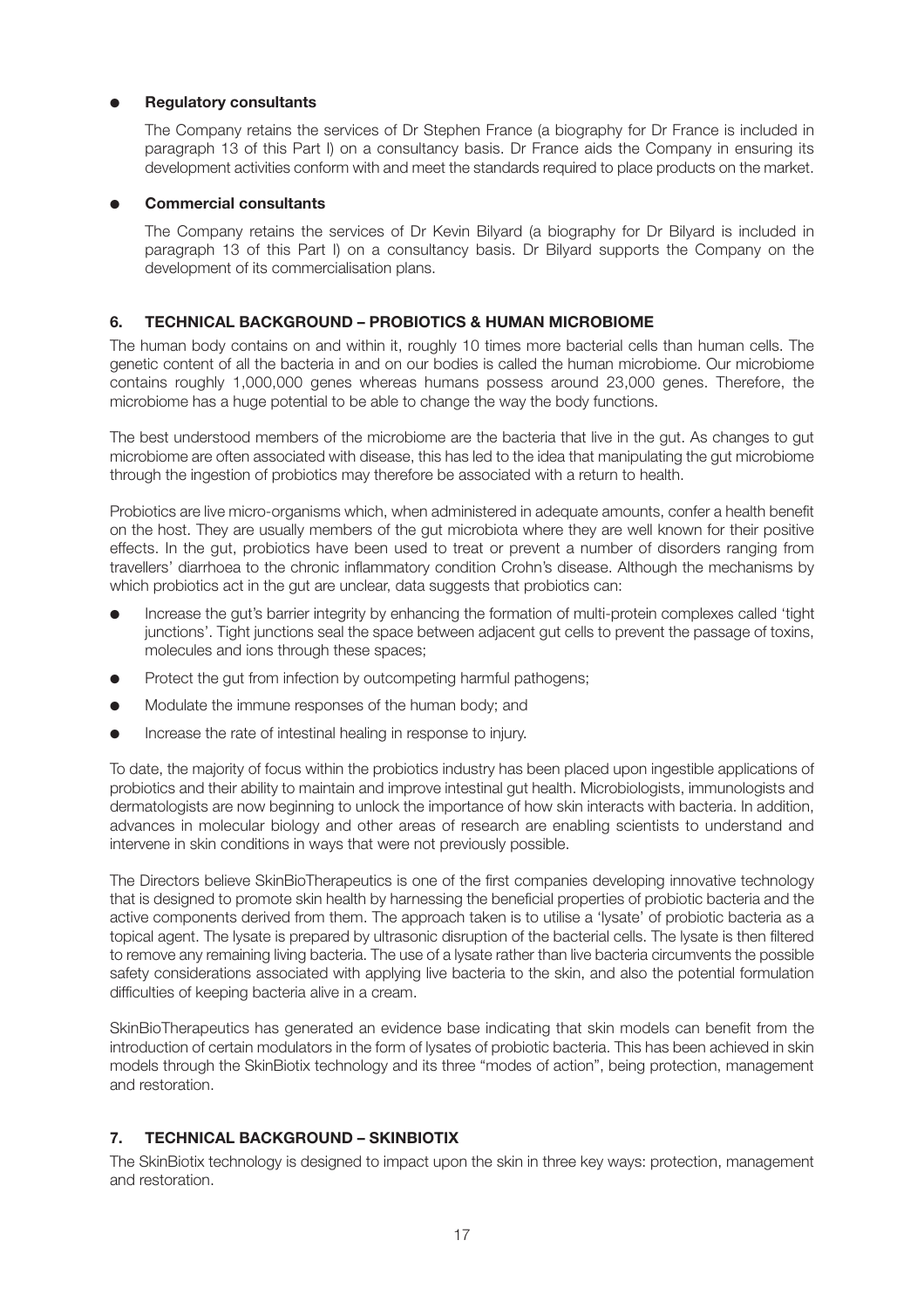- **Regulatory consultants**

  The Company retains the services of Dr Stephen France (a biography for Dr France is included in paragraph 13 of this Part I) on a consultancy basis. Dr France aids the Company in ensuring its development activities conform with and meet the standards required to place products on the market.

- **Commercial consultants**

  The Company retains the services of Dr Kevin Bilyard (a biography for Dr Bilyard is included in paragraph 13 of this Part I) on a consultancy basis. Dr Bilyard supports the Company on the development of its commercialisation plans.

## 6. TECHNICAL BACKGROUND – PROBIOTICS & HUMAN MICROBIOME

The human body contains on and within it, roughly 10 times more bacterial cells than human cells. The genetic content of all the bacteria in and on our bodies is called the human microbiome. Our microbiome contains roughly 1,000,000 genes whereas humans possess around 23,000 genes. Therefore, the microbiome has a huge potential to be able to change the way the body functions.

The best understood members of the microbiome are the bacteria that live in the gut. As changes to gut microbiome are often associated with disease, this has led to the idea that manipulating the gut microbiome through the ingestion of probiotics may therefore be associated with a return to health.

Probiotics are live micro-organisms which, when administered in adequate amounts, confer a health benefit on the host. They are usually members of the gut microbiota where they are well known for their positive effects. In the gut, probiotics have been used to treat or prevent a number of disorders ranging from travellers' diarrhoea to the chronic inflammatory condition Crohn's disease. Although the mechanisms by which probiotics act in the gut are unclear, data suggests that probiotics can:

- Increase the gut's barrier integrity by enhancing the formation of multi-protein complexes called 'tight junctions'. Tight junctions seal the space between adjacent gut cells to prevent the passage of toxins, molecules and ions through these spaces;
- Protect the gut from infection by outcompeting harmful pathogens;
- Modulate the immune responses of the human body; and
- Increase the rate of intestinal healing in response to injury.

To date, the majority of focus within the probiotics industry has been placed upon ingestible applications of probiotics and their ability to maintain and improve intestinal gut health. Microbiologists, immunologists and dermatologists are now beginning to unlock the importance of how skin interacts with bacteria. In addition, advances in molecular biology and other areas of research are enabling scientists to understand and intervene in skin conditions in ways that were not previously possible.

The Directors believe SkinBioTherapeutics is one of the first companies developing innovative technology that is designed to promote skin health by harnessing the beneficial properties of probiotic bacteria and the active components derived from them. The approach taken is to utilise a 'lysate' of probiotic bacteria as a topical agent. The lysate is prepared by ultrasonic disruption of the bacterial cells. The lysate is then filtered to remove any remaining living bacteria. The use of a lysate rather than live bacteria circumvents the possible safety considerations associated with applying live bacteria to the skin, and also the potential formulation difficulties of keeping bacteria alive in a cream.

SkinBioTherapeutics has generated an evidence base indicating that skin models can benefit from the introduction of certain modulators in the form of lysates of probiotic bacteria. This has been achieved in skin models through the SkinBiotix technology and its three "modes of action", being protection, management and restoration.

## 7. TECHNICAL BACKGROUND – SKINBIOTIX

The SkinBiotix technology is designed to impact upon the skin in three key ways: protection, management and restoration.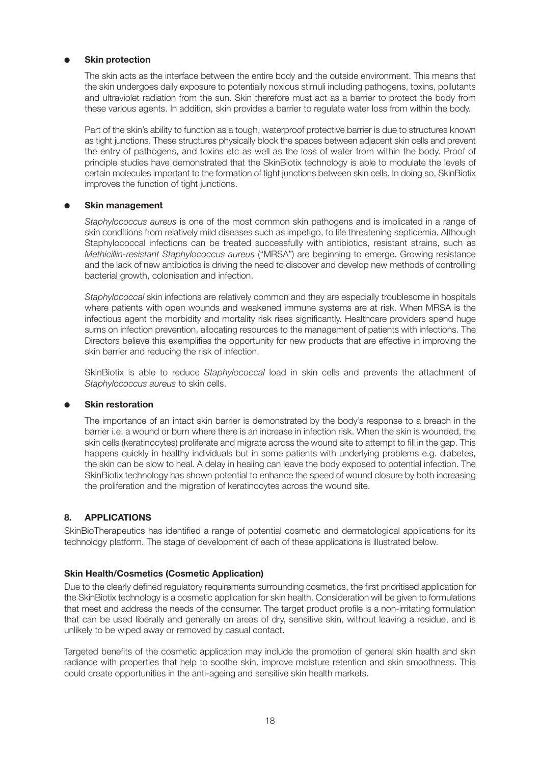- **Skin protection**

  The skin acts as the interface between the entire body and the outside environment. This means that the skin undergoes daily exposure to potentially noxious stimuli including pathogens, toxins, pollutants and ultraviolet radiation from the sun. Skin therefore must act as a barrier to protect the body from these various agents. In addition, skin provides a barrier to regulate water loss from within the body.

  Part of the skin's ability to function as a tough, waterproof protective barrier is due to structures known as tight junctions. These structures physically block the spaces between adjacent skin cells and prevent the entry of pathogens, and toxins etc as well as the loss of water from within the body. Proof of principle studies have demonstrated that the SkinBiotix technology is able to modulate the levels of certain molecules important to the formation of tight junctions between skin cells. In doing so, SkinBiotix improves the function of tight junctions.

- **Skin management**

  *Staphylococcus aureus* is one of the most common skin pathogens and is implicated in a range of skin conditions from relatively mild diseases such as impetigo, to life threatening septicemia. Although Staphylococcal infections can be treated successfully with antibiotics, resistant strains, such as *Methicillin-resistant Staphylococcus aureus* ("MRSA") are beginning to emerge. Growing resistance and the lack of new antibiotics is driving the need to discover and develop new methods of controlling bacterial growth, colonisation and infection.

  *Staphylococcal* skin infections are relatively common and they are especially troublesome in hospitals where patients with open wounds and weakened immune systems are at risk. When MRSA is the infectious agent the morbidity and mortality risk rises significantly. Healthcare providers spend huge sums on infection prevention, allocating resources to the management of patients with infections. The Directors believe this exemplifies the opportunity for new products that are effective in improving the skin barrier and reducing the risk of infection.

  SkinBiotix is able to reduce *Staphylococcal* load in skin cells and prevents the attachment of *Staphylococcus aureus* to skin cells.

- **Skin restoration**

  The importance of an intact skin barrier is demonstrated by the body's response to a breach in the barrier i.e. a wound or burn where there is an increase in infection risk. When the skin is wounded, the skin cells (keratinocytes) proliferate and migrate across the wound site to attempt to fill in the gap. This happens quickly in healthy individuals but in some patients with underlying problems e.g. diabetes, the skin can be slow to heal. A delay in healing can leave the body exposed to potential infection. The SkinBiotix technology has shown potential to enhance the speed of wound closure by both increasing the proliferation and the migration of keratinocytes across the wound site.

## 8. APPLICATIONS

SkinBioTherapeutics has identified a range of potential cosmetic and dermatological applications for its technology platform. The stage of development of each of these applications is illustrated below.

### Skin Health/Cosmetics (Cosmetic Application)

Due to the clearly defined regulatory requirements surrounding cosmetics, the first prioritised application for the SkinBiotix technology is a cosmetic application for skin health. Consideration will be given to formulations that meet and address the needs of the consumer. The target product profile is a non-irritating formulation that can be used liberally and generally on areas of dry, sensitive skin, without leaving a residue, and is unlikely to be wiped away or removed by casual contact.

Targeted benefits of the cosmetic application may include the promotion of general skin health and skin radiance with properties that help to soothe skin, improve moisture retention and skin smoothness. This could create opportunities in the anti-ageing and sensitive skin health markets.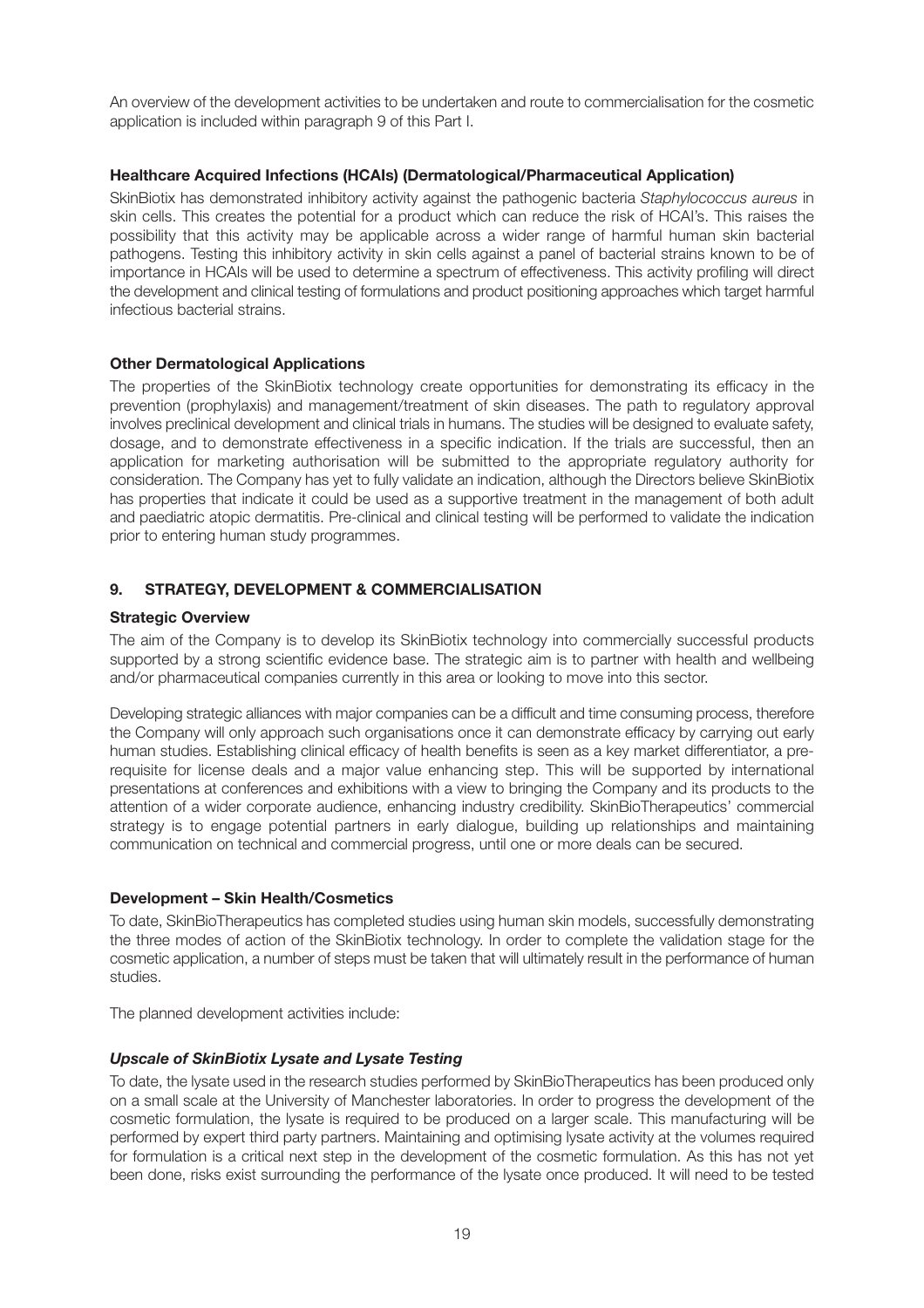An overview of the development activities to be undertaken and route to commercialisation for the cosmetic application is included within paragraph 9 of this Part I.

### Healthcare Acquired Infections (HCAIs) (Dermatological/Pharmaceutical Application)

SkinBiotix has demonstrated inhibitory activity against the pathogenic bacteria *Staphylococcus aureus* in skin cells. This creates the potential for a product which can reduce the risk of HCAI's. This raises the possibility that this activity may be applicable across a wider range of harmful human skin bacterial pathogens. Testing this inhibitory activity in skin cells against a panel of bacterial strains known to be of importance in HCAIs will be used to determine a spectrum of effectiveness. This activity profiling will direct the development and clinical testing of formulations and product positioning approaches which target harmful infectious bacterial strains.

### Other Dermatological Applications

The properties of the SkinBiotix technology create opportunities for demonstrating its efficacy in the prevention (prophylaxis) and management/treatment of skin diseases. The path to regulatory approval involves preclinical development and clinical trials in humans. The studies will be designed to evaluate safety, dosage, and to demonstrate effectiveness in a specific indication. If the trials are successful, then an application for marketing authorisation will be submitted to the appropriate regulatory authority for consideration. The Company has yet to fully validate an indication, although the Directors believe SkinBiotix has properties that indicate it could be used as a supportive treatment in the management of both adult and paediatric atopic dermatitis. Pre-clinical and clinical testing will be performed to validate the indication prior to entering human study programmes.

## 9. STRATEGY, DEVELOPMENT & COMMERCIALISATION

### Strategic Overview

The aim of the Company is to develop its SkinBiotix technology into commercially successful products supported by a strong scientific evidence base. The strategic aim is to partner with health and wellbeing and/or pharmaceutical companies currently in this area or looking to move into this sector.

Developing strategic alliances with major companies can be a difficult and time consuming process, therefore the Company will only approach such organisations once it can demonstrate efficacy by carrying out early human studies. Establishing clinical efficacy of health benefits is seen as a key market differentiator, a pre-requisite for license deals and a major value enhancing step. This will be supported by international presentations at conferences and exhibitions with a view to bringing the Company and its products to the attention of a wider corporate audience, enhancing industry credibility. SkinBioTherapeutics' commercial strategy is to engage potential partners in early dialogue, building up relationships and maintaining communication on technical and commercial progress, until one or more deals can be secured.

### Development – Skin Health/Cosmetics

To date, SkinBioTherapeutics has completed studies using human skin models, successfully demonstrating the three modes of action of the SkinBiotix technology. In order to complete the validation stage for the cosmetic application, a number of steps must be taken that will ultimately result in the performance of human studies.

The planned development activities include:

#### *Upscale of SkinBiotix Lysate and Lysate Testing*

To date, the lysate used in the research studies performed by SkinBioTherapeutics has been produced only on a small scale at the University of Manchester laboratories. In order to progress the development of the cosmetic formulation, the lysate is required to be produced on a larger scale. This manufacturing will be performed by expert third party partners. Maintaining and optimising lysate activity at the volumes required for formulation is a critical next step in the development of the cosmetic formulation. As this has not yet been done, risks exist surrounding the performance of the lysate once produced. It will need to be tested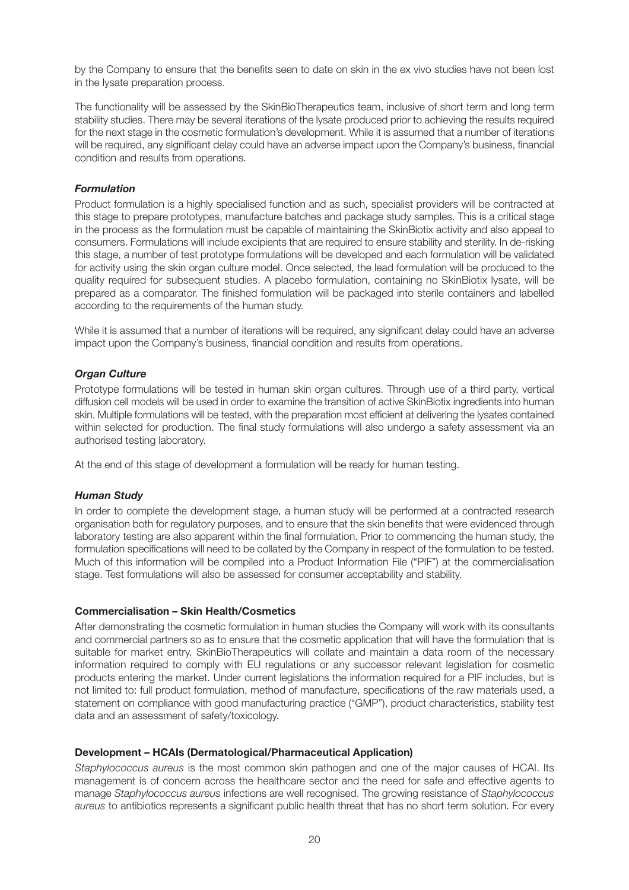by the Company to ensure that the benefits seen to date on skin in the ex vivo studies have not been lost in the lysate preparation process.

The functionality will be assessed by the SkinBioTherapeutics team, inclusive of short term and long term stability studies. There may be several iterations of the lysate produced prior to achieving the results required for the next stage in the cosmetic formulation's development. While it is assumed that a number of iterations will be required, any significant delay could have an adverse impact upon the Company's business, financial condition and results from operations.

***Formulation***

Product formulation is a highly specialised function and as such, specialist providers will be contracted at this stage to prepare prototypes, manufacture batches and package study samples. This is a critical stage in the process as the formulation must be capable of maintaining the SkinBiotix activity and also appeal to consumers. Formulations will include excipients that are required to ensure stability and sterility. In de-risking this stage, a number of test prototype formulations will be developed and each formulation will be validated for activity using the skin organ culture model. Once selected, the lead formulation will be produced to the quality required for subsequent studies. A placebo formulation, containing no SkinBiotix lysate, will be prepared as a comparator. The finished formulation will be packaged into sterile containers and labelled according to the requirements of the human study.

While it is assumed that a number of iterations will be required, any significant delay could have an adverse impact upon the Company's business, financial condition and results from operations.

***Organ Culture***

Prototype formulations will be tested in human skin organ cultures. Through use of a third party, vertical diffusion cell models will be used in order to examine the transition of active SkinBiotix ingredients into human skin. Multiple formulations will be tested, with the preparation most efficient at delivering the lysates contained within selected for production. The final study formulations will also undergo a safety assessment via an authorised testing laboratory.

At the end of this stage of development a formulation will be ready for human testing.

***Human Study***

In order to complete the development stage, a human study will be performed at a contracted research organisation both for regulatory purposes, and to ensure that the skin benefits that were evidenced through laboratory testing are also apparent within the final formulation. Prior to commencing the human study, the formulation specifications will need to be collated by the Company in respect of the formulation to be tested. Much of this information will be compiled into a Product Information File ("PIF") at the commercialisation stage. Test formulations will also be assessed for consumer acceptability and stability.

**Commercialisation – Skin Health/Cosmetics**

After demonstrating the cosmetic formulation in human studies the Company will work with its consultants and commercial partners so as to ensure that the cosmetic application that will have the formulation that is suitable for market entry. SkinBioTherapeutics will collate and maintain a data room of the necessary information required to comply with EU regulations or any successor relevant legislation for cosmetic products entering the market. Under current legislations the information required for a PIF includes, but is not limited to: full product formulation, method of manufacture, specifications of the raw materials used, a statement on compliance with good manufacturing practice ("GMP"), product characteristics, stability test data and an assessment of safety/toxicology.

**Development – HCAIs (Dermatological/Pharmaceutical Application)**

*Staphylococcus aureus* is the most common skin pathogen and one of the major causes of HCAI. Its management is of concern across the healthcare sector and the need for safe and effective agents to manage *Staphylococcus aureus* infections are well recognised. The growing resistance of *Staphylococcus aureus* to antibiotics represents a significant public health threat that has no short term solution. For every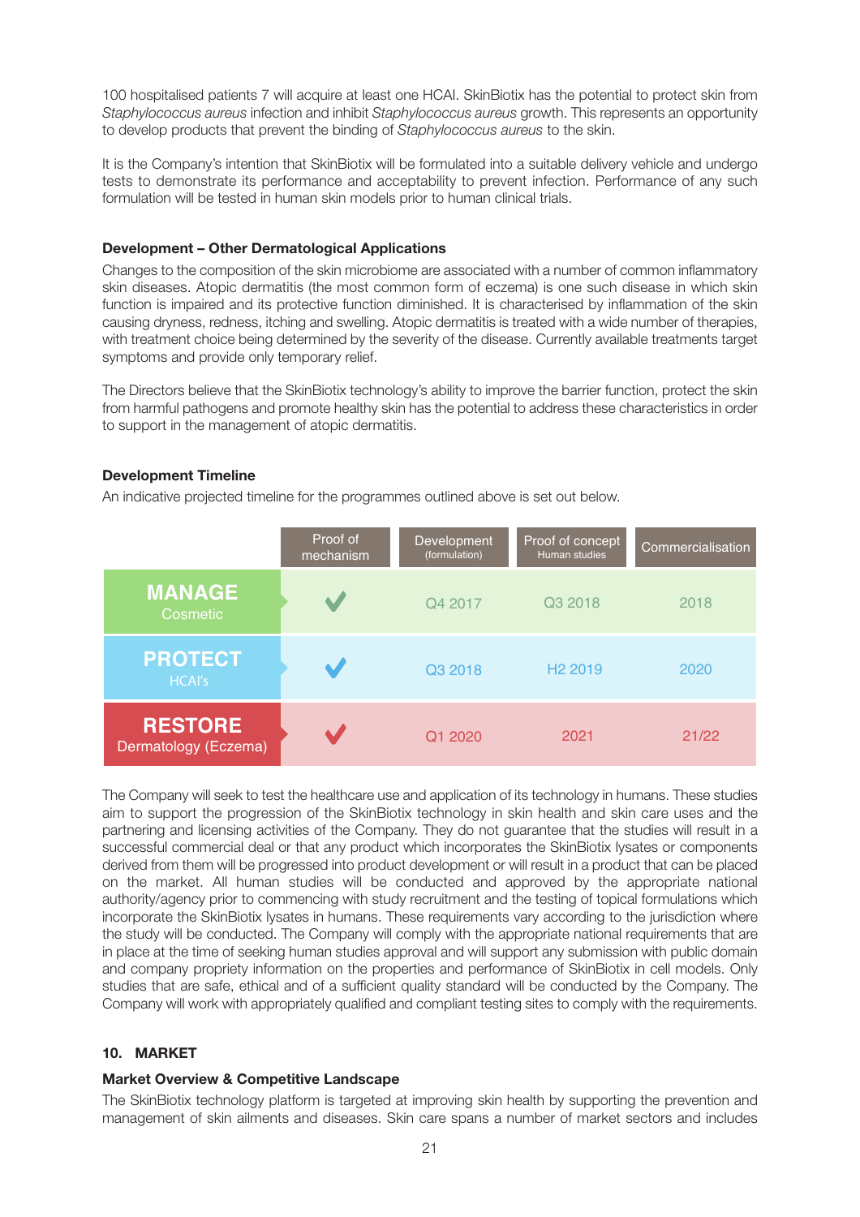100 hospitalised patients 7 will acquire at least one HCAI. SkinBiotix has the potential to protect skin from *Staphylococcus aureus* infection and inhibit *Staphylococcus aureus* growth. This represents an opportunity to develop products that prevent the binding of *Staphylococcus aureus* to the skin.

It is the Company's intention that SkinBiotix will be formulated into a suitable delivery vehicle and undergo tests to demonstrate its performance and acceptability to prevent infection. Performance of any such formulation will be tested in human skin models prior to human clinical trials.

**Development – Other Dermatological Applications**

Changes to the composition of the skin microbiome are associated with a number of common inflammatory skin diseases. Atopic dermatitis (the most common form of eczema) is one such disease in which skin function is impaired and its protective function diminished. It is characterised by inflammation of the skin causing dryness, redness, itching and swelling. Atopic dermatitis is treated with a wide number of therapies, with treatment choice being determined by the severity of the disease. Currently available treatments target symptoms and provide only temporary relief.

The Directors believe that the SkinBiotix technology's ability to improve the barrier function, protect the skin from harmful pathogens and promote healthy skin has the potential to address these characteristics in order to support in the management of atopic dermatitis.

**Development Timeline**

An indicative projected timeline for the programmes outlined above is set out below.

| | Proof of mechanism | Development (formulation) | Proof of concept Human studies | Commercialisation |
|---|---|---|---|---|
| **MANAGE** Cosmetic | ✓ | Q4 2017 | Q3 2018 | 2018 |
| **PROTECT** HCAI's | ✓ | Q3 2018 | H2 2019 | 2020 |
| **RESTORE** Dermatology (Eczema) | ✓ | Q1 2020 | 2021 | 21/22 |

The Company will seek to test the healthcare use and application of its technology in humans. These studies aim to support the progression of the SkinBiotix technology in skin health and skin care uses and the partnering and licensing activities of the Company. They do not guarantee that the studies will result in a successful commercial deal or that any product which incorporates the SkinBiotix lysates or components derived from them will be progressed into product development or will result in a product that can be placed on the market. All human studies will be conducted and approved by the appropriate national authority/agency prior to commencing with study recruitment and the testing of topical formulations which incorporate the SkinBiotix lysates in humans. These requirements vary according to the jurisdiction where the study will be conducted. The Company will comply with the appropriate national requirements that are in place at the time of seeking human studies approval and will support any submission with public domain and company propriety information on the properties and performance of SkinBiotix in cell models. Only studies that are safe, ethical and of a sufficient quality standard will be conducted by the Company. The Company will work with appropriately qualified and compliant testing sites to comply with the requirements.

## 10. MARKET

**Market Overview & Competitive Landscape**

The SkinBiotix technology platform is targeted at improving skin health by supporting the prevention and management of skin ailments and diseases. Skin care spans a number of market sectors and includes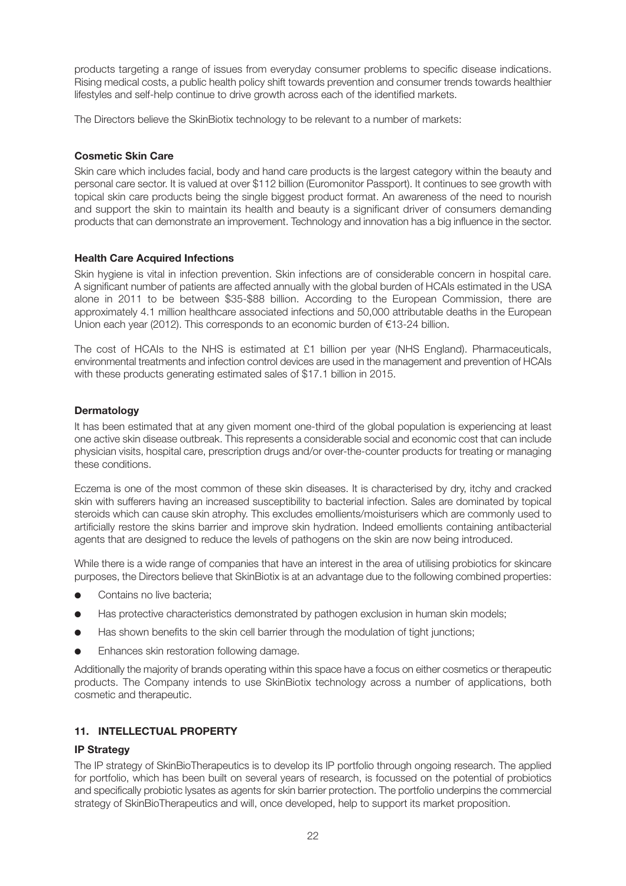products targeting a range of issues from everyday consumer problems to specific disease indications. Rising medical costs, a public health policy shift towards prevention and consumer trends towards healthier lifestyles and self-help continue to drive growth across each of the identified markets.

The Directors believe the SkinBiotix technology to be relevant to a number of markets:

**Cosmetic Skin Care**

Skin care which includes facial, body and hand care products is the largest category within the beauty and personal care sector. It is valued at over $112 billion (Euromonitor Passport). It continues to see growth with topical skin care products being the single biggest product format. An awareness of the need to nourish and support the skin to maintain its health and beauty is a significant driver of consumers demanding products that can demonstrate an improvement. Technology and innovation has a big influence in the sector.

**Health Care Acquired Infections**

Skin hygiene is vital in infection prevention. Skin infections are of considerable concern in hospital care. A significant number of patients are affected annually with the global burden of HCAIs estimated in the USA alone in 2011 to be between $35-$88 billion. According to the European Commission, there are approximately 4.1 million healthcare associated infections and 50,000 attributable deaths in the European Union each year (2012). This corresponds to an economic burden of €13-24 billion.

The cost of HCAIs to the NHS is estimated at £1 billion per year (NHS England). Pharmaceuticals, environmental treatments and infection control devices are used in the management and prevention of HCAIs with these products generating estimated sales of $17.1 billion in 2015.

**Dermatology**

It has been estimated that at any given moment one-third of the global population is experiencing at least one active skin disease outbreak. This represents a considerable social and economic cost that can include physician visits, hospital care, prescription drugs and/or over-the-counter products for treating or managing these conditions.

Eczema is one of the most common of these skin diseases. It is characterised by dry, itchy and cracked skin with sufferers having an increased susceptibility to bacterial infection. Sales are dominated by topical steroids which can cause skin atrophy. This excludes emollients/moisturisers which are commonly used to artificially restore the skins barrier and improve skin hydration. Indeed emollients containing antibacterial agents that are designed to reduce the levels of pathogens on the skin are now being introduced.

While there is a wide range of companies that have an interest in the area of utilising probiotics for skincare purposes, the Directors believe that SkinBiotix is at an advantage due to the following combined properties:

- Contains no live bacteria;
- Has protective characteristics demonstrated by pathogen exclusion in human skin models;
- Has shown benefits to the skin cell barrier through the modulation of tight junctions;
- Enhances skin restoration following damage.

Additionally the majority of brands operating within this space have a focus on either cosmetics or therapeutic products. The Company intends to use SkinBiotix technology across a number of applications, both cosmetic and therapeutic.

## 11. INTELLECTUAL PROPERTY

**IP Strategy**

The IP strategy of SkinBioTherapeutics is to develop its IP portfolio through ongoing research. The applied for portfolio, which has been built on several years of research, is focussed on the potential of probiotics and specifically probiotic lysates as agents for skin barrier protection. The portfolio underpins the commercial strategy of SkinBioTherapeutics and will, once developed, help to support its market proposition.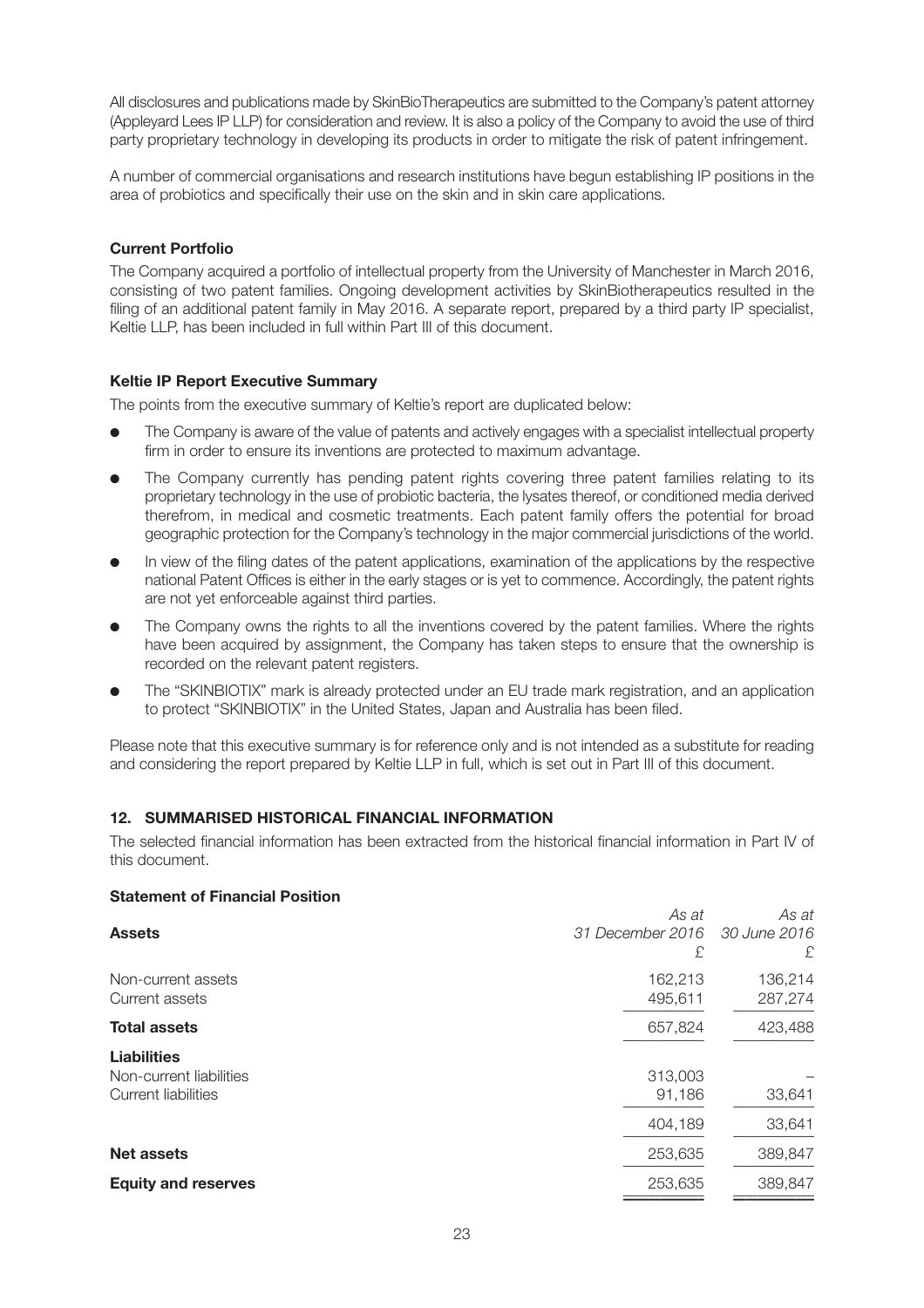All disclosures and publications made by SkinBioTherapeutics are submitted to the Company's patent attorney (Appleyard Lees IP LLP) for consideration and review. It is also a policy of the Company to avoid the use of third party proprietary technology in developing its products in order to mitigate the risk of patent infringement.

A number of commercial organisations and research institutions have begun establishing IP positions in the area of probiotics and specifically their use on the skin and in skin care applications.

**Current Portfolio**

The Company acquired a portfolio of intellectual property from the University of Manchester in March 2016, consisting of two patent families. Ongoing development activities by SkinBiotherapeutics resulted in the filing of an additional patent family in May 2016. A separate report, prepared by a third party IP specialist, Keltie LLP, has been included in full within Part III of this document.

**Keltie IP Report Executive Summary**

The points from the executive summary of Keltie's report are duplicated below:

- The Company is aware of the value of patents and actively engages with a specialist intellectual property firm in order to ensure its inventions are protected to maximum advantage.
- The Company currently has pending patent rights covering three patent families relating to its proprietary technology in the use of probiotic bacteria, the lysates thereof, or conditioned media derived therefrom, in medical and cosmetic treatments. Each patent family offers the potential for broad geographic protection for the Company's technology in the major commercial jurisdictions of the world.
- In view of the filing dates of the patent applications, examination of the applications by the respective national Patent Offices is either in the early stages or is yet to commence. Accordingly, the patent rights are not yet enforceable against third parties.
- The Company owns the rights to all the inventions covered by the patent families. Where the rights have been acquired by assignment, the Company has taken steps to ensure that the ownership is recorded on the relevant patent registers.
- The "SKINBIOTIX" mark is already protected under an EU trade mark registration, and an application to protect "SKINBIOTIX" in the United States, Japan and Australia has been filed.

Please note that this executive summary is for reference only and is not intended as a substitute for reading and considering the report prepared by Keltie LLP in full, which is set out in Part III of this document.

## 12. SUMMARISED HISTORICAL FINANCIAL INFORMATION

The selected financial information has been extracted from the historical financial information in Part IV of this document.

**Statement of Financial Position**

| **Assets** | *As at 31 December 2016* £ | *As at 30 June 2016* £ |
|---|---|---|
| Non-current assets | 162,213 | 136,214 |
| Current assets | 495,611 | 287,274 |
| **Total assets** | 657,824 | 423,488 |
| **Liabilities** | | |
| Non-current liabilities | 313,003 | – |
| Current liabilities | 91,186 | 33,641 |
| | 404,189 | 33,641 |
| **Net assets** | 253,635 | 389,847 |
| **Equity and reserves** | 253,635 | 389,847 |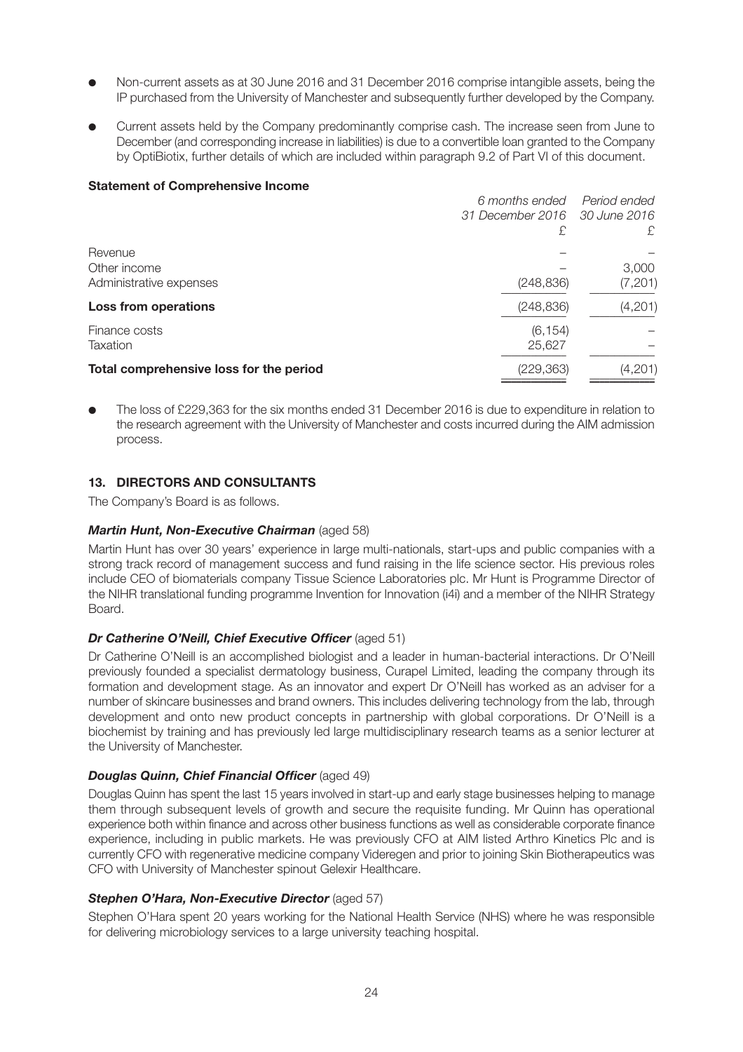- Non-current assets as at 30 June 2016 and 31 December 2016 comprise intangible assets, being the IP purchased from the University of Manchester and subsequently further developed by the Company.
- Current assets held by the Company predominantly comprise cash. The increase seen from June to December (and corresponding increase in liabilities) is due to a convertible loan granted to the Company by OptiBiotix, further details of which are included within paragraph 9.2 of Part VI of this document.

**Statement of Comprehensive Income**

| | *6 months ended 31 December 2016* £ | *Period ended 30 June 2016* £ |
|---|---|---|
| Revenue | – | – |
| Other income | – | 3,000 |
| Administrative expenses | (248,836) | (7,201) |
| **Loss from operations** | (248,836) | (4,201) |
| Finance costs | (6,154) | – |
| Taxation | 25,627 | – |
| **Total comprehensive loss for the period** | (229,363) | (4,201) |

- The loss of £229,363 for the six months ended 31 December 2016 is due to expenditure in relation to the research agreement with the University of Manchester and costs incurred during the AIM admission process.

### 13. DIRECTORS AND CONSULTANTS

The Company's Board is as follows.

***Martin Hunt, Non-Executive Chairman*** (aged 58)

Martin Hunt has over 30 years' experience in large multi-nationals, start-ups and public companies with a strong track record of management success and fund raising in the life science sector. His previous roles include CEO of biomaterials company Tissue Science Laboratories plc. Mr Hunt is Programme Director of the NIHR translational funding programme Invention for Innovation (i4i) and a member of the NIHR Strategy Board.

***Dr Catherine O'Neill, Chief Executive Officer*** (aged 51)

Dr Catherine O'Neill is an accomplished biologist and a leader in human-bacterial interactions. Dr O'Neill previously founded a specialist dermatology business, Curapel Limited, leading the company through its formation and development stage. As an innovator and expert Dr O'Neill has worked as an adviser for a number of skincare businesses and brand owners. This includes delivering technology from the lab, through development and onto new product concepts in partnership with global corporations. Dr O'Neill is a biochemist by training and has previously led large multidisciplinary research teams as a senior lecturer at the University of Manchester.

***Douglas Quinn, Chief Financial Officer*** (aged 49)

Douglas Quinn has spent the last 15 years involved in start-up and early stage businesses helping to manage them through subsequent levels of growth and secure the requisite funding. Mr Quinn has operational experience both within finance and across other business functions as well as considerable corporate finance experience, including in public markets. He was previously CFO at AIM listed Arthro Kinetics Plc and is currently CFO with regenerative medicine company Videregen and prior to joining Skin Biotherapeutics was CFO with University of Manchester spinout Gelexir Healthcare.

***Stephen O'Hara, Non-Executive Director*** (aged 57)

Stephen O'Hara spent 20 years working for the National Health Service (NHS) where he was responsible for delivering microbiology services to a large university teaching hospital.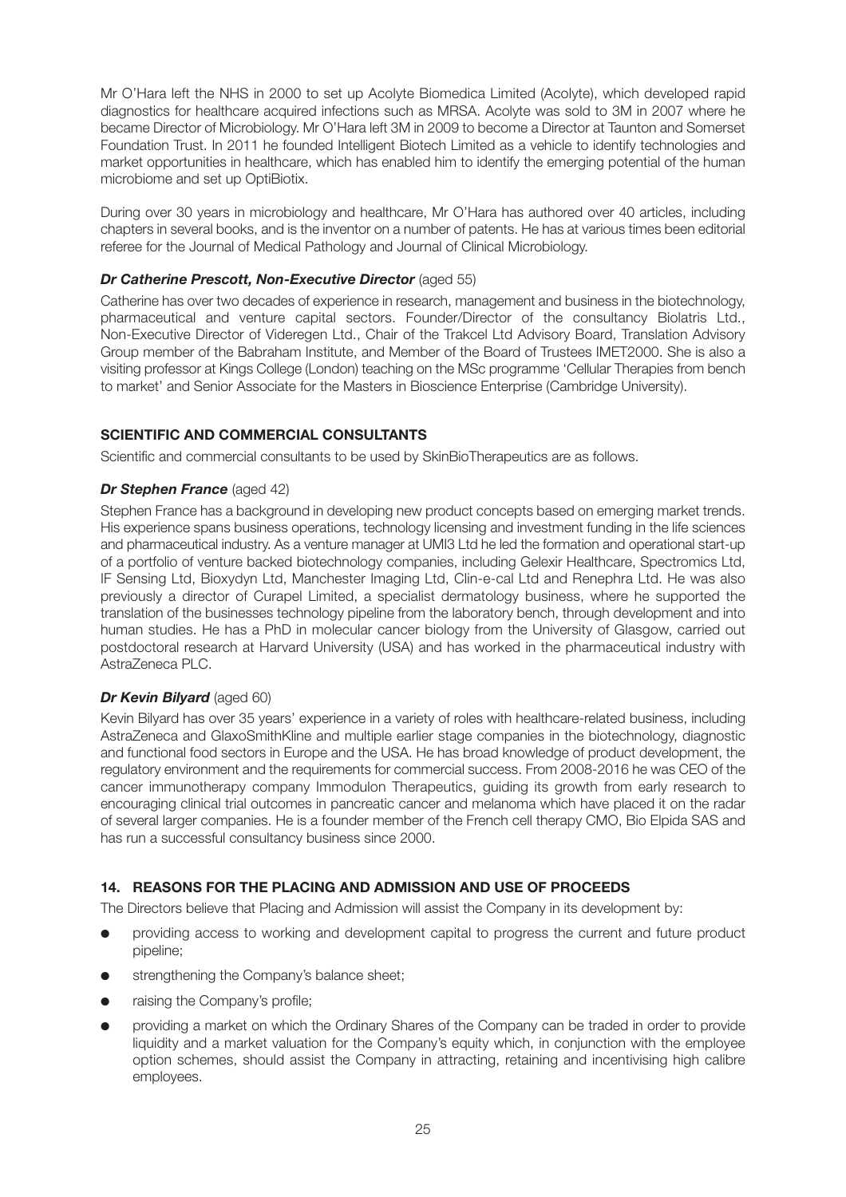Mr O'Hara left the NHS in 2000 to set up Acolyte Biomedica Limited (Acolyte), which developed rapid diagnostics for healthcare acquired infections such as MRSA. Acolyte was sold to 3M in 2007 where he became Director of Microbiology. Mr O'Hara left 3M in 2009 to become a Director at Taunton and Somerset Foundation Trust. In 2011 he founded Intelligent Biotech Limited as a vehicle to identify technologies and market opportunities in healthcare, which has enabled him to identify the emerging potential of the human microbiome and set up OptiBiotix.

During over 30 years in microbiology and healthcare, Mr O'Hara has authored over 40 articles, including chapters in several books, and is the inventor on a number of patents. He has at various times been editorial referee for the Journal of Medical Pathology and Journal of Clinical Microbiology.

***Dr Catherine Prescott, Non-Executive Director*** (aged 55)

Catherine has over two decades of experience in research, management and business in the biotechnology, pharmaceutical and venture capital sectors. Founder/Director of the consultancy Biolatris Ltd., Non-Executive Director of Videregen Ltd., Chair of the Trakcel Ltd Advisory Board, Translation Advisory Group member of the Babraham Institute, and Member of the Board of Trustees IMET2000. She is also a visiting professor at Kings College (London) teaching on the MSc programme 'Cellular Therapies from bench to market' and Senior Associate for the Masters in Bioscience Enterprise (Cambridge University).

## SCIENTIFIC AND COMMERCIAL CONSULTANTS

Scientific and commercial consultants to be used by SkinBioTherapeutics are as follows.

***Dr Stephen France*** (aged 42)

Stephen France has a background in developing new product concepts based on emerging market trends. His experience spans business operations, technology licensing and investment funding in the life sciences and pharmaceutical industry. As a venture manager at UMI3 Ltd he led the formation and operational start-up of a portfolio of venture backed biotechnology companies, including Gelexir Healthcare, Spectromics Ltd, IF Sensing Ltd, Bioxydyn Ltd, Manchester Imaging Ltd, Clin-e-cal Ltd and Renephra Ltd. He was also previously a director of Curapel Limited, a specialist dermatology business, where he supported the translation of the businesses technology pipeline from the laboratory bench, through development and into human studies. He has a PhD in molecular cancer biology from the University of Glasgow, carried out postdoctoral research at Harvard University (USA) and has worked in the pharmaceutical industry with AstraZeneca PLC.

***Dr Kevin Bilyard*** (aged 60)

Kevin Bilyard has over 35 years' experience in a variety of roles with healthcare-related business, including AstraZeneca and GlaxoSmithKline and multiple earlier stage companies in the biotechnology, diagnostic and functional food sectors in Europe and the USA. He has broad knowledge of product development, the regulatory environment and the requirements for commercial success. From 2008-2016 he was CEO of the cancer immunotherapy company Immodulon Therapeutics, guiding its growth from early research to encouraging clinical trial outcomes in pancreatic cancer and melanoma which have placed it on the radar of several larger companies. He is a founder member of the French cell therapy CMO, Bio Elpida SAS and has run a successful consultancy business since 2000.

## 14. REASONS FOR THE PLACING AND ADMISSION AND USE OF PROCEEDS

The Directors believe that Placing and Admission will assist the Company in its development by:

- providing access to working and development capital to progress the current and future product pipeline;
- strengthening the Company's balance sheet;
- raising the Company's profile;
- providing a market on which the Ordinary Shares of the Company can be traded in order to provide liquidity and a market valuation for the Company's equity which, in conjunction with the employee option schemes, should assist the Company in attracting, retaining and incentivising high calibre employees.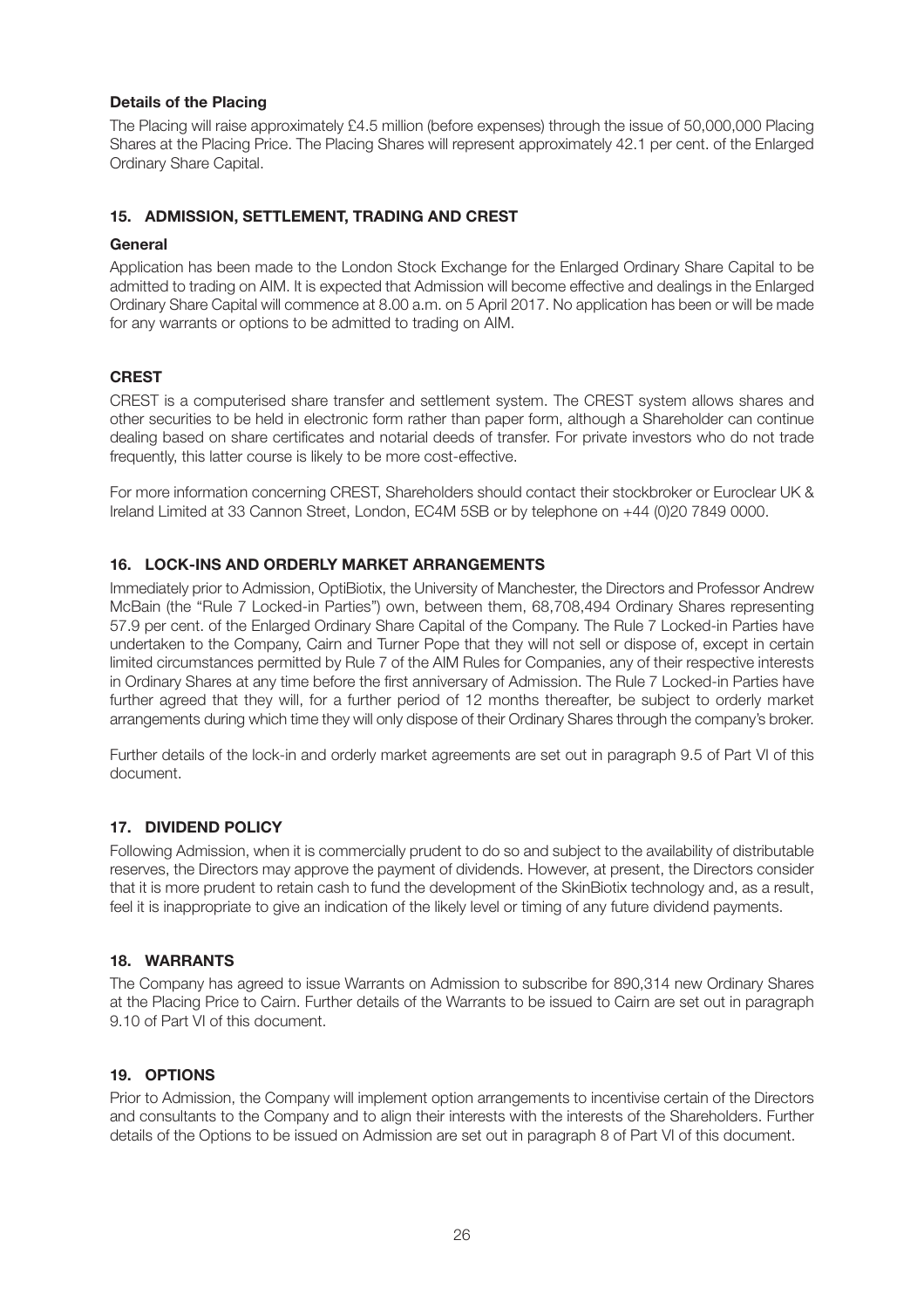**Details of the Placing**

The Placing will raise approximately £4.5 million (before expenses) through the issue of 50,000,000 Placing Shares at the Placing Price. The Placing Shares will represent approximately 42.1 per cent. of the Enlarged Ordinary Share Capital.

## 15. ADMISSION, SETTLEMENT, TRADING AND CREST

**General**

Application has been made to the London Stock Exchange for the Enlarged Ordinary Share Capital to be admitted to trading on AIM. It is expected that Admission will become effective and dealings in the Enlarged Ordinary Share Capital will commence at 8.00 a.m. on 5 April 2017. No application has been or will be made for any warrants or options to be admitted to trading on AIM.

**CREST**

CREST is a computerised share transfer and settlement system. The CREST system allows shares and other securities to be held in electronic form rather than paper form, although a Shareholder can continue dealing based on share certificates and notarial deeds of transfer. For private investors who do not trade frequently, this latter course is likely to be more cost-effective.

For more information concerning CREST, Shareholders should contact their stockbroker or Euroclear UK & Ireland Limited at 33 Cannon Street, London, EC4M 5SB or by telephone on +44 (0)20 7849 0000.

## 16. LOCK-INS AND ORDERLY MARKET ARRANGEMENTS

Immediately prior to Admission, OptiBiotix, the University of Manchester, the Directors and Professor Andrew McBain (the "Rule 7 Locked-in Parties") own, between them, 68,708,494 Ordinary Shares representing 57.9 per cent. of the Enlarged Ordinary Share Capital of the Company. The Rule 7 Locked-in Parties have undertaken to the Company, Cairn and Turner Pope that they will not sell or dispose of, except in certain limited circumstances permitted by Rule 7 of the AIM Rules for Companies, any of their respective interests in Ordinary Shares at any time before the first anniversary of Admission. The Rule 7 Locked-in Parties have further agreed that they will, for a further period of 12 months thereafter, be subject to orderly market arrangements during which time they will only dispose of their Ordinary Shares through the company's broker.

Further details of the lock-in and orderly market agreements are set out in paragraph 9.5 of Part VI of this document.

## 17. DIVIDEND POLICY

Following Admission, when it is commercially prudent to do so and subject to the availability of distributable reserves, the Directors may approve the payment of dividends. However, at present, the Directors consider that it is more prudent to retain cash to fund the development of the SkinBiotix technology and, as a result, feel it is inappropriate to give an indication of the likely level or timing of any future dividend payments.

## 18. WARRANTS

The Company has agreed to issue Warrants on Admission to subscribe for 890,314 new Ordinary Shares at the Placing Price to Cairn. Further details of the Warrants to be issued to Cairn are set out in paragraph 9.10 of Part VI of this document.

## 19. OPTIONS

Prior to Admission, the Company will implement option arrangements to incentivise certain of the Directors and consultants to the Company and to align their interests with the interests of the Shareholders. Further details of the Options to be issued on Admission are set out in paragraph 8 of Part VI of this document.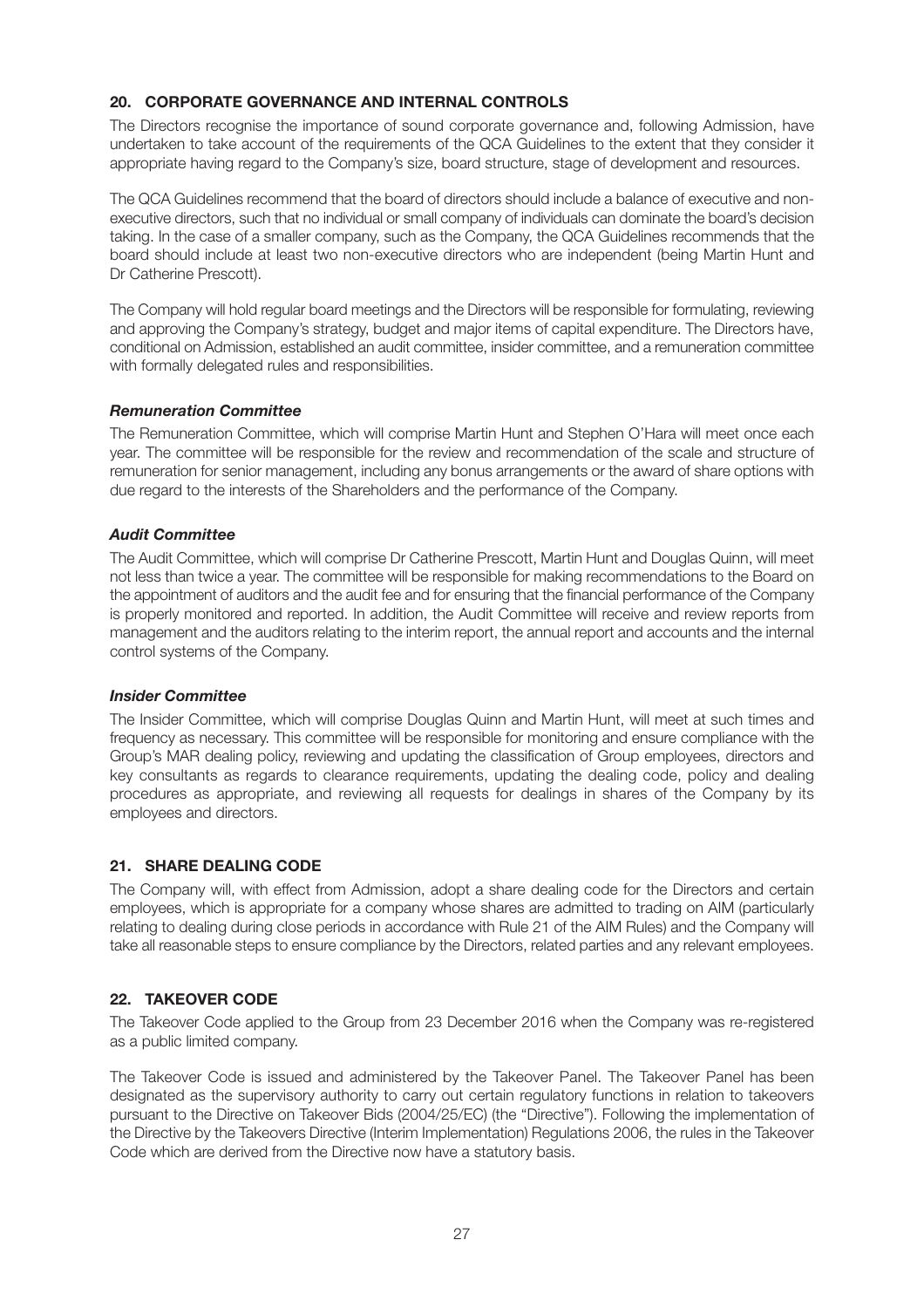## 20. CORPORATE GOVERNANCE AND INTERNAL CONTROLS

The Directors recognise the importance of sound corporate governance and, following Admission, have undertaken to take account of the requirements of the QCA Guidelines to the extent that they consider it appropriate having regard to the Company's size, board structure, stage of development and resources.

The QCA Guidelines recommend that the board of directors should include a balance of executive and non-executive directors, such that no individual or small company of individuals can dominate the board's decision taking. In the case of a smaller company, such as the Company, the QCA Guidelines recommends that the board should include at least two non-executive directors who are independent (being Martin Hunt and Dr Catherine Prescott).

The Company will hold regular board meetings and the Directors will be responsible for formulating, reviewing and approving the Company's strategy, budget and major items of capital expenditure. The Directors have, conditional on Admission, established an audit committee, insider committee, and a remuneration committee with formally delegated rules and responsibilities.

### *Remuneration Committee*

The Remuneration Committee, which will comprise Martin Hunt and Stephen O'Hara will meet once each year. The committee will be responsible for the review and recommendation of the scale and structure of remuneration for senior management, including any bonus arrangements or the award of share options with due regard to the interests of the Shareholders and the performance of the Company.

### *Audit Committee*

The Audit Committee, which will comprise Dr Catherine Prescott, Martin Hunt and Douglas Quinn, will meet not less than twice a year. The committee will be responsible for making recommendations to the Board on the appointment of auditors and the audit fee and for ensuring that the financial performance of the Company is properly monitored and reported. In addition, the Audit Committee will receive and review reports from management and the auditors relating to the interim report, the annual report and accounts and the internal control systems of the Company.

### *Insider Committee*

The Insider Committee, which will comprise Douglas Quinn and Martin Hunt, will meet at such times and frequency as necessary. This committee will be responsible for monitoring and ensure compliance with the Group's MAR dealing policy, reviewing and updating the classification of Group employees, directors and key consultants as regards to clearance requirements, updating the dealing code, policy and dealing procedures as appropriate, and reviewing all requests for dealings in shares of the Company by its employees and directors.

## 21. SHARE DEALING CODE

The Company will, with effect from Admission, adopt a share dealing code for the Directors and certain employees, which is appropriate for a company whose shares are admitted to trading on AIM (particularly relating to dealing during close periods in accordance with Rule 21 of the AIM Rules) and the Company will take all reasonable steps to ensure compliance by the Directors, related parties and any relevant employees.

## 22. TAKEOVER CODE

The Takeover Code applied to the Group from 23 December 2016 when the Company was re-registered as a public limited company.

The Takeover Code is issued and administered by the Takeover Panel. The Takeover Panel has been designated as the supervisory authority to carry out certain regulatory functions in relation to takeovers pursuant to the Directive on Takeover Bids (2004/25/EC) (the "Directive"). Following the implementation of the Directive by the Takeovers Directive (Interim Implementation) Regulations 2006, the rules in the Takeover Code which are derived from the Directive now have a statutory basis.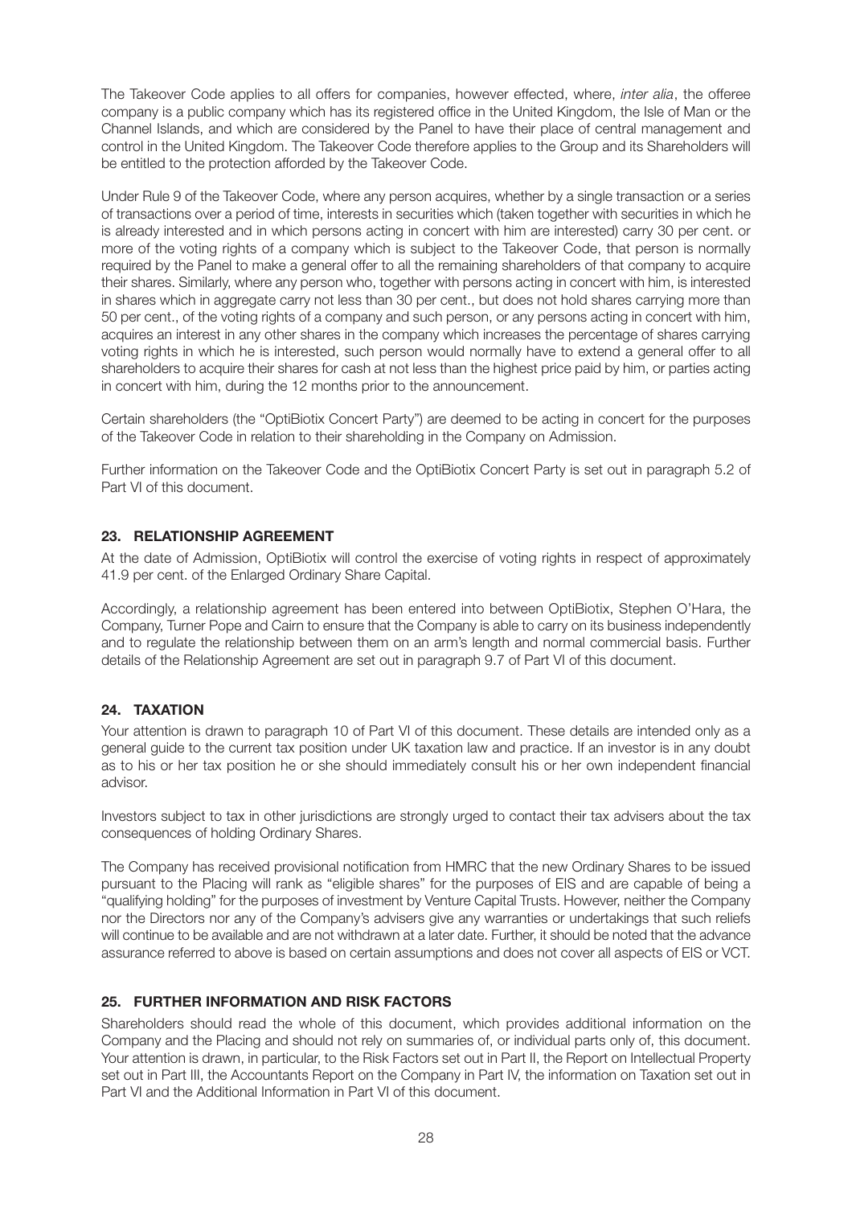The Takeover Code applies to all offers for companies, however effected, where, *inter alia*, the offeree company is a public company which has its registered office in the United Kingdom, the Isle of Man or the Channel Islands, and which are considered by the Panel to have their place of central management and control in the United Kingdom. The Takeover Code therefore applies to the Group and its Shareholders will be entitled to the protection afforded by the Takeover Code.

Under Rule 9 of the Takeover Code, where any person acquires, whether by a single transaction or a series of transactions over a period of time, interests in securities which (taken together with securities in which he is already interested and in which persons acting in concert with him are interested) carry 30 per cent. or more of the voting rights of a company which is subject to the Takeover Code, that person is normally required by the Panel to make a general offer to all the remaining shareholders of that company to acquire their shares. Similarly, where any person who, together with persons acting in concert with him, is interested in shares which in aggregate carry not less than 30 per cent., but does not hold shares carrying more than 50 per cent., of the voting rights of a company and such person, or any persons acting in concert with him, acquires an interest in any other shares in the company which increases the percentage of shares carrying voting rights in which he is interested, such person would normally have to extend a general offer to all shareholders to acquire their shares for cash at not less than the highest price paid by him, or parties acting in concert with him, during the 12 months prior to the announcement.

Certain shareholders (the "OptiBiotix Concert Party") are deemed to be acting in concert for the purposes of the Takeover Code in relation to their shareholding in the Company on Admission.

Further information on the Takeover Code and the OptiBiotix Concert Party is set out in paragraph 5.2 of Part VI of this document.

## 23. RELATIONSHIP AGREEMENT

At the date of Admission, OptiBiotix will control the exercise of voting rights in respect of approximately 41.9 per cent. of the Enlarged Ordinary Share Capital.

Accordingly, a relationship agreement has been entered into between OptiBiotix, Stephen O'Hara, the Company, Turner Pope and Cairn to ensure that the Company is able to carry on its business independently and to regulate the relationship between them on an arm's length and normal commercial basis. Further details of the Relationship Agreement are set out in paragraph 9.7 of Part VI of this document.

## 24. TAXATION

Your attention is drawn to paragraph 10 of Part VI of this document. These details are intended only as a general guide to the current tax position under UK taxation law and practice. If an investor is in any doubt as to his or her tax position he or she should immediately consult his or her own independent financial advisor.

Investors subject to tax in other jurisdictions are strongly urged to contact their tax advisers about the tax consequences of holding Ordinary Shares.

The Company has received provisional notification from HMRC that the new Ordinary Shares to be issued pursuant to the Placing will rank as "eligible shares" for the purposes of EIS and are capable of being a "qualifying holding" for the purposes of investment by Venture Capital Trusts. However, neither the Company nor the Directors nor any of the Company's advisers give any warranties or undertakings that such reliefs will continue to be available and are not withdrawn at a later date. Further, it should be noted that the advance assurance referred to above is based on certain assumptions and does not cover all aspects of EIS or VCT.

## 25. FURTHER INFORMATION AND RISK FACTORS

Shareholders should read the whole of this document, which provides additional information on the Company and the Placing and should not rely on summaries of, or individual parts only of, this document. Your attention is drawn, in particular, to the Risk Factors set out in Part II, the Report on Intellectual Property set out in Part III, the Accountants Report on the Company in Part IV, the information on Taxation set out in Part VI and the Additional Information in Part VI of this document.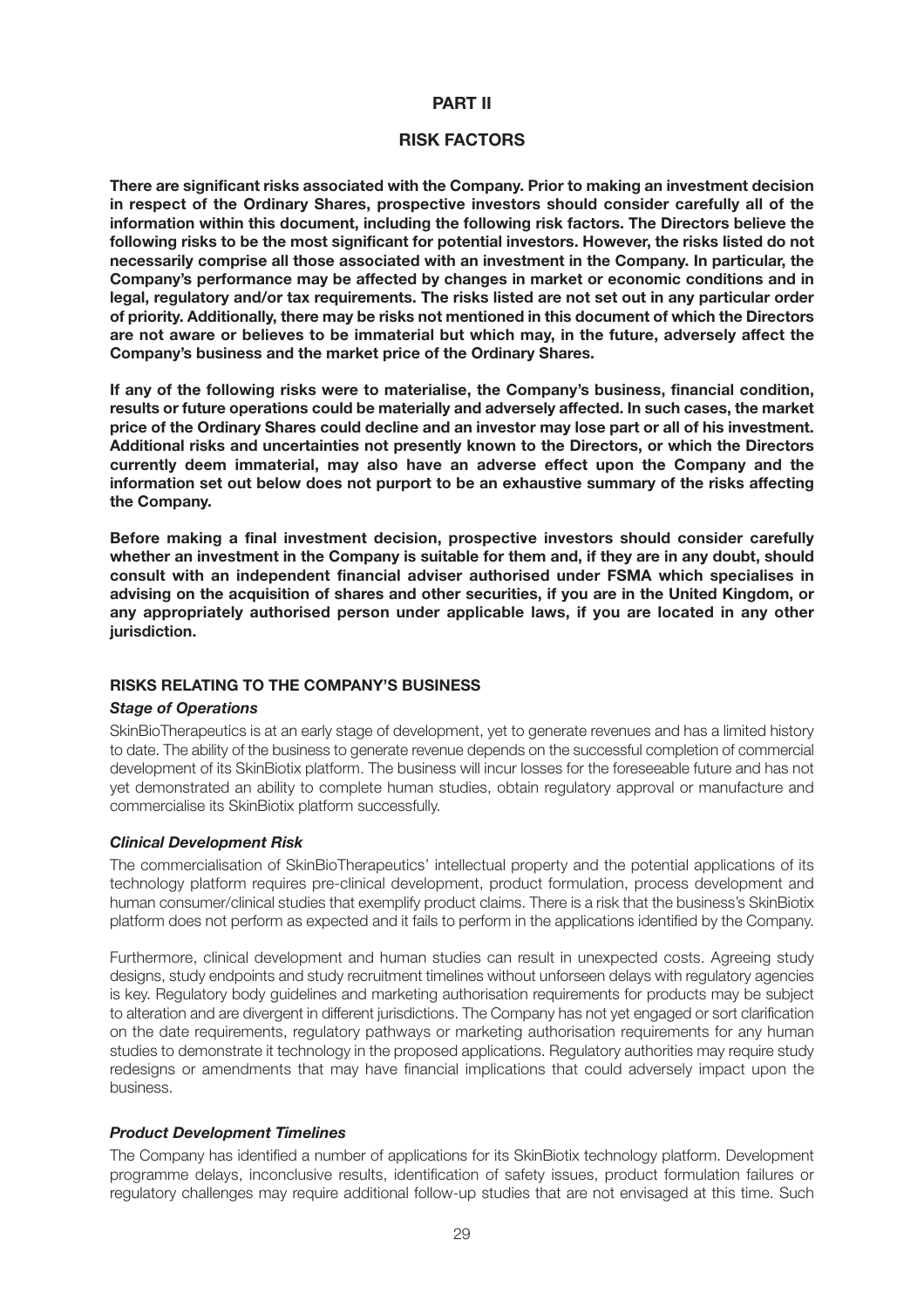## PART II

## RISK FACTORS

**There are significant risks associated with the Company. Prior to making an investment decision in respect of the Ordinary Shares, prospective investors should consider carefully all of the information within this document, including the following risk factors. The Directors believe the following risks to be the most significant for potential investors. However, the risks listed do not necessarily comprise all those associated with an investment in the Company. In particular, the Company's performance may be affected by changes in market or economic conditions and in legal, regulatory and/or tax requirements. The risks listed are not set out in any particular order of priority. Additionally, there may be risks not mentioned in this document of which the Directors are not aware or believes to be immaterial but which may, in the future, adversely affect the Company's business and the market price of the Ordinary Shares.**

**If any of the following risks were to materialise, the Company's business, financial condition, results or future operations could be materially and adversely affected. In such cases, the market price of the Ordinary Shares could decline and an investor may lose part or all of his investment. Additional risks and uncertainties not presently known to the Directors, or which the Directors currently deem immaterial, may also have an adverse effect upon the Company and the information set out below does not purport to be an exhaustive summary of the risks affecting the Company.**

**Before making a final investment decision, prospective investors should consider carefully whether an investment in the Company is suitable for them and, if they are in any doubt, should consult with an independent financial adviser authorised under FSMA which specialises in advising on the acquisition of shares and other securities, if you are in the United Kingdom, or any appropriately authorised person under applicable laws, if you are located in any other jurisdiction.**

### RISKS RELATING TO THE COMPANY'S BUSINESS

***Stage of Operations***

SkinBioTherapeutics is at an early stage of development, yet to generate revenues and has a limited history to date. The ability of the business to generate revenue depends on the successful completion of commercial development of its SkinBiotix platform. The business will incur losses for the foreseeable future and has not yet demonstrated an ability to complete human studies, obtain regulatory approval or manufacture and commercialise its SkinBiotix platform successfully.

***Clinical Development Risk***

The commercialisation of SkinBioTherapeutics' intellectual property and the potential applications of its technology platform requires pre-clinical development, product formulation, process development and human consumer/clinical studies that exemplify product claims. There is a risk that the business's SkinBiotix platform does not perform as expected and it fails to perform in the applications identified by the Company.

Furthermore, clinical development and human studies can result in unexpected costs. Agreeing study designs, study endpoints and study recruitment timelines without unforseen delays with regulatory agencies is key. Regulatory body guidelines and marketing authorisation requirements for products may be subject to alteration and are divergent in different jurisdictions. The Company has not yet engaged or sort clarification on the date requirements, regulatory pathways or marketing authorisation requirements for any human studies to demonstrate it technology in the proposed applications. Regulatory authorities may require study redesigns or amendments that may have financial implications that could adversely impact upon the business.

***Product Development Timelines***

The Company has identified a number of applications for its SkinBiotix technology platform. Development programme delays, inconclusive results, identification of safety issues, product formulation failures or regulatory challenges may require additional follow-up studies that are not envisaged at this time. Such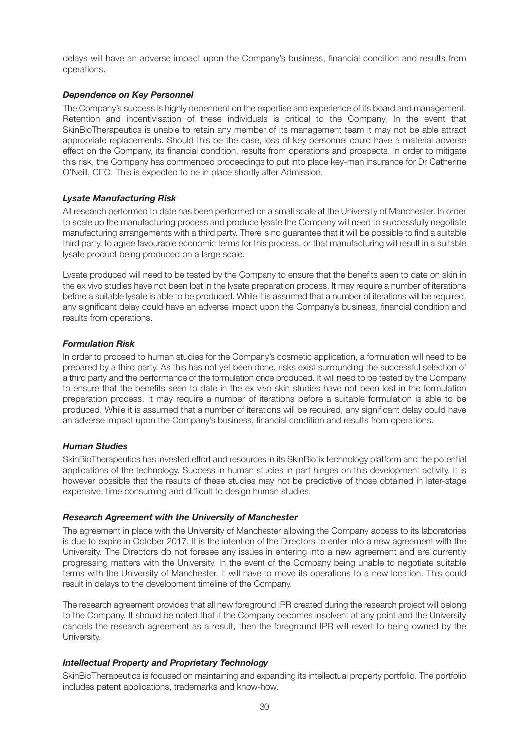delays will have an adverse impact upon the Company's business, financial condition and results from operations.

***Dependence on Key Personnel***

The Company's success is highly dependent on the expertise and experience of its board and management. Retention and incentivisation of these individuals is critical to the Company. In the event that SkinBioTherapeutics is unable to retain any member of its management team it may not be able attract appropriate replacements. Should this be the case, loss of key personnel could have a material adverse effect on the Company, its financial condition, results from operations and prospects. In order to mitigate this risk, the Company has commenced proceedings to put into place key-man insurance for Dr Catherine O'Neill, CEO. This is expected to be in place shortly after Admission.

***Lysate Manufacturing Risk***

All research performed to date has been performed on a small scale at the University of Manchester. In order to scale up the manufacturing process and produce lysate the Company will need to successfully negotiate manufacturing arrangements with a third party. There is no guarantee that it will be possible to find a suitable third party, to agree favourable economic terms for this process, or that manufacturing will result in a suitable lysate product being produced on a large scale.

Lysate produced will need to be tested by the Company to ensure that the benefits seen to date on skin in the ex vivo studies have not been lost in the lysate preparation process. It may require a number of iterations before a suitable lysate is able to be produced. While it is assumed that a number of iterations will be required, any significant delay could have an adverse impact upon the Company's business, financial condition and results from operations.

***Formulation Risk***

In order to proceed to human studies for the Company's cosmetic application, a formulation will need to be prepared by a third party. As this has not yet been done, risks exist surrounding the successful selection of a third party and the performance of the formulation once produced. It will need to be tested by the Company to ensure that the benefits seen to date in the ex vivo skin studies have not been lost in the formulation preparation process. It may require a number of iterations before a suitable formulation is able to be produced. While it is assumed that a number of iterations will be required, any significant delay could have an adverse impact upon the Company's business, financial condition and results from operations.

***Human Studies***

SkinBioTherapeutics has invested effort and resources in its SkinBiotix technology platform and the potential applications of the technology. Success in human studies in part hinges on this development activity. It is however possible that the results of these studies may not be predictive of those obtained in later-stage expensive, time consuming and difficult to design human studies.

***Research Agreement with the University of Manchester***

The agreement in place with the University of Manchester allowing the Company access to its laboratories is due to expire in October 2017. It is the intention of the Directors to enter into a new agreement with the University. The Directors do not foresee any issues in entering into a new agreement and are currently progressing matters with the University. In the event of the Company being unable to negotiate suitable terms with the University of Manchester, it will have to move its operations to a new location. This could result in delays to the development timeline of the Company.

The research agreement provides that all new foreground IPR created during the research project will belong to the Company. It should be noted that if the Company becomes insolvent at any point and the University cancels the research agreement as a result, then the foreground IPR will revert to being owned by the University.

***Intellectual Property and Proprietary Technology***

SkinBioTherapeutics is focused on maintaining and expanding its intellectual property portfolio. The portfolio includes patent applications, trademarks and know-how.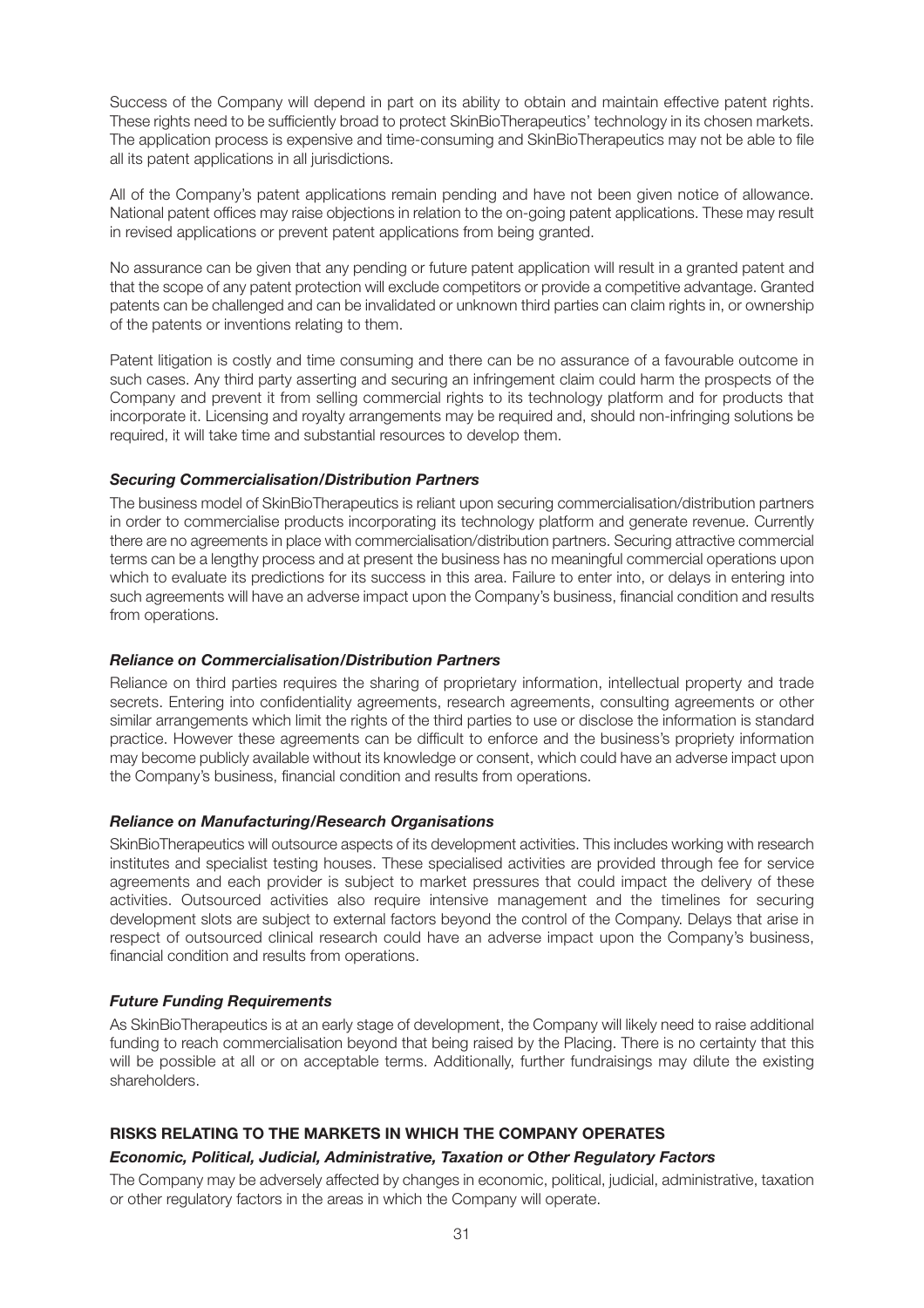Success of the Company will depend in part on its ability to obtain and maintain effective patent rights. These rights need to be sufficiently broad to protect SkinBioTherapeutics' technology in its chosen markets. The application process is expensive and time-consuming and SkinBioTherapeutics may not be able to file all its patent applications in all jurisdictions.

All of the Company's patent applications remain pending and have not been given notice of allowance. National patent offices may raise objections in relation to the on-going patent applications. These may result in revised applications or prevent patent applications from being granted.

No assurance can be given that any pending or future patent application will result in a granted patent and that the scope of any patent protection will exclude competitors or provide a competitive advantage. Granted patents can be challenged and can be invalidated or unknown third parties can claim rights in, or ownership of the patents or inventions relating to them.

Patent litigation is costly and time consuming and there can be no assurance of a favourable outcome in such cases. Any third party asserting and securing an infringement claim could harm the prospects of the Company and prevent it from selling commercial rights to its technology platform and for products that incorporate it. Licensing and royalty arrangements may be required and, should non-infringing solutions be required, it will take time and substantial resources to develop them.

***Securing Commercialisation/Distribution Partners***

The business model of SkinBioTherapeutics is reliant upon securing commercialisation/distribution partners in order to commercialise products incorporating its technology platform and generate revenue. Currently there are no agreements in place with commercialisation/distribution partners. Securing attractive commercial terms can be a lengthy process and at present the business has no meaningful commercial operations upon which to evaluate its predictions for its success in this area. Failure to enter into, or delays in entering into such agreements will have an adverse impact upon the Company's business, financial condition and results from operations.

***Reliance on Commercialisation/Distribution Partners***

Reliance on third parties requires the sharing of proprietary information, intellectual property and trade secrets. Entering into confidentiality agreements, research agreements, consulting agreements or other similar arrangements which limit the rights of the third parties to use or disclose the information is standard practice. However these agreements can be difficult to enforce and the business's propriety information may become publicly available without its knowledge or consent, which could have an adverse impact upon the Company's business, financial condition and results from operations.

***Reliance on Manufacturing/Research Organisations***

SkinBioTherapeutics will outsource aspects of its development activities. This includes working with research institutes and specialist testing houses. These specialised activities are provided through fee for service agreements and each provider is subject to market pressures that could impact the delivery of these activities. Outsourced activities also require intensive management and the timelines for securing development slots are subject to external factors beyond the control of the Company. Delays that arise in respect of outsourced clinical research could have an adverse impact upon the Company's business, financial condition and results from operations.

***Future Funding Requirements***

As SkinBioTherapeutics is at an early stage of development, the Company will likely need to raise additional funding to reach commercialisation beyond that being raised by the Placing. There is no certainty that this will be possible at all or on acceptable terms. Additionally, further fundraisings may dilute the existing shareholders.

**RISKS RELATING TO THE MARKETS IN WHICH THE COMPANY OPERATES**

***Economic, Political, Judicial, Administrative, Taxation or Other Regulatory Factors***

The Company may be adversely affected by changes in economic, political, judicial, administrative, taxation or other regulatory factors in the areas in which the Company will operate.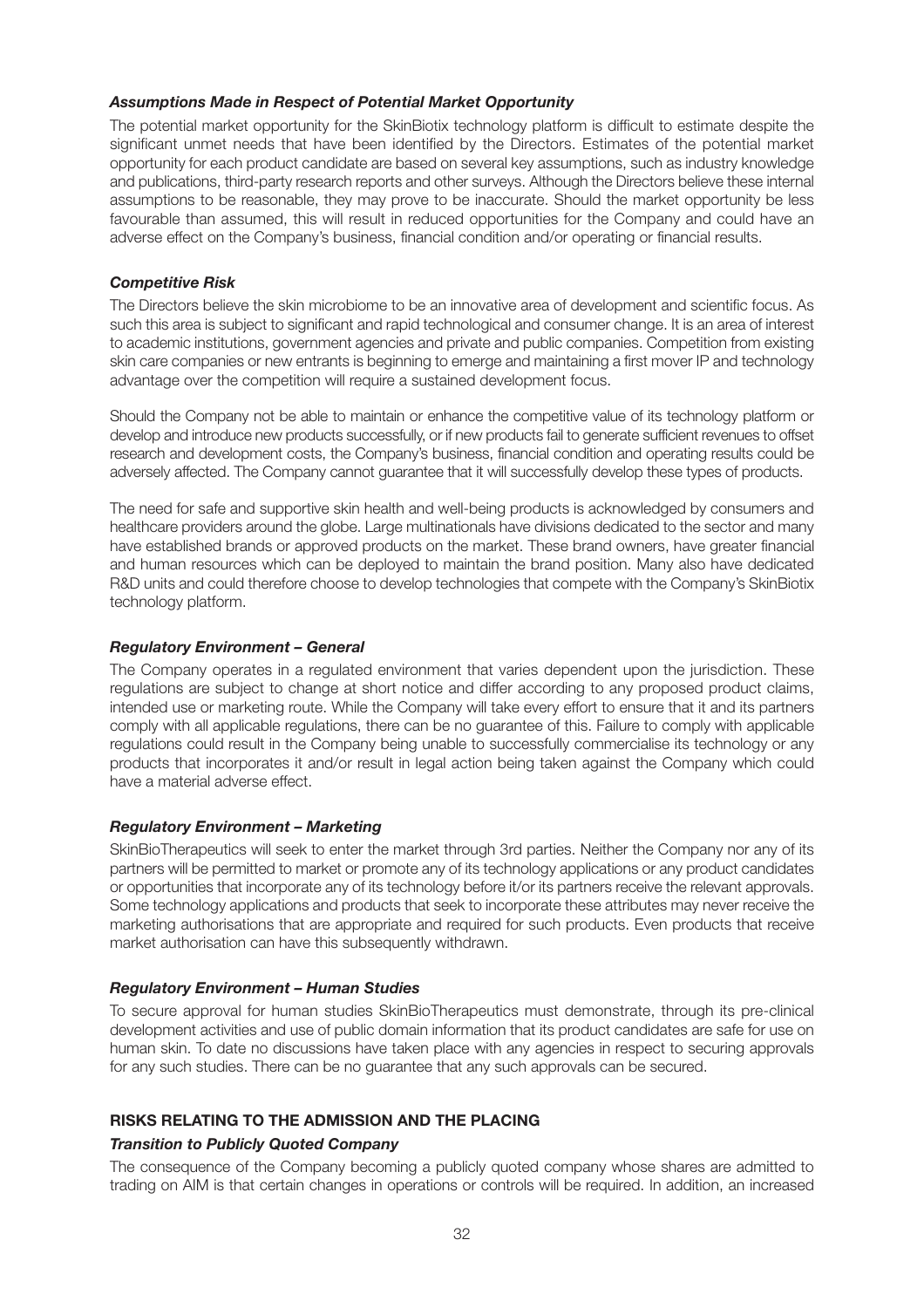### *Assumptions Made in Respect of Potential Market Opportunity*

The potential market opportunity for the SkinBiotix technology platform is difficult to estimate despite the significant unmet needs that have been identified by the Directors. Estimates of the potential market opportunity for each product candidate are based on several key assumptions, such as industry knowledge and publications, third-party research reports and other surveys. Although the Directors believe these internal assumptions to be reasonable, they may prove to be inaccurate. Should the market opportunity be less favourable than assumed, this will result in reduced opportunities for the Company and could have an adverse effect on the Company's business, financial condition and/or operating or financial results.

### *Competitive Risk*

The Directors believe the skin microbiome to be an innovative area of development and scientific focus. As such this area is subject to significant and rapid technological and consumer change. It is an area of interest to academic institutions, government agencies and private and public companies. Competition from existing skin care companies or new entrants is beginning to emerge and maintaining a first mover IP and technology advantage over the competition will require a sustained development focus.

Should the Company not be able to maintain or enhance the competitive value of its technology platform or develop and introduce new products successfully, or if new products fail to generate sufficient revenues to offset research and development costs, the Company's business, financial condition and operating results could be adversely affected. The Company cannot guarantee that it will successfully develop these types of products.

The need for safe and supportive skin health and well-being products is acknowledged by consumers and healthcare providers around the globe. Large multinationals have divisions dedicated to the sector and many have established brands or approved products on the market. These brand owners, have greater financial and human resources which can be deployed to maintain the brand position. Many also have dedicated R&D units and could therefore choose to develop technologies that compete with the Company's SkinBiotix technology platform.

### *Regulatory Environment – General*

The Company operates in a regulated environment that varies dependent upon the jurisdiction. These regulations are subject to change at short notice and differ according to any proposed product claims, intended use or marketing route. While the Company will take every effort to ensure that it and its partners comply with all applicable regulations, there can be no guarantee of this. Failure to comply with applicable regulations could result in the Company being unable to successfully commercialise its technology or any products that incorporates it and/or result in legal action being taken against the Company which could have a material adverse effect.

### *Regulatory Environment – Marketing*

SkinBioTherapeutics will seek to enter the market through 3rd parties. Neither the Company nor any of its partners will be permitted to market or promote any of its technology applications or any product candidates or opportunities that incorporate any of its technology before it/or its partners receive the relevant approvals. Some technology applications and products that seek to incorporate these attributes may never receive the marketing authorisations that are appropriate and required for such products. Even products that receive market authorisation can have this subsequently withdrawn.

### *Regulatory Environment – Human Studies*

To secure approval for human studies SkinBioTherapeutics must demonstrate, through its pre-clinical development activities and use of public domain information that its product candidates are safe for use on human skin. To date no discussions have taken place with any agencies in respect to securing approvals for any such studies. There can be no guarantee that any such approvals can be secured.

## RISKS RELATING TO THE ADMISSION AND THE PLACING

### *Transition to Publicly Quoted Company*

The consequence of the Company becoming a publicly quoted company whose shares are admitted to trading on AIM is that certain changes in operations or controls will be required. In addition, an increased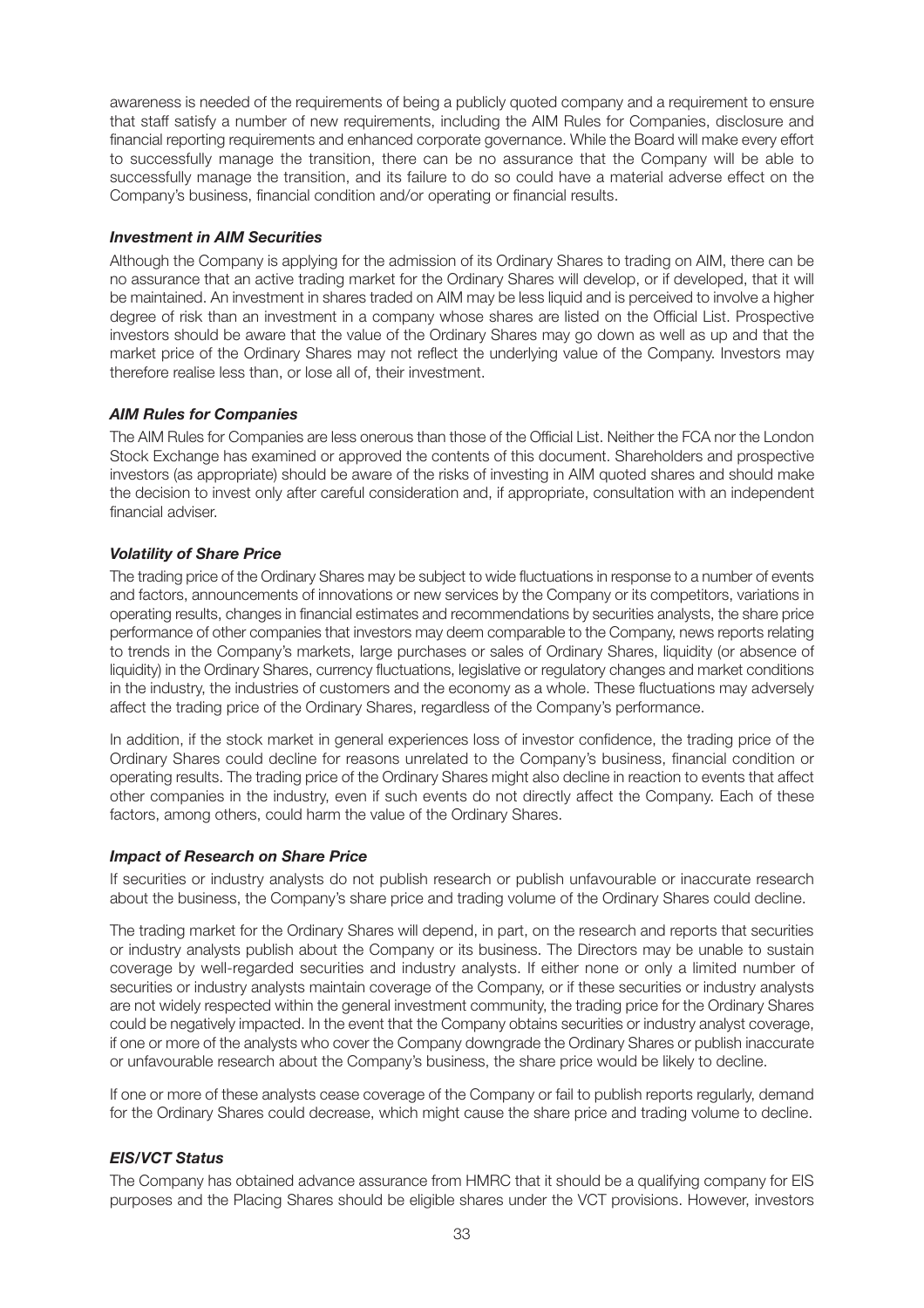awareness is needed of the requirements of being a publicly quoted company and a requirement to ensure that staff satisfy a number of new requirements, including the AIM Rules for Companies, disclosure and financial reporting requirements and enhanced corporate governance. While the Board will make every effort to successfully manage the transition, there can be no assurance that the Company will be able to successfully manage the transition, and its failure to do so could have a material adverse effect on the Company's business, financial condition and/or operating or financial results.

***Investment in AIM Securities***

Although the Company is applying for the admission of its Ordinary Shares to trading on AIM, there can be no assurance that an active trading market for the Ordinary Shares will develop, or if developed, that it will be maintained. An investment in shares traded on AIM may be less liquid and is perceived to involve a higher degree of risk than an investment in a company whose shares are listed on the Official List. Prospective investors should be aware that the value of the Ordinary Shares may go down as well as up and that the market price of the Ordinary Shares may not reflect the underlying value of the Company. Investors may therefore realise less than, or lose all of, their investment.

***AIM Rules for Companies***

The AIM Rules for Companies are less onerous than those of the Official List. Neither the FCA nor the London Stock Exchange has examined or approved the contents of this document. Shareholders and prospective investors (as appropriate) should be aware of the risks of investing in AIM quoted shares and should make the decision to invest only after careful consideration and, if appropriate, consultation with an independent financial adviser.

***Volatility of Share Price***

The trading price of the Ordinary Shares may be subject to wide fluctuations in response to a number of events and factors, announcements of innovations or new services by the Company or its competitors, variations in operating results, changes in financial estimates and recommendations by securities analysts, the share price performance of other companies that investors may deem comparable to the Company, news reports relating to trends in the Company's markets, large purchases or sales of Ordinary Shares, liquidity (or absence of liquidity) in the Ordinary Shares, currency fluctuations, legislative or regulatory changes and market conditions in the industry, the industries of customers and the economy as a whole. These fluctuations may adversely affect the trading price of the Ordinary Shares, regardless of the Company's performance.

In addition, if the stock market in general experiences loss of investor confidence, the trading price of the Ordinary Shares could decline for reasons unrelated to the Company's business, financial condition or operating results. The trading price of the Ordinary Shares might also decline in reaction to events that affect other companies in the industry, even if such events do not directly affect the Company. Each of these factors, among others, could harm the value of the Ordinary Shares.

***Impact of Research on Share Price***

If securities or industry analysts do not publish research or publish unfavourable or inaccurate research about the business, the Company's share price and trading volume of the Ordinary Shares could decline.

The trading market for the Ordinary Shares will depend, in part, on the research and reports that securities or industry analysts publish about the Company or its business. The Directors may be unable to sustain coverage by well-regarded securities and industry analysts. If either none or only a limited number of securities or industry analysts maintain coverage of the Company, or if these securities or industry analysts are not widely respected within the general investment community, the trading price for the Ordinary Shares could be negatively impacted. In the event that the Company obtains securities or industry analyst coverage, if one or more of the analysts who cover the Company downgrade the Ordinary Shares or publish inaccurate or unfavourable research about the Company's business, the share price would be likely to decline.

If one or more of these analysts cease coverage of the Company or fail to publish reports regularly, demand for the Ordinary Shares could decrease, which might cause the share price and trading volume to decline.

***EIS/VCT Status***

The Company has obtained advance assurance from HMRC that it should be a qualifying company for EIS purposes and the Placing Shares should be eligible shares under the VCT provisions. However, investors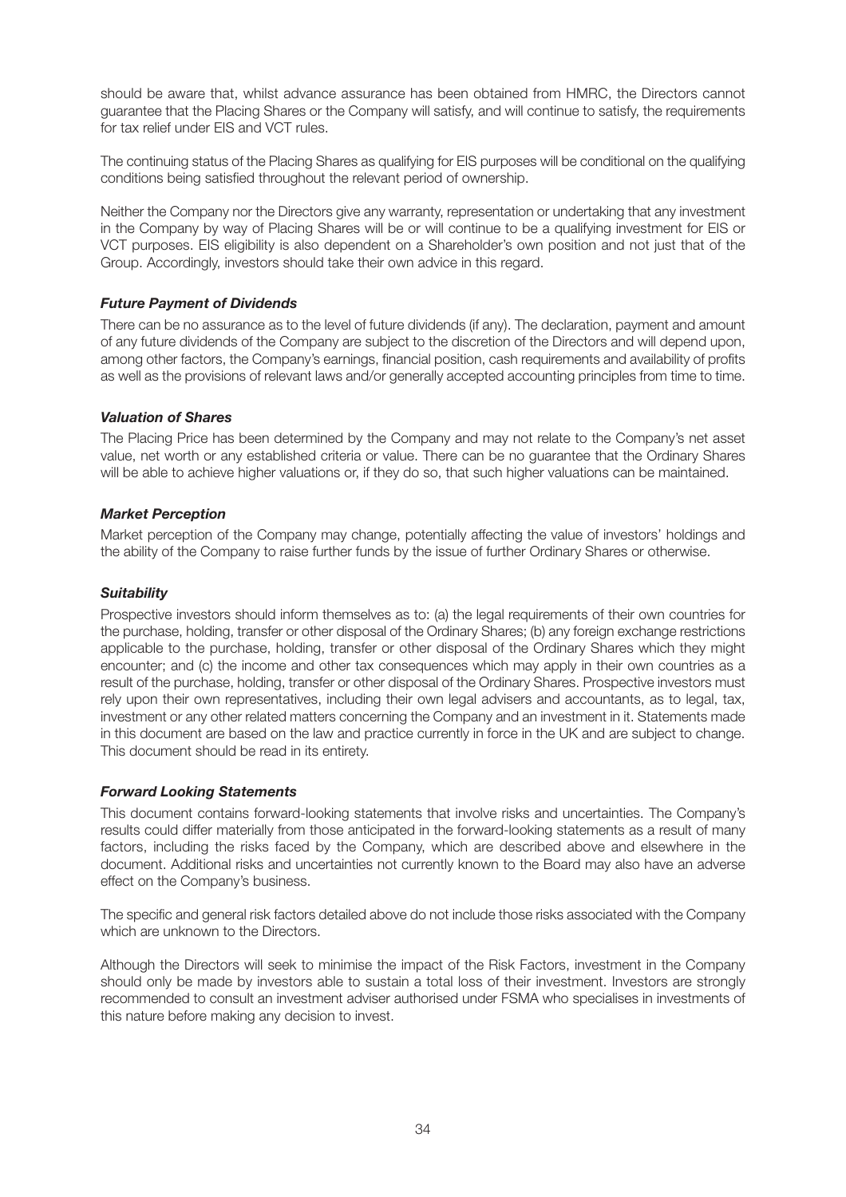should be aware that, whilst advance assurance has been obtained from HMRC, the Directors cannot guarantee that the Placing Shares or the Company will satisfy, and will continue to satisfy, the requirements for tax relief under EIS and VCT rules.

The continuing status of the Placing Shares as qualifying for EIS purposes will be conditional on the qualifying conditions being satisfied throughout the relevant period of ownership.

Neither the Company nor the Directors give any warranty, representation or undertaking that any investment in the Company by way of Placing Shares will be or will continue to be a qualifying investment for EIS or VCT purposes. EIS eligibility is also dependent on a Shareholder's own position and not just that of the Group. Accordingly, investors should take their own advice in this regard.

***Future Payment of Dividends***

There can be no assurance as to the level of future dividends (if any). The declaration, payment and amount of any future dividends of the Company are subject to the discretion of the Directors and will depend upon, among other factors, the Company's earnings, financial position, cash requirements and availability of profits as well as the provisions of relevant laws and/or generally accepted accounting principles from time to time.

***Valuation of Shares***

The Placing Price has been determined by the Company and may not relate to the Company's net asset value, net worth or any established criteria or value. There can be no guarantee that the Ordinary Shares will be able to achieve higher valuations or, if they do so, that such higher valuations can be maintained.

***Market Perception***

Market perception of the Company may change, potentially affecting the value of investors' holdings and the ability of the Company to raise further funds by the issue of further Ordinary Shares or otherwise.

***Suitability***

Prospective investors should inform themselves as to: (a) the legal requirements of their own countries for the purchase, holding, transfer or other disposal of the Ordinary Shares; (b) any foreign exchange restrictions applicable to the purchase, holding, transfer or other disposal of the Ordinary Shares which they might encounter; and (c) the income and other tax consequences which may apply in their own countries as a result of the purchase, holding, transfer or other disposal of the Ordinary Shares. Prospective investors must rely upon their own representatives, including their own legal advisers and accountants, as to legal, tax, investment or any other related matters concerning the Company and an investment in it. Statements made in this document are based on the law and practice currently in force in the UK and are subject to change. This document should be read in its entirety.

***Forward Looking Statements***

This document contains forward-looking statements that involve risks and uncertainties. The Company's results could differ materially from those anticipated in the forward-looking statements as a result of many factors, including the risks faced by the Company, which are described above and elsewhere in the document. Additional risks and uncertainties not currently known to the Board may also have an adverse effect on the Company's business.

The specific and general risk factors detailed above do not include those risks associated with the Company which are unknown to the Directors.

Although the Directors will seek to minimise the impact of the Risk Factors, investment in the Company should only be made by investors able to sustain a total loss of their investment. Investors are strongly recommended to consult an investment adviser authorised under FSMA who specialises in investments of this nature before making any decision to invest.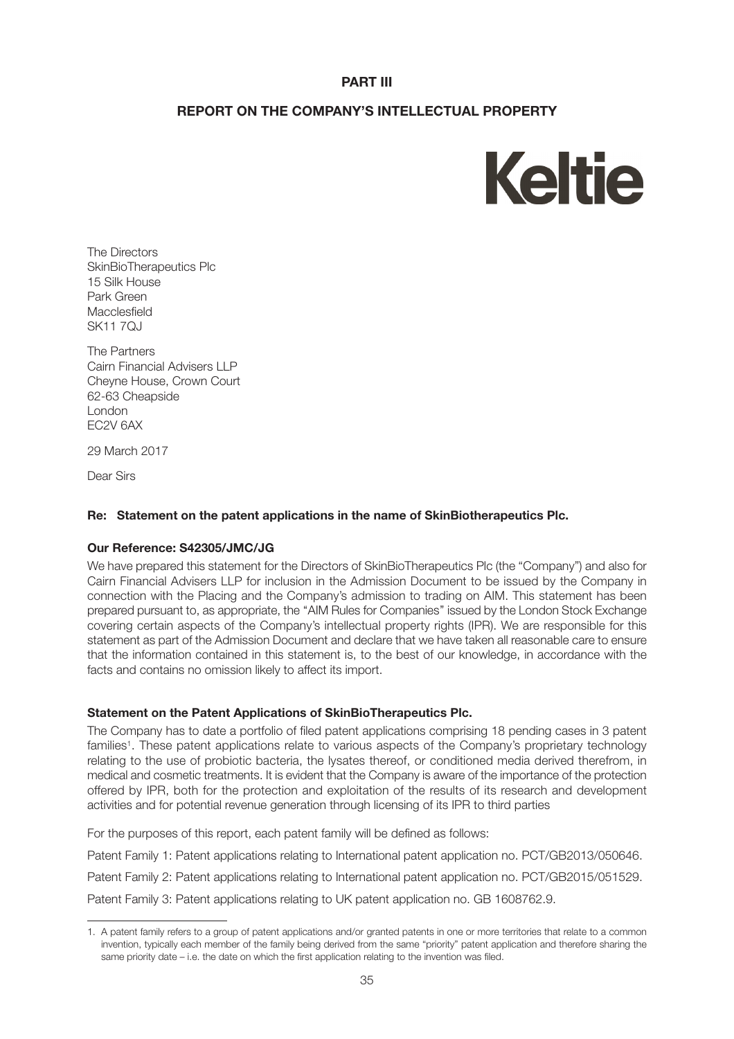# PART III

## REPORT ON THE COMPANY'S INTELLECTUAL PROPERTY

**Keltie**

The Directors
SkinBioTherapeutics Plc
15 Silk House
Park Green
Macclesfield
SK11 7QJ

The Partners
Cairn Financial Advisers LLP
Cheyne House, Crown Court
62-63 Cheapside
London
EC2V 6AX

29 March 2017

Dear Sirs

**Re: Statement on the patent applications in the name of SkinBiotherapeutics Plc.**

**Our Reference: S42305/JMC/JG**

We have prepared this statement for the Directors of SkinBioTherapeutics Plc (the "Company") and also for Cairn Financial Advisers LLP for inclusion in the Admission Document to be issued by the Company in connection with the Placing and the Company's admission to trading on AIM. This statement has been prepared pursuant to, as appropriate, the "AIM Rules for Companies" issued by the London Stock Exchange covering certain aspects of the Company's intellectual property rights (IPR). We are responsible for this statement as part of the Admission Document and declare that we have taken all reasonable care to ensure that the information contained in this statement is, to the best of our knowledge, in accordance with the facts and contains no omission likely to affect its import.

**Statement on the Patent Applications of SkinBioTherapeutics Plc.**

The Company has to date a portfolio of filed patent applications comprising 18 pending cases in 3 patent families[1]. These patent applications relate to various aspects of the Company's proprietary technology relating to the use of probiotic bacteria, the lysates thereof, or conditioned media derived therefrom, in medical and cosmetic treatments. It is evident that the Company is aware of the importance of the protection offered by IPR, both for the protection and exploitation of the results of its research and development activities and for potential revenue generation through licensing of its IPR to third parties

For the purposes of this report, each patent family will be defined as follows:

Patent Family 1: Patent applications relating to International patent application no. PCT/GB2013/050646.

Patent Family 2: Patent applications relating to International patent application no. PCT/GB2015/051529.

Patent Family 3: Patent applications relating to UK patent application no. GB 1608762.9.

---

1. A patent family refers to a group of patent applications and/or granted patents in one or more territories that relate to a common invention, typically each member of the family being derived from the same "priority" patent application and therefore sharing the same priority date – i.e. the date on which the first application relating to the invention was filed.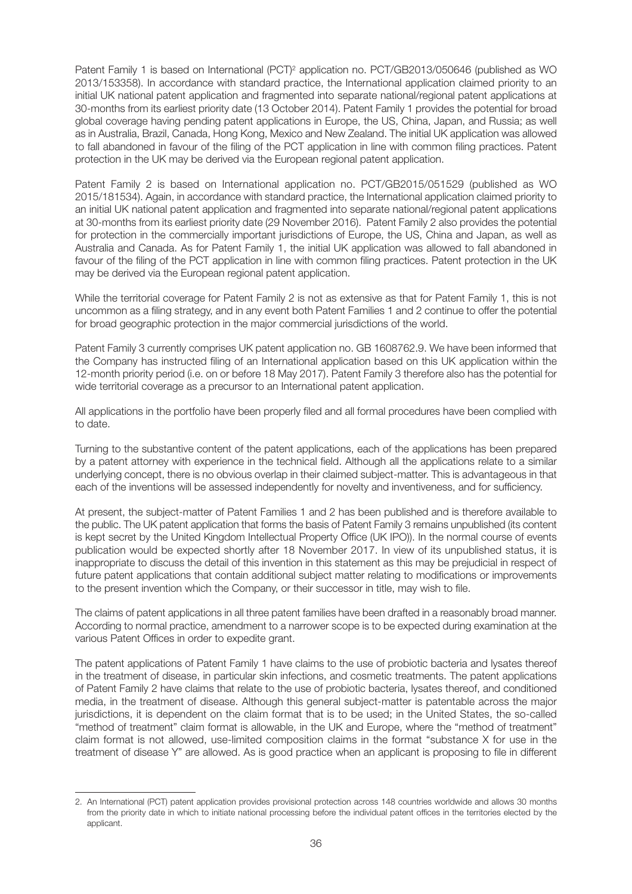Patent Family 1 is based on International (PCT)[2] application no. PCT/GB2013/050646 (published as WO 2013/153358). In accordance with standard practice, the International application claimed priority to an initial UK national patent application and fragmented into separate national/regional patent applications at 30-months from its earliest priority date (13 October 2014). Patent Family 1 provides the potential for broad global coverage having pending patent applications in Europe, the US, China, Japan, and Russia; as well as in Australia, Brazil, Canada, Hong Kong, Mexico and New Zealand. The initial UK application was allowed to fall abandoned in favour of the filing of the PCT application in line with common filing practices. Patent protection in the UK may be derived via the European regional patent application.

Patent Family 2 is based on International application no. PCT/GB2015/051529 (published as WO 2015/181534). Again, in accordance with standard practice, the International application claimed priority to an initial UK national patent application and fragmented into separate national/regional patent applications at 30-months from its earliest priority date (29 November 2016). Patent Family 2 also provides the potential for protection in the commercially important jurisdictions of Europe, the US, China and Japan, as well as Australia and Canada. As for Patent Family 1, the initial UK application was allowed to fall abandoned in favour of the filing of the PCT application in line with common filing practices. Patent protection in the UK may be derived via the European regional patent application.

While the territorial coverage for Patent Family 2 is not as extensive as that for Patent Family 1, this is not uncommon as a filing strategy, and in any event both Patent Families 1 and 2 continue to offer the potential for broad geographic protection in the major commercial jurisdictions of the world.

Patent Family 3 currently comprises UK patent application no. GB 1608762.9. We have been informed that the Company has instructed filing of an International application based on this UK application within the 12-month priority period (i.e. on or before 18 May 2017). Patent Family 3 therefore also has the potential for wide territorial coverage as a precursor to an International patent application.

All applications in the portfolio have been properly filed and all formal procedures have been complied with to date.

Turning to the substantive content of the patent applications, each of the applications has been prepared by a patent attorney with experience in the technical field. Although all the applications relate to a similar underlying concept, there is no obvious overlap in their claimed subject-matter. This is advantageous in that each of the inventions will be assessed independently for novelty and inventiveness, and for sufficiency.

At present, the subject-matter of Patent Families 1 and 2 has been published and is therefore available to the public. The UK patent application that forms the basis of Patent Family 3 remains unpublished (its content is kept secret by the United Kingdom Intellectual Property Office (UK IPO)). In the normal course of events publication would be expected shortly after 18 November 2017. In view of its unpublished status, it is inappropriate to discuss the detail of this invention in this statement as this may be prejudicial in respect of future patent applications that contain additional subject matter relating to modifications or improvements to the present invention which the Company, or their successor in title, may wish to file.

The claims of patent applications in all three patent families have been drafted in a reasonably broad manner. According to normal practice, amendment to a narrower scope is to be expected during examination at the various Patent Offices in order to expedite grant.

The patent applications of Patent Family 1 have claims to the use of probiotic bacteria and lysates thereof in the treatment of disease, in particular skin infections, and cosmetic treatments. The patent applications of Patent Family 2 have claims that relate to the use of probiotic bacteria, lysates thereof, and conditioned media, in the treatment of disease. Although this general subject-matter is patentable across the major jurisdictions, it is dependent on the claim format that is to be used; in the United States, the so-called "method of treatment" claim format is allowable, in the UK and Europe, where the "method of treatment" claim format is not allowed, use-limited composition claims in the format "substance X for use in the treatment of disease Y" are allowed. As is good practice when an applicant is proposing to file in different

2. An International (PCT) patent application provides provisional protection across 148 countries worldwide and allows 30 months from the priority date in which to initiate national processing before the individual patent offices in the territories elected by the applicant.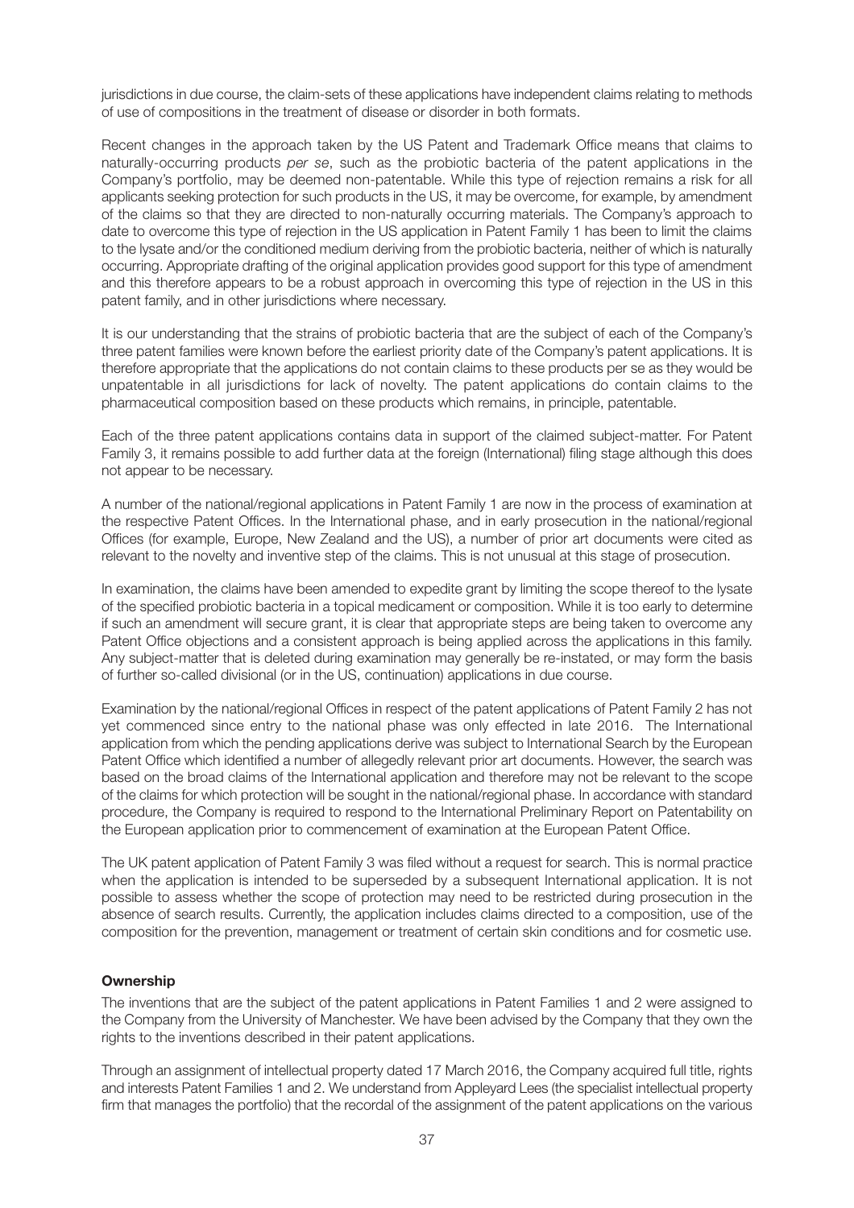jurisdictions in due course, the claim-sets of these applications have independent claims relating to methods of use of compositions in the treatment of disease or disorder in both formats.

Recent changes in the approach taken by the US Patent and Trademark Office means that claims to naturally-occurring products *per se*, such as the probiotic bacteria of the patent applications in the Company's portfolio, may be deemed non-patentable. While this type of rejection remains a risk for all applicants seeking protection for such products in the US, it may be overcome, for example, by amendment of the claims so that they are directed to non-naturally occurring materials. The Company's approach to date to overcome this type of rejection in the US application in Patent Family 1 has been to limit the claims to the lysate and/or the conditioned medium deriving from the probiotic bacteria, neither of which is naturally occurring. Appropriate drafting of the original application provides good support for this type of amendment and this therefore appears to be a robust approach in overcoming this type of rejection in the US in this patent family, and in other jurisdictions where necessary.

It is our understanding that the strains of probiotic bacteria that are the subject of each of the Company's three patent families were known before the earliest priority date of the Company's patent applications. It is therefore appropriate that the applications do not contain claims to these products per se as they would be unpatentable in all jurisdictions for lack of novelty. The patent applications do contain claims to the pharmaceutical composition based on these products which remains, in principle, patentable.

Each of the three patent applications contains data in support of the claimed subject-matter. For Patent Family 3, it remains possible to add further data at the foreign (International) filing stage although this does not appear to be necessary.

A number of the national/regional applications in Patent Family 1 are now in the process of examination at the respective Patent Offices. In the International phase, and in early prosecution in the national/regional Offices (for example, Europe, New Zealand and the US), a number of prior art documents were cited as relevant to the novelty and inventive step of the claims. This is not unusual at this stage of prosecution.

In examination, the claims have been amended to expedite grant by limiting the scope thereof to the lysate of the specified probiotic bacteria in a topical medicament or composition. While it is too early to determine if such an amendment will secure grant, it is clear that appropriate steps are being taken to overcome any Patent Office objections and a consistent approach is being applied across the applications in this family. Any subject-matter that is deleted during examination may generally be re-instated, or may form the basis of further so-called divisional (or in the US, continuation) applications in due course.

Examination by the national/regional Offices in respect of the patent applications of Patent Family 2 has not yet commenced since entry to the national phase was only effected in late 2016. The International application from which the pending applications derive was subject to International Search by the European Patent Office which identified a number of allegedly relevant prior art documents. However, the search was based on the broad claims of the International application and therefore may not be relevant to the scope of the claims for which protection will be sought in the national/regional phase. In accordance with standard procedure, the Company is required to respond to the International Preliminary Report on Patentability on the European application prior to commencement of examination at the European Patent Office.

The UK patent application of Patent Family 3 was filed without a request for search. This is normal practice when the application is intended to be superseded by a subsequent International application. It is not possible to assess whether the scope of protection may need to be restricted during prosecution in the absence of search results. Currently, the application includes claims directed to a composition, use of the composition for the prevention, management or treatment of certain skin conditions and for cosmetic use.

**Ownership**

The inventions that are the subject of the patent applications in Patent Families 1 and 2 were assigned to the Company from the University of Manchester. We have been advised by the Company that they own the rights to the inventions described in their patent applications.

Through an assignment of intellectual property dated 17 March 2016, the Company acquired full title, rights and interests Patent Families 1 and 2. We understand from Appleyard Lees (the specialist intellectual property firm that manages the portfolio) that the recordal of the assignment of the patent applications on the various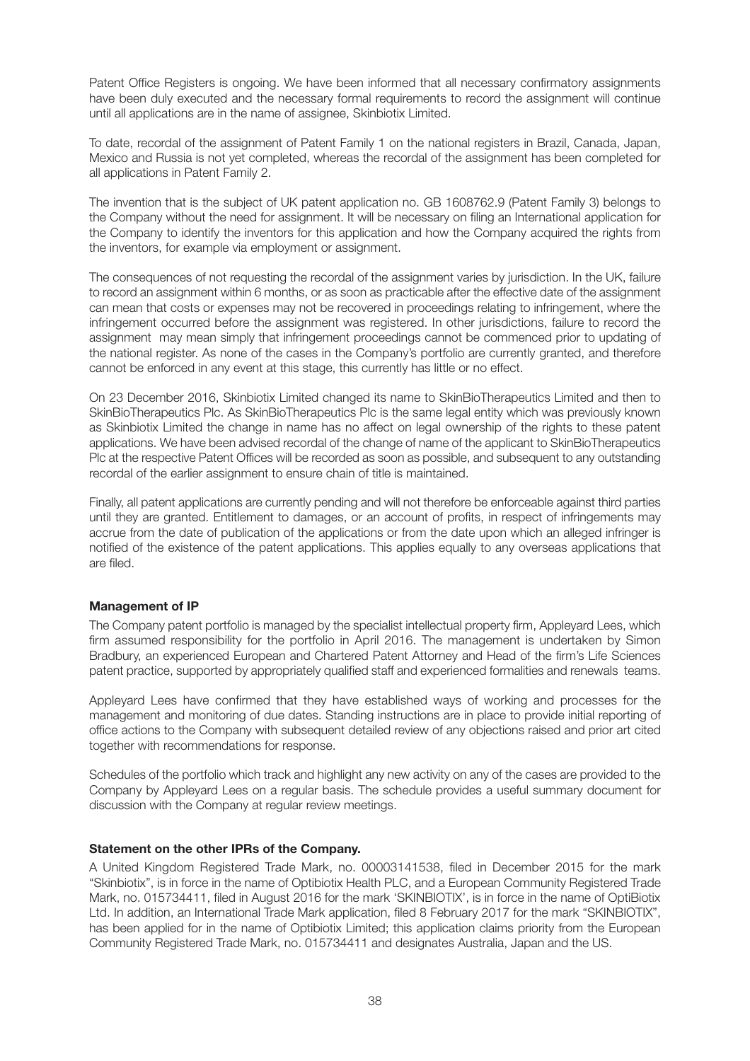Patent Office Registers is ongoing. We have been informed that all necessary confirmatory assignments have been duly executed and the necessary formal requirements to record the assignment will continue until all applications are in the name of assignee, Skinbiotix Limited.

To date, recordal of the assignment of Patent Family 1 on the national registers in Brazil, Canada, Japan, Mexico and Russia is not yet completed, whereas the recordal of the assignment has been completed for all applications in Patent Family 2.

The invention that is the subject of UK patent application no. GB 1608762.9 (Patent Family 3) belongs to the Company without the need for assignment. It will be necessary on filing an International application for the Company to identify the inventors for this application and how the Company acquired the rights from the inventors, for example via employment or assignment.

The consequences of not requesting the recordal of the assignment varies by jurisdiction. In the UK, failure to record an assignment within 6 months, or as soon as practicable after the effective date of the assignment can mean that costs or expenses may not be recovered in proceedings relating to infringement, where the infringement occurred before the assignment was registered. In other jurisdictions, failure to record the assignment may mean simply that infringement proceedings cannot be commenced prior to updating of the national register. As none of the cases in the Company's portfolio are currently granted, and therefore cannot be enforced in any event at this stage, this currently has little or no effect.

On 23 December 2016, Skinbiotix Limited changed its name to SkinBioTherapeutics Limited and then to SkinBioTherapeutics Plc. As SkinBioTherapeutics Plc is the same legal entity which was previously known as Skinbiotix Limited the change in name has no affect on legal ownership of the rights to these patent applications. We have been advised recordal of the change of name of the applicant to SkinBioTherapeutics Plc at the respective Patent Offices will be recorded as soon as possible, and subsequent to any outstanding recordal of the earlier assignment to ensure chain of title is maintained.

Finally, all patent applications are currently pending and will not therefore be enforceable against third parties until they are granted. Entitlement to damages, or an account of profits, in respect of infringements may accrue from the date of publication of the applications or from the date upon which an alleged infringer is notified of the existence of the patent applications. This applies equally to any overseas applications that are filed.

**Management of IP**

The Company patent portfolio is managed by the specialist intellectual property firm, Appleyard Lees, which firm assumed responsibility for the portfolio in April 2016. The management is undertaken by Simon Bradbury, an experienced European and Chartered Patent Attorney and Head of the firm's Life Sciences patent practice, supported by appropriately qualified staff and experienced formalities and renewals teams.

Appleyard Lees have confirmed that they have established ways of working and processes for the management and monitoring of due dates. Standing instructions are in place to provide initial reporting of office actions to the Company with subsequent detailed review of any objections raised and prior art cited together with recommendations for response.

Schedules of the portfolio which track and highlight any new activity on any of the cases are provided to the Company by Appleyard Lees on a regular basis. The schedule provides a useful summary document for discussion with the Company at regular review meetings.

**Statement on the other IPRs of the Company.**

A United Kingdom Registered Trade Mark, no. 00003141538, filed in December 2015 for the mark "Skinbiotix", is in force in the name of Optibiotix Health PLC, and a European Community Registered Trade Mark, no. 015734411, filed in August 2016 for the mark 'SKINBIOTIX', is in force in the name of OptiBiotix Ltd. In addition, an International Trade Mark application, filed 8 February 2017 for the mark "SKINBIOTIX", has been applied for in the name of Optibiotix Limited; this application claims priority from the European Community Registered Trade Mark, no. 015734411 and designates Australia, Japan and the US.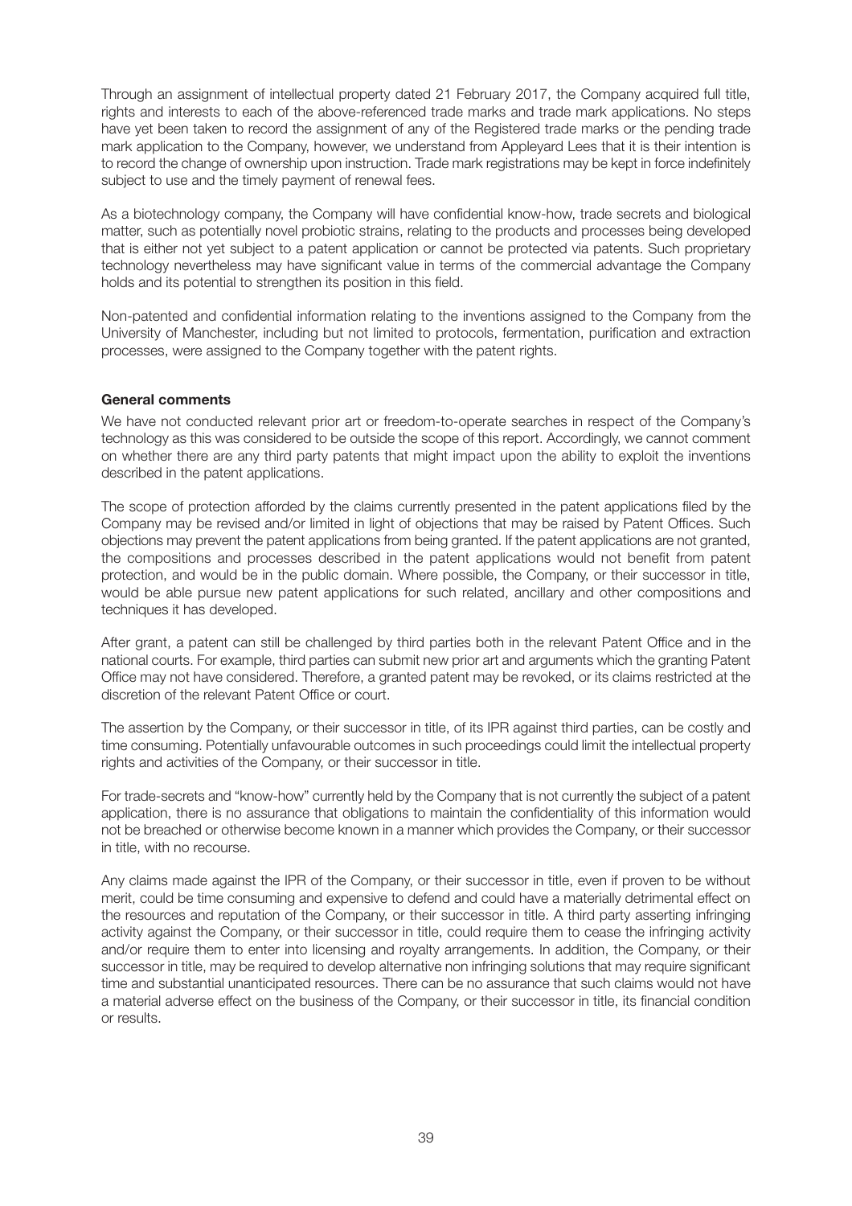Through an assignment of intellectual property dated 21 February 2017, the Company acquired full title, rights and interests to each of the above-referenced trade marks and trade mark applications. No steps have yet been taken to record the assignment of any of the Registered trade marks or the pending trade mark application to the Company, however, we understand from Appleyard Lees that it is their intention is to record the change of ownership upon instruction. Trade mark registrations may be kept in force indefinitely subject to use and the timely payment of renewal fees.

As a biotechnology company, the Company will have confidential know-how, trade secrets and biological matter, such as potentially novel probiotic strains, relating to the products and processes being developed that is either not yet subject to a patent application or cannot be protected via patents. Such proprietary technology nevertheless may have significant value in terms of the commercial advantage the Company holds and its potential to strengthen its position in this field.

Non-patented and confidential information relating to the inventions assigned to the Company from the University of Manchester, including but not limited to protocols, fermentation, purification and extraction processes, were assigned to the Company together with the patent rights.

**General comments**

We have not conducted relevant prior art or freedom-to-operate searches in respect of the Company's technology as this was considered to be outside the scope of this report. Accordingly, we cannot comment on whether there are any third party patents that might impact upon the ability to exploit the inventions described in the patent applications.

The scope of protection afforded by the claims currently presented in the patent applications filed by the Company may be revised and/or limited in light of objections that may be raised by Patent Offices. Such objections may prevent the patent applications from being granted. If the patent applications are not granted, the compositions and processes described in the patent applications would not benefit from patent protection, and would be in the public domain. Where possible, the Company, or their successor in title, would be able pursue new patent applications for such related, ancillary and other compositions and techniques it has developed.

After grant, a patent can still be challenged by third parties both in the relevant Patent Office and in the national courts. For example, third parties can submit new prior art and arguments which the granting Patent Office may not have considered. Therefore, a granted patent may be revoked, or its claims restricted at the discretion of the relevant Patent Office or court.

The assertion by the Company, or their successor in title, of its IPR against third parties, can be costly and time consuming. Potentially unfavourable outcomes in such proceedings could limit the intellectual property rights and activities of the Company, or their successor in title.

For trade-secrets and "know-how" currently held by the Company that is not currently the subject of a patent application, there is no assurance that obligations to maintain the confidentiality of this information would not be breached or otherwise become known in a manner which provides the Company, or their successor in title, with no recourse.

Any claims made against the IPR of the Company, or their successor in title, even if proven to be without merit, could be time consuming and expensive to defend and could have a materially detrimental effect on the resources and reputation of the Company, or their successor in title. A third party asserting infringing activity against the Company, or their successor in title, could require them to cease the infringing activity and/or require them to enter into licensing and royalty arrangements. In addition, the Company, or their successor in title, may be required to develop alternative non infringing solutions that may require significant time and substantial unanticipated resources. There can be no assurance that such claims would not have a material adverse effect on the business of the Company, or their successor in title, its financial condition or results.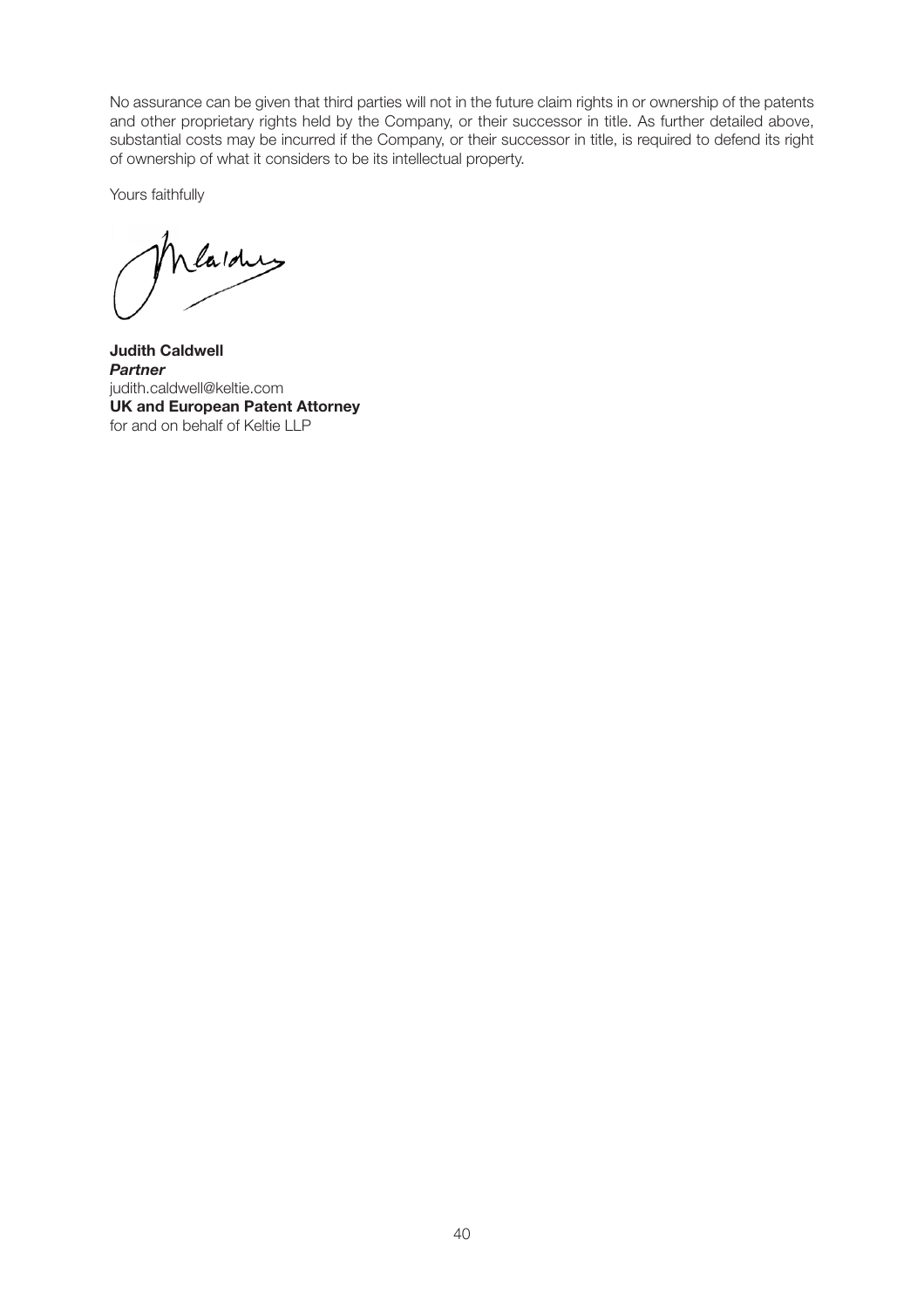No assurance can be given that third parties will not in the future claim rights in or ownership of the patents and other proprietary rights held by the Company, or their successor in title. As further detailed above, substantial costs may be incurred if the Company, or their successor in title, is required to defend its right of ownership of what it considers to be its intellectual property.

Yours faithfully

**Judith Caldwell**
***Partner***
judith.caldwell@keltie.com
**UK and European Patent Attorney**
for and on behalf of Keltie LLP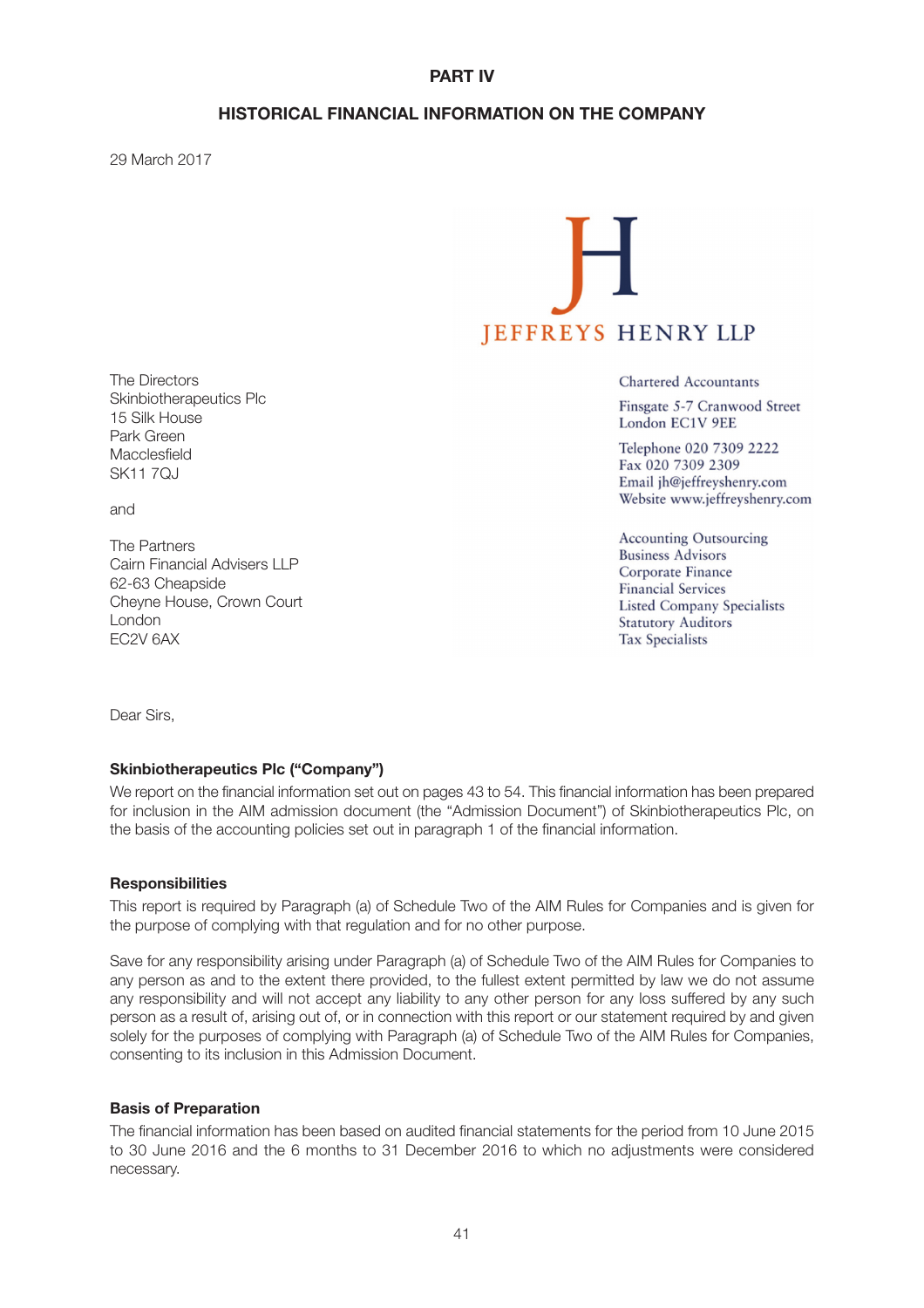**PART IV**

**HISTORICAL FINANCIAL INFORMATION ON THE COMPANY**

29 March 2017

JEFFREYS HENRY LLP

Chartered Accountants

Finsgate 5-7 Cranwood Street
London EC1V 9EE

Telephone 020 7309 2222
Fax 020 7309 2309
Email jh@jeffreyshenry.com
Website www.jeffreyshenry.com

Accounting Outsourcing
Business Advisors
Corporate Finance
Financial Services
Listed Company Specialists
Statutory Auditors
Tax Specialists

The Directors
Skinbiotherapeutics Plc
15 Silk House
Park Green
Macclesfield
SK11 7QJ

and

The Partners
Cairn Financial Advisers LLP
62-63 Cheapside
Cheyne House, Crown Court
London
EC2V 6AX

Dear Sirs,

**Skinbiotherapeutics Plc ("Company")**

We report on the financial information set out on pages 43 to 54. This financial information has been prepared for inclusion in the AIM admission document (the "Admission Document") of Skinbiotherapeutics Plc, on the basis of the accounting policies set out in paragraph 1 of the financial information.

**Responsibilities**

This report is required by Paragraph (a) of Schedule Two of the AIM Rules for Companies and is given for the purpose of complying with that regulation and for no other purpose.

Save for any responsibility arising under Paragraph (a) of Schedule Two of the AIM Rules for Companies to any person as and to the extent there provided, to the fullest extent permitted by law we do not assume any responsibility and will not accept any liability to any other person for any loss suffered by any such person as a result of, arising out of, or in connection with this report or our statement required by and given solely for the purposes of complying with Paragraph (a) of Schedule Two of the AIM Rules for Companies, consenting to its inclusion in this Admission Document.

**Basis of Preparation**

The financial information has been based on audited financial statements for the period from 10 June 2015 to 30 June 2016 and the 6 months to 31 December 2016 to which no adjustments were considered necessary.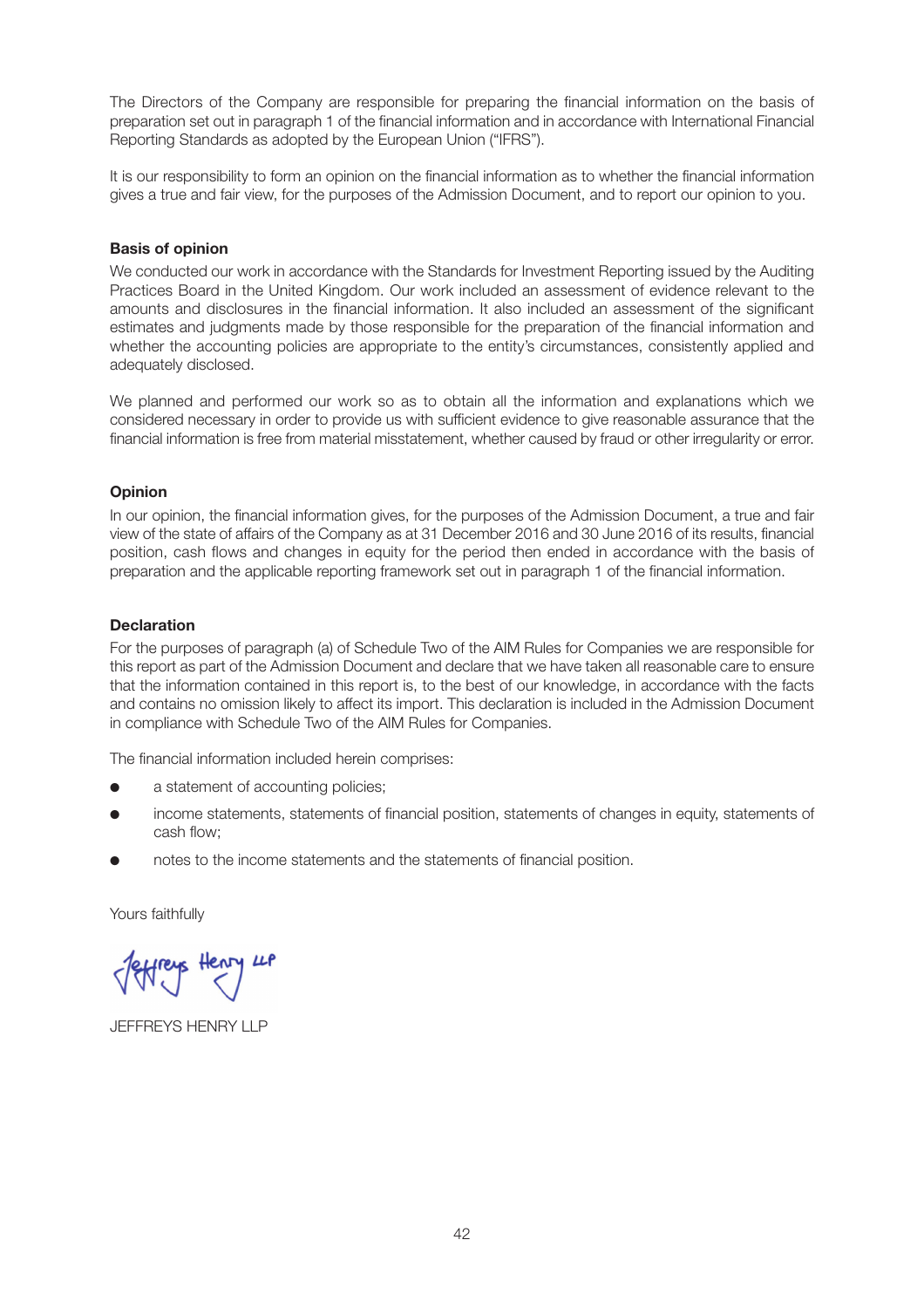The Directors of the Company are responsible for preparing the financial information on the basis of preparation set out in paragraph 1 of the financial information and in accordance with International Financial Reporting Standards as adopted by the European Union ("IFRS").

It is our responsibility to form an opinion on the financial information as to whether the financial information gives a true and fair view, for the purposes of the Admission Document, and to report our opinion to you.

**Basis of opinion**

We conducted our work in accordance with the Standards for Investment Reporting issued by the Auditing Practices Board in the United Kingdom. Our work included an assessment of evidence relevant to the amounts and disclosures in the financial information. It also included an assessment of the significant estimates and judgments made by those responsible for the preparation of the financial information and whether the accounting policies are appropriate to the entity's circumstances, consistently applied and adequately disclosed.

We planned and performed our work so as to obtain all the information and explanations which we considered necessary in order to provide us with sufficient evidence to give reasonable assurance that the financial information is free from material misstatement, whether caused by fraud or other irregularity or error.

**Opinion**

In our opinion, the financial information gives, for the purposes of the Admission Document, a true and fair view of the state of affairs of the Company as at 31 December 2016 and 30 June 2016 of its results, financial position, cash flows and changes in equity for the period then ended in accordance with the basis of preparation and the applicable reporting framework set out in paragraph 1 of the financial information.

**Declaration**

For the purposes of paragraph (a) of Schedule Two of the AIM Rules for Companies we are responsible for this report as part of the Admission Document and declare that we have taken all reasonable care to ensure that the information contained in this report is, to the best of our knowledge, in accordance with the facts and contains no omission likely to affect its import. This declaration is included in the Admission Document in compliance with Schedule Two of the AIM Rules for Companies.

The financial information included herein comprises:

- a statement of accounting policies;
- income statements, statements of financial position, statements of changes in equity, statements of cash flow;
- notes to the income statements and the statements of financial position.

Yours faithfully

Jeffreys Henry LLP

JEFFREYS HENRY LLP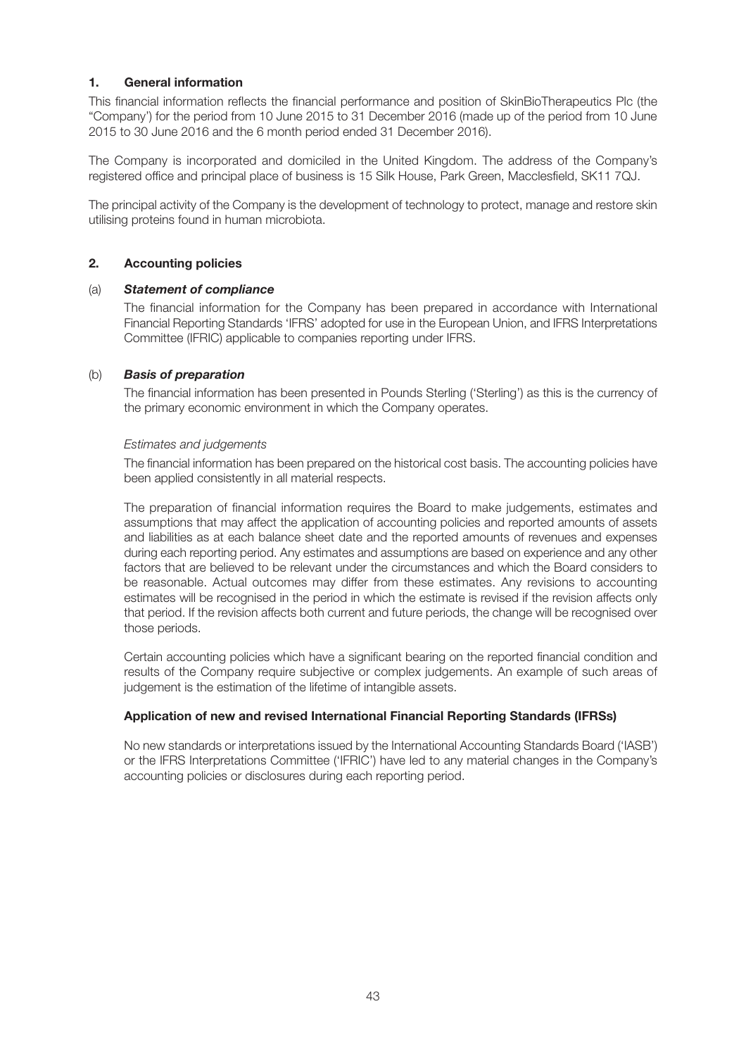## 1. General information

This financial information reflects the financial performance and position of SkinBioTherapeutics Plc (the "Company') for the period from 10 June 2015 to 31 December 2016 (made up of the period from 10 June 2015 to 30 June 2016 and the 6 month period ended 31 December 2016).

The Company is incorporated and domiciled in the United Kingdom. The address of the Company's registered office and principal place of business is 15 Silk House, Park Green, Macclesfield, SK11 7QJ.

The principal activity of the Company is the development of technology to protect, manage and restore skin utilising proteins found in human microbiota.

## 2. Accounting policies

### (a) *Statement of compliance*

The financial information for the Company has been prepared in accordance with International Financial Reporting Standards 'IFRS' adopted for use in the European Union, and IFRS Interpretations Committee (IFRIC) applicable to companies reporting under IFRS.

### (b) *Basis of preparation*

The financial information has been presented in Pounds Sterling ('Sterling') as this is the currency of the primary economic environment in which the Company operates.

*Estimates and judgements*

The financial information has been prepared on the historical cost basis. The accounting policies have been applied consistently in all material respects.

The preparation of financial information requires the Board to make judgements, estimates and assumptions that may affect the application of accounting policies and reported amounts of assets and liabilities as at each balance sheet date and the reported amounts of revenues and expenses during each reporting period. Any estimates and assumptions are based on experience and any other factors that are believed to be relevant under the circumstances and which the Board considers to be reasonable. Actual outcomes may differ from these estimates. Any revisions to accounting estimates will be recognised in the period in which the estimate is revised if the revision affects only that period. If the revision affects both current and future periods, the change will be recognised over those periods.

Certain accounting policies which have a significant bearing on the reported financial condition and results of the Company require subjective or complex judgements. An example of such areas of judgement is the estimation of the lifetime of intangible assets.

**Application of new and revised International Financial Reporting Standards (IFRSs)**

No new standards or interpretations issued by the International Accounting Standards Board ('IASB') or the IFRS Interpretations Committee ('IFRIC') have led to any material changes in the Company's accounting policies or disclosures during each reporting period.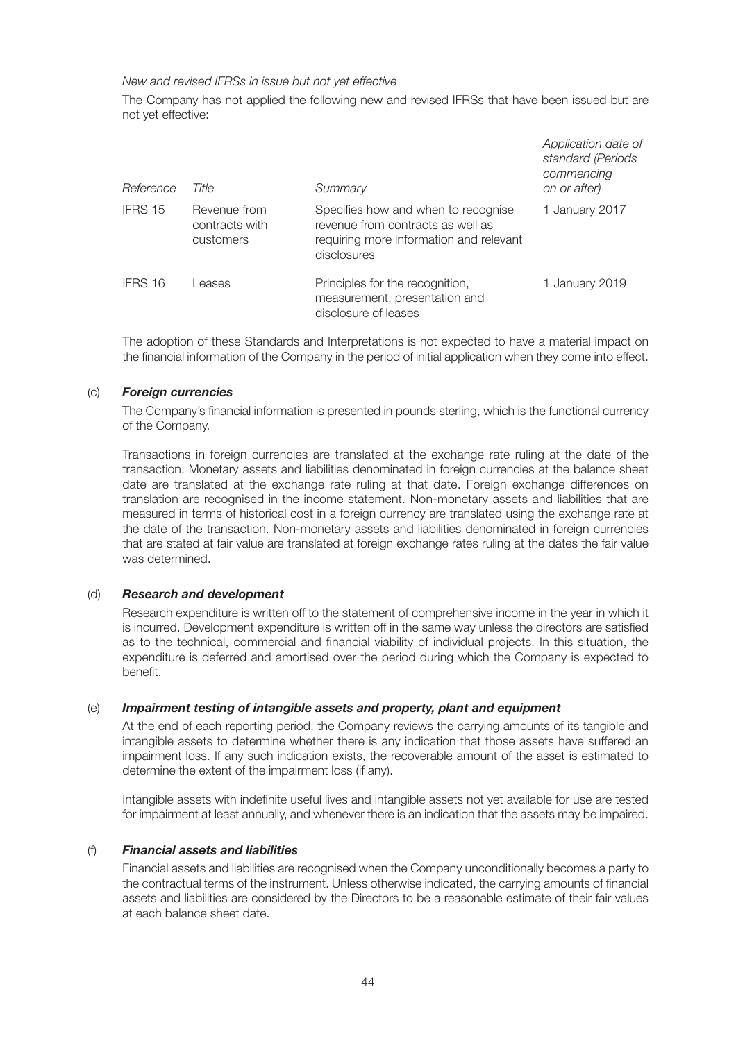*New and revised IFRSs in issue but not yet effective*

The Company has not applied the following new and revised IFRSs that have been issued but are not yet effective:

| *Reference* | *Title* | *Summary* | *Application date of standard (Periods commencing on or after)* |
|---|---|---|---|
| IFRS 15 | Revenue from contracts with customers | Specifies how and when to recognise revenue from contracts as well as requiring more information and relevant disclosures | 1 January 2017 |
| IFRS 16 | Leases | Principles for the recognition, measurement, presentation and disclosure of leases | 1 January 2019 |

The adoption of these Standards and Interpretations is not expected to have a material impact on the financial information of the Company in the period of initial application when they come into effect.

(c) ***Foreign currencies***

The Company's financial information is presented in pounds sterling, which is the functional currency of the Company.

Transactions in foreign currencies are translated at the exchange rate ruling at the date of the transaction. Monetary assets and liabilities denominated in foreign currencies at the balance sheet date are translated at the exchange rate ruling at that date. Foreign exchange differences on translation are recognised in the income statement. Non-monetary assets and liabilities that are measured in terms of historical cost in a foreign currency are translated using the exchange rate at the date of the transaction. Non-monetary assets and liabilities denominated in foreign currencies that are stated at fair value are translated at foreign exchange rates ruling at the dates the fair value was determined.

(d) ***Research and development***

Research expenditure is written off to the statement of comprehensive income in the year in which it is incurred. Development expenditure is written off in the same way unless the directors are satisfied as to the technical, commercial and financial viability of individual projects. In this situation, the expenditure is deferred and amortised over the period during which the Company is expected to benefit.

(e) ***Impairment testing of intangible assets and property, plant and equipment***

At the end of each reporting period, the Company reviews the carrying amounts of its tangible and intangible assets to determine whether there is any indication that those assets have suffered an impairment loss. If any such indication exists, the recoverable amount of the asset is estimated to determine the extent of the impairment loss (if any).

Intangible assets with indefinite useful lives and intangible assets not yet available for use are tested for impairment at least annually, and whenever there is an indication that the assets may be impaired.

(f) ***Financial assets and liabilities***

Financial assets and liabilities are recognised when the Company unconditionally becomes a party to the contractual terms of the instrument. Unless otherwise indicated, the carrying amounts of financial assets and liabilities are considered by the Directors to be a reasonable estimate of their fair values at each balance sheet date.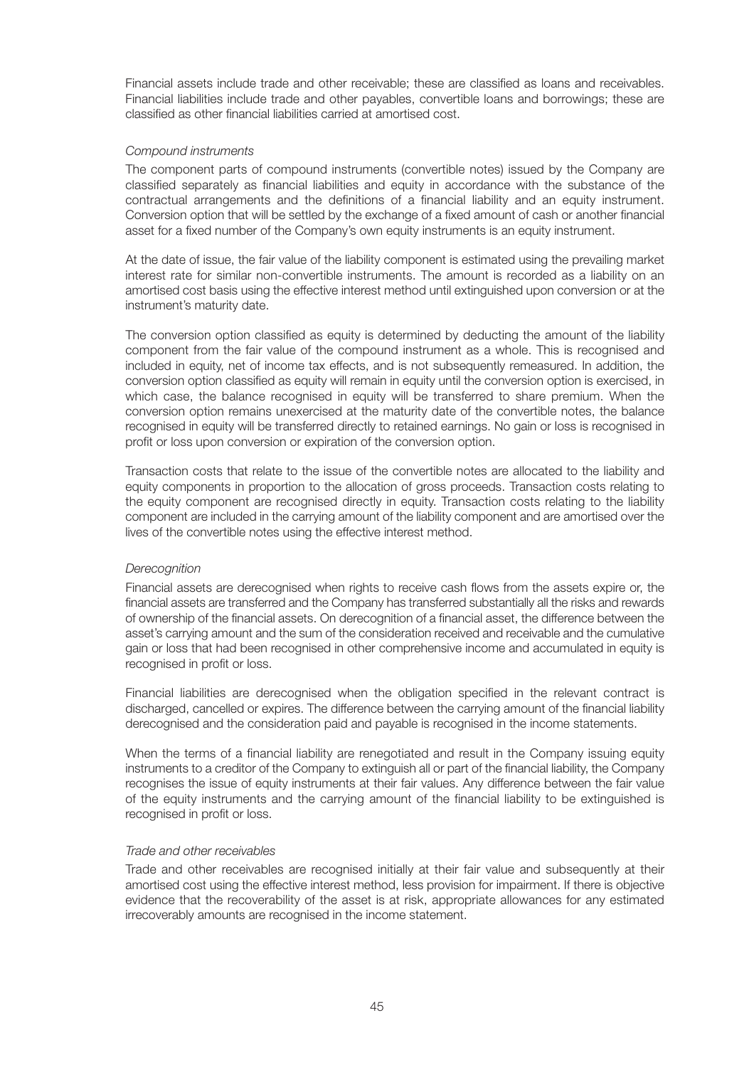Financial assets include trade and other receivable; these are classified as loans and receivables. Financial liabilities include trade and other payables, convertible loans and borrowings; these are classified as other financial liabilities carried at amortised cost.

*Compound instruments*

The component parts of compound instruments (convertible notes) issued by the Company are classified separately as financial liabilities and equity in accordance with the substance of the contractual arrangements and the definitions of a financial liability and an equity instrument. Conversion option that will be settled by the exchange of a fixed amount of cash or another financial asset for a fixed number of the Company's own equity instruments is an equity instrument.

At the date of issue, the fair value of the liability component is estimated using the prevailing market interest rate for similar non-convertible instruments. The amount is recorded as a liability on an amortised cost basis using the effective interest method until extinguished upon conversion or at the instrument's maturity date.

The conversion option classified as equity is determined by deducting the amount of the liability component from the fair value of the compound instrument as a whole. This is recognised and included in equity, net of income tax effects, and is not subsequently remeasured. In addition, the conversion option classified as equity will remain in equity until the conversion option is exercised, in which case, the balance recognised in equity will be transferred to share premium. When the conversion option remains unexercised at the maturity date of the convertible notes, the balance recognised in equity will be transferred directly to retained earnings. No gain or loss is recognised in profit or loss upon conversion or expiration of the conversion option.

Transaction costs that relate to the issue of the convertible notes are allocated to the liability and equity components in proportion to the allocation of gross proceeds. Transaction costs relating to the equity component are recognised directly in equity. Transaction costs relating to the liability component are included in the carrying amount of the liability component and are amortised over the lives of the convertible notes using the effective interest method.

*Derecognition*

Financial assets are derecognised when rights to receive cash flows from the assets expire or, the financial assets are transferred and the Company has transferred substantially all the risks and rewards of ownership of the financial assets. On derecognition of a financial asset, the difference between the asset's carrying amount and the sum of the consideration received and receivable and the cumulative gain or loss that had been recognised in other comprehensive income and accumulated in equity is recognised in profit or loss.

Financial liabilities are derecognised when the obligation specified in the relevant contract is discharged, cancelled or expires. The difference between the carrying amount of the financial liability derecognised and the consideration paid and payable is recognised in the income statements.

When the terms of a financial liability are renegotiated and result in the Company issuing equity instruments to a creditor of the Company to extinguish all or part of the financial liability, the Company recognises the issue of equity instruments at their fair values. Any difference between the fair value of the equity instruments and the carrying amount of the financial liability to be extinguished is recognised in profit or loss.

*Trade and other receivables*

Trade and other receivables are recognised initially at their fair value and subsequently at their amortised cost using the effective interest method, less provision for impairment. If there is objective evidence that the recoverability of the asset is at risk, appropriate allowances for any estimated irrecoverably amounts are recognised in the income statement.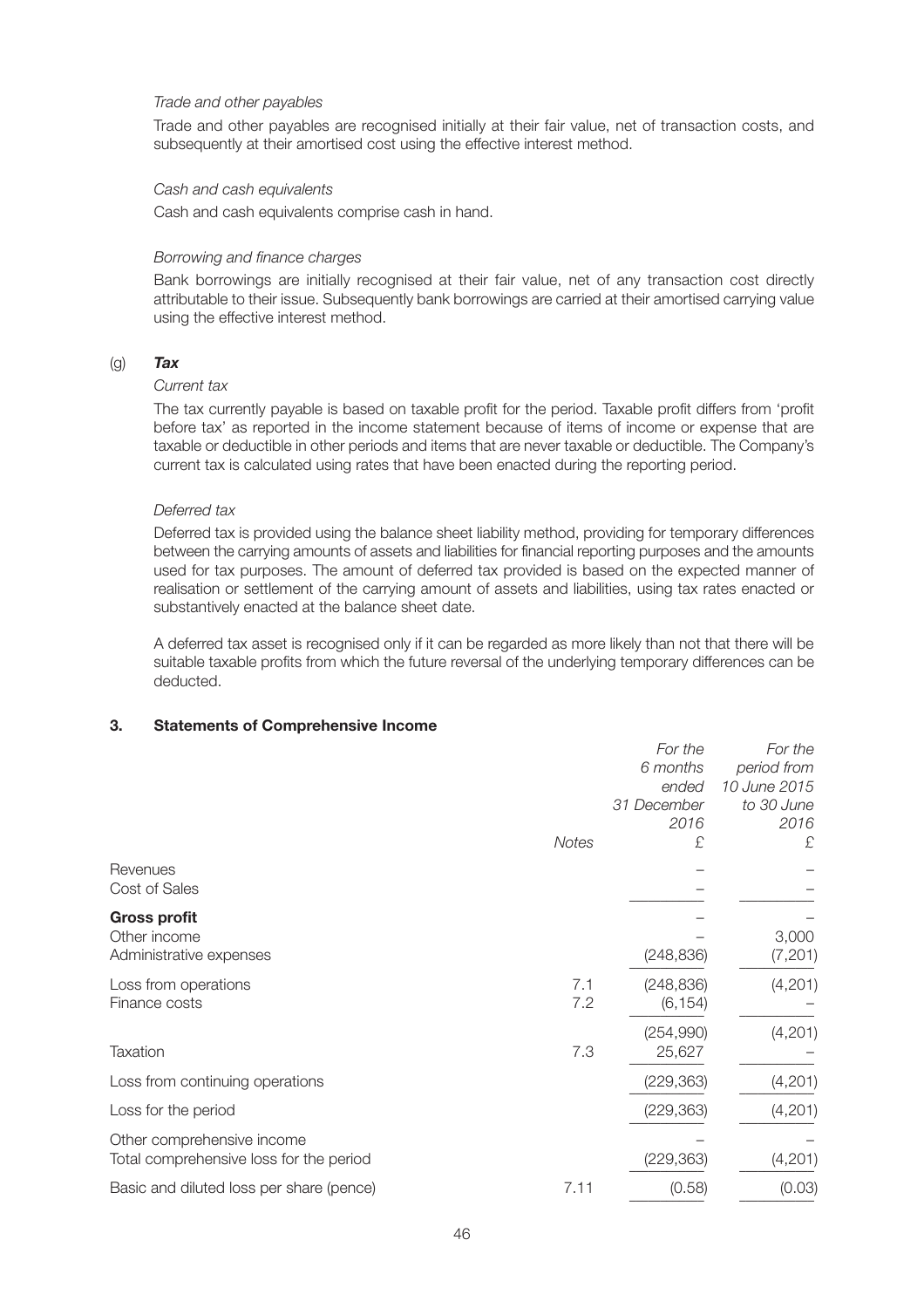*Trade and other payables*

Trade and other payables are recognised initially at their fair value, net of transaction costs, and subsequently at their amortised cost using the effective interest method.

*Cash and cash equivalents*

Cash and cash equivalents comprise cash in hand.

*Borrowing and finance charges*

Bank borrowings are initially recognised at their fair value, net of any transaction cost directly attributable to their issue. Subsequently bank borrowings are carried at their amortised carrying value using the effective interest method.

(g) ***Tax***

*Current tax*

The tax currently payable is based on taxable profit for the period. Taxable profit differs from 'profit before tax' as reported in the income statement because of items of income or expense that are taxable or deductible in other periods and items that are never taxable or deductible. The Company's current tax is calculated using rates that have been enacted during the reporting period.

*Deferred tax*

Deferred tax is provided using the balance sheet liability method, providing for temporary differences between the carrying amounts of assets and liabilities for financial reporting purposes and the amounts used for tax purposes. The amount of deferred tax provided is based on the expected manner of realisation or settlement of the carrying amount of assets and liabilities, using tax rates enacted or substantively enacted at the balance sheet date.

A deferred tax asset is recognised only if it can be regarded as more likely than not that there will be suitable taxable profits from which the future reversal of the underlying temporary differences can be deducted.

## 3. Statements of Comprehensive Income

| | Notes | *For the 6 months ended 31 December 2016* £ | *For the period from 10 June 2015 to 30 June 2016* £ |
|---|---|---|---|
| Revenues | | – | – |
| Cost of Sales | | – | – |
| **Gross profit** | | – | – |
| Other income | | – | 3,000 |
| Administrative expenses | | (248,836) | (7,201) |
| Loss from operations | 7.1 | (248,836) | (4,201) |
| Finance costs | 7.2 | (6,154) | – |
| | | (254,990) | (4,201) |
| Taxation | 7.3 | 25,627 | – |
| Loss from continuing operations | | (229,363) | (4,201) |
| Loss for the period | | (229,363) | (4,201) |
| Other comprehensive income | | – | – |
| Total comprehensive loss for the period | | (229,363) | (4,201) |
| Basic and diluted loss per share (pence) | 7.11 | (0.58) | (0.03) |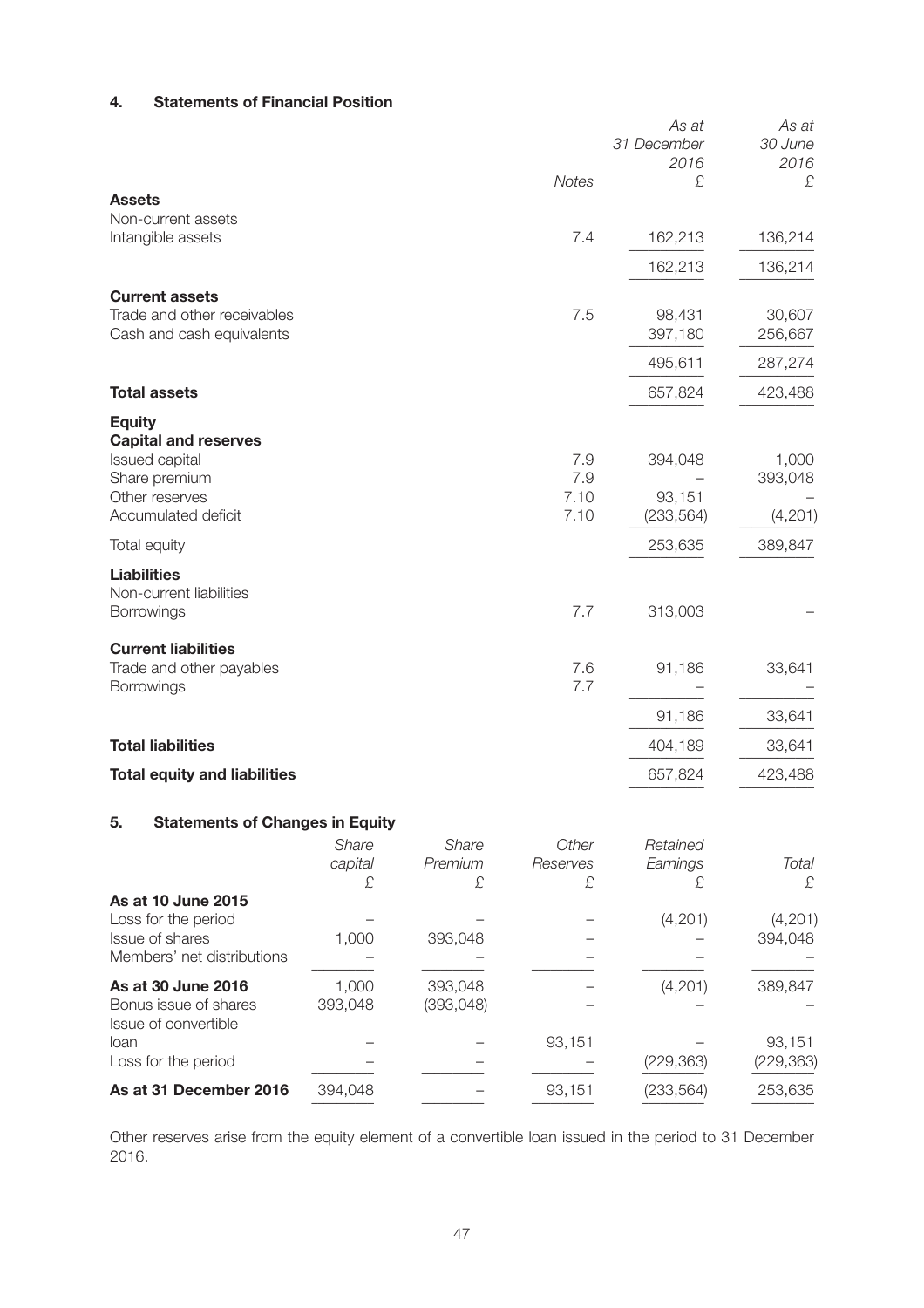#### 4. Statements of Financial Position

| | Notes | As at 31 December 2016 £ | As at 30 June 2016 £ |
|---|---|---|---|
| **Assets** | | | |
| Non-current assets | | | |
| Intangible assets | 7.4 | 162,213 | 136,214 |
| | | 162,213 | 136,214 |
| **Current assets** | | | |
| Trade and other receivables | 7.5 | 98,431 | 30,607 |
| Cash and cash equivalents | | 397,180 | 256,667 |
| | | 495,611 | 287,274 |
| **Total assets** | | 657,824 | 423,488 |
| **Equity** | | | |
| **Capital and reserves** | | | |
| Issued capital | 7.9 | 394,048 | 1,000 |
| Share premium | 7.9 | – | 393,048 |
| Other reserves | 7.10 | 93,151 | – |
| Accumulated deficit | 7.10 | (233,564) | (4,201) |
| Total equity | | 253,635 | 389,847 |
| **Liabilities** | | | |
| Non-current liabilities | | | |
| Borrowings | 7.7 | 313,003 | – |
| **Current liabilities** | | | |
| Trade and other payables | 7.6 | 91,186 | 33,641 |
| Borrowings | 7.7 | – | – |
| | | 91,186 | 33,641 |
| **Total liabilities** | | 404,189 | 33,641 |
| **Total equity and liabilities** | | 657,824 | 423,488 |

#### 5. Statements of Changes in Equity

| | Share capital £ | Share Premium £ | Other Reserves £ | Retained Earnings £ | Total £ |
|---|---|---|---|---|---|
| **As at 10 June 2015** | | | | | |
| Loss for the period | – | – | – | (4,201) | (4,201) |
| Issue of shares | 1,000 | 393,048 | – | – | 394,048 |
| Members' net distributions | – | – | – | – | – |
| **As at 30 June 2016** | 1,000 | 393,048 | – | (4,201) | 389,847 |
| Bonus issue of shares | 393,048 | (393,048) | – | | – |
| Issue of convertible loan | – | – | 93,151 | – | 93,151 |
| Loss for the period | – | – | – | (229,363) | (229,363) |
| **As at 31 December 2016** | 394,048 | – | 93,151 | (233,564) | 253,635 |

Other reserves arise from the equity element of a convertible loan issued in the period to 31 December 2016.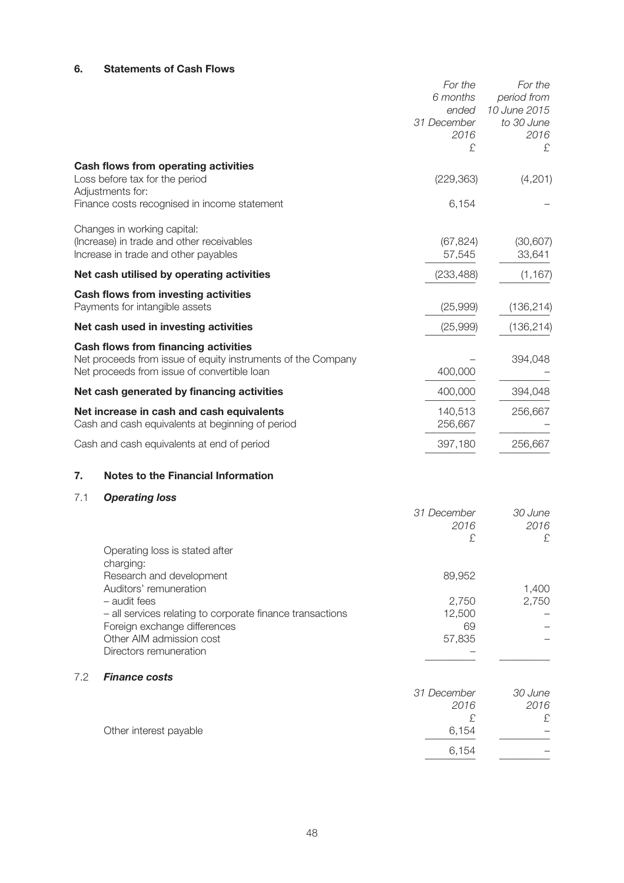## 6. Statements of Cash Flows

| | *For the 6 months ended 31 December 2016* £ | *For the period from 10 June 2015 to 30 June 2016* £ |
|---|---|---|
| **Cash flows from operating activities** | | |
| Loss before tax for the period | (229,363) | (4,201) |
| Adjustments for: | | |
| Finance costs recognised in income statement | 6,154 | – |
| Changes in working capital: | | |
| (Increase) in trade and other receivables | (67,824) | (30,607) |
| Increase in trade and other payables | 57,545 | 33,641 |
| **Net cash utilised by operating activities** | (233,488) | (1,167) |
| **Cash flows from investing activities** | | |
| Payments for intangible assets | (25,999) | (136,214) |
| **Net cash used in investing activities** | (25,999) | (136,214) |
| **Cash flows from financing activities** | | |
| Net proceeds from issue of equity instruments of the Company | – | 394,048 |
| Net proceeds from issue of convertible loan | 400,000 | – |
| **Net cash generated by financing activities** | 400,000 | 394,048 |
| **Net increase in cash and cash equivalents** | 140,513 | 256,667 |
| Cash and cash equivalents at beginning of period | 256,667 | – |
| Cash and cash equivalents at end of period | 397,180 | 256,667 |

## 7. Notes to the Financial Information

### 7.1 *Operating loss*

| | *31 December 2016* £ | *30 June 2016* £ |
|---|---|---|
| Operating loss is stated after charging: | | |
| Research and development | 89,952 | |
| Auditors' remuneration | | 1,400 |
| – audit fees | 2,750 | 2,750 |
| – all services relating to corporate finance transactions | 12,500 | – |
| Foreign exchange differences | 69 | – |
| Other AIM admission cost | 57,835 | – |
| Directors remuneration | – | |

### 7.2 *Finance costs*

| | *31 December 2016* £ | *30 June 2016* £ |
|---|---|---|
| Other interest payable | 6,154 | – |
| | 6,154 | – |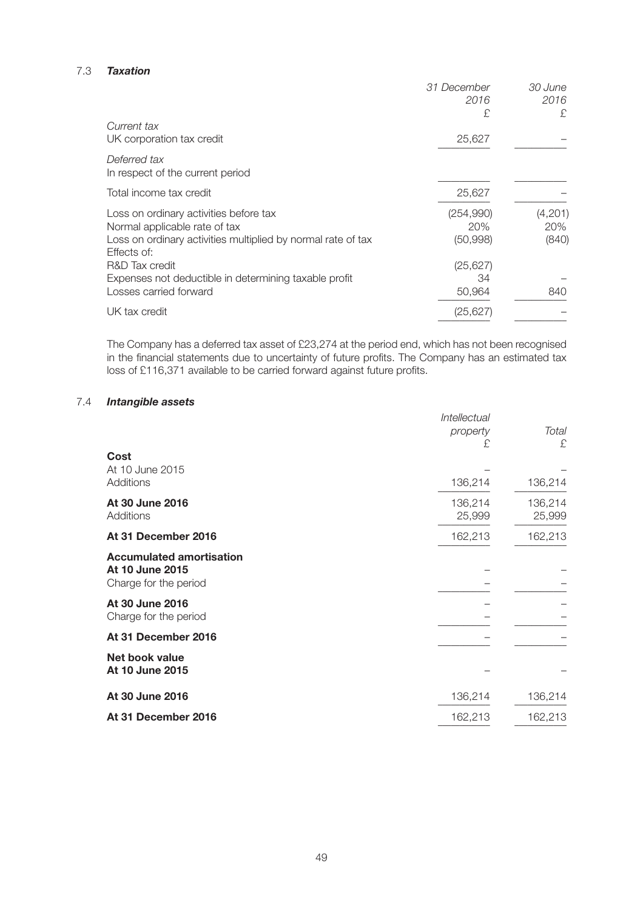### 7.3 *Taxation*

| | *31 December 2016* £ | *30 June 2016* £ |
|---|---|---|
| *Current tax* | | |
| UK corporation tax credit | 25,627 | – |
| *Deferred tax* | | |
| In respect of the current period | | |
| Total income tax credit | 25,627 | – |
| Loss on ordinary activities before tax | (254,990) | (4,201) |
| Normal applicable rate of tax | 20% | 20% |
| Loss on ordinary activities multiplied by normal rate of tax | (50,998) | (840) |
| Effects of: | | |
| R&D Tax credit | (25,627) | |
| Expenses not deductible in determining taxable profit | 34 | – |
| Losses carried forward | 50,964 | 840 |
| UK tax credit | (25,627) | – |

The Company has a deferred tax asset of £23,274 at the period end, which has not been recognised in the financial statements due to uncertainty of future profits. The Company has an estimated tax loss of £116,371 available to be carried forward against future profits.

### 7.4 *Intangible assets*

| | *Intellectual property* £ | *Total* £ |
|---|---|---|
| **Cost** | | |
| At 10 June 2015 | – | – |
| Additions | 136,214 | 136,214 |
| **At 30 June 2016** | 136,214 | 136,214 |
| Additions | 25,999 | 25,999 |
| **At 31 December 2016** | 162,213 | 162,213 |
| **Accumulated amortisation** | | |
| **At 10 June 2015** | – | – |
| Charge for the period | – | – |
| **At 30 June 2016** | – | – |
| Charge for the period | – | – |
| **At 31 December 2016** | – | – |
| **Net book value** | | |
| **At 10 June 2015** | – | – |
| **At 30 June 2016** | 136,214 | 136,214 |
| **At 31 December 2016** | 162,213 | 162,213 |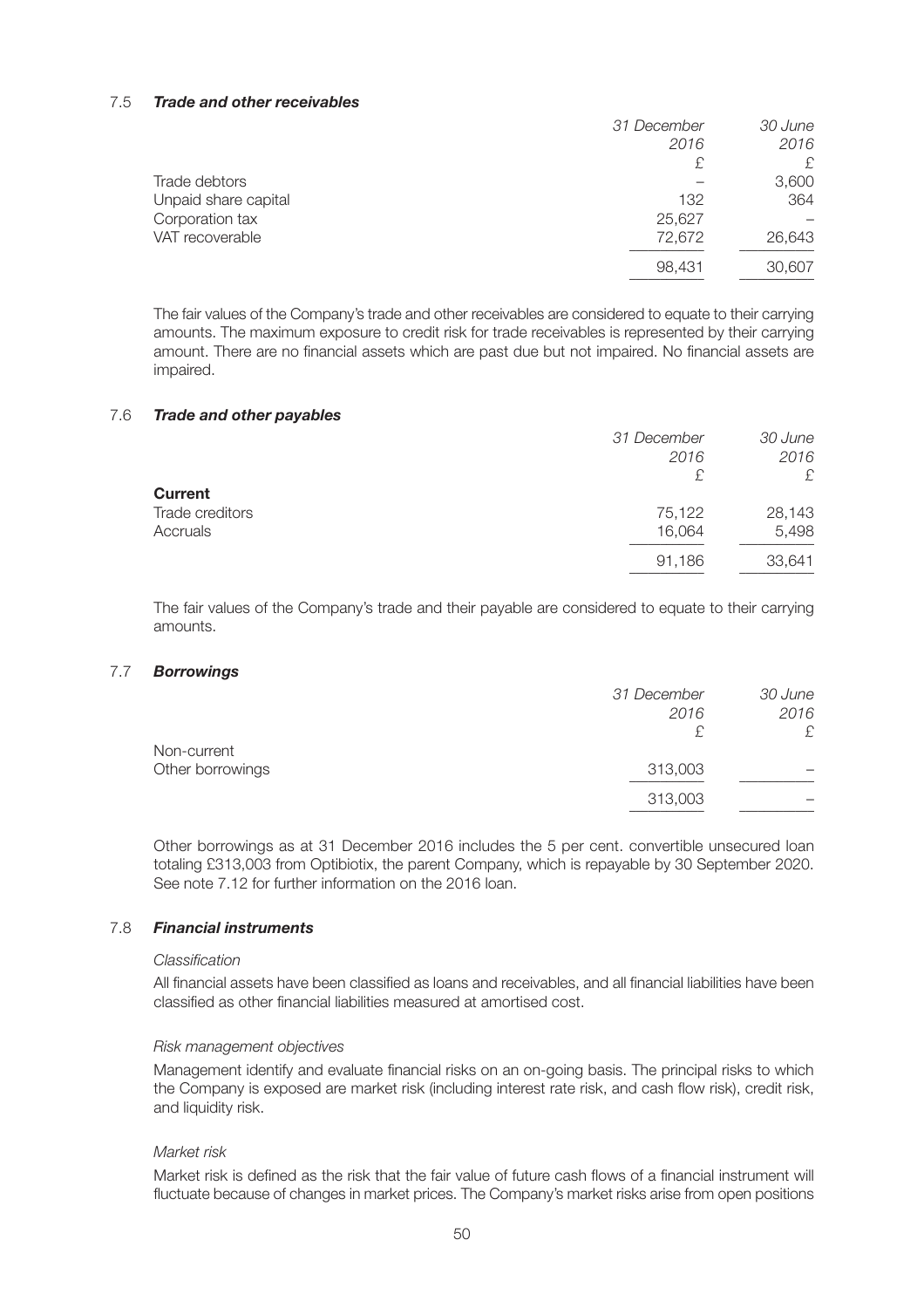### 7.5 *Trade and other receivables*

| | *31 December 2016* | *30 June 2016* |
|---|---|---|
| | £ | £ |
| Trade debtors | – | 3,600 |
| Unpaid share capital | 132 | 364 |
| Corporation tax | 25,627 | – |
| VAT recoverable | 72,672 | 26,643 |
| | 98,431 | 30,607 |

The fair values of the Company's trade and other receivables are considered to equate to their carrying amounts. The maximum exposure to credit risk for trade receivables is represented by their carrying amount. There are no financial assets which are past due but not impaired. No financial assets are impaired.

### 7.6 *Trade and other payables*

| | *31 December 2016* | *30 June 2016* |
|---|---|---|
| | £ | £ |
| **Current** | | |
| Trade creditors | 75,122 | 28,143 |
| Accruals | 16,064 | 5,498 |
| | 91,186 | 33,641 |

The fair values of the Company's trade and their payable are considered to equate to their carrying amounts.

### 7.7 *Borrowings*

| | *31 December 2016* | *30 June 2016* |
|---|---|---|
| | £ | £ |
| Non-current | | |
| Other borrowings | 313,003 | – |
| | 313,003 | – |

Other borrowings as at 31 December 2016 includes the 5 per cent. convertible unsecured loan totaling £313,003 from Optibiotix, the parent Company, which is repayable by 30 September 2020. See note 7.12 for further information on the 2016 loan.

### 7.8 *Financial instruments*

*Classification*

All financial assets have been classified as loans and receivables, and all financial liabilities have been classified as other financial liabilities measured at amortised cost.

*Risk management objectives*

Management identify and evaluate financial risks on an on-going basis. The principal risks to which the Company is exposed are market risk (including interest rate risk, and cash flow risk), credit risk, and liquidity risk.

*Market risk*

Market risk is defined as the risk that the fair value of future cash flows of a financial instrument will fluctuate because of changes in market prices. The Company's market risks arise from open positions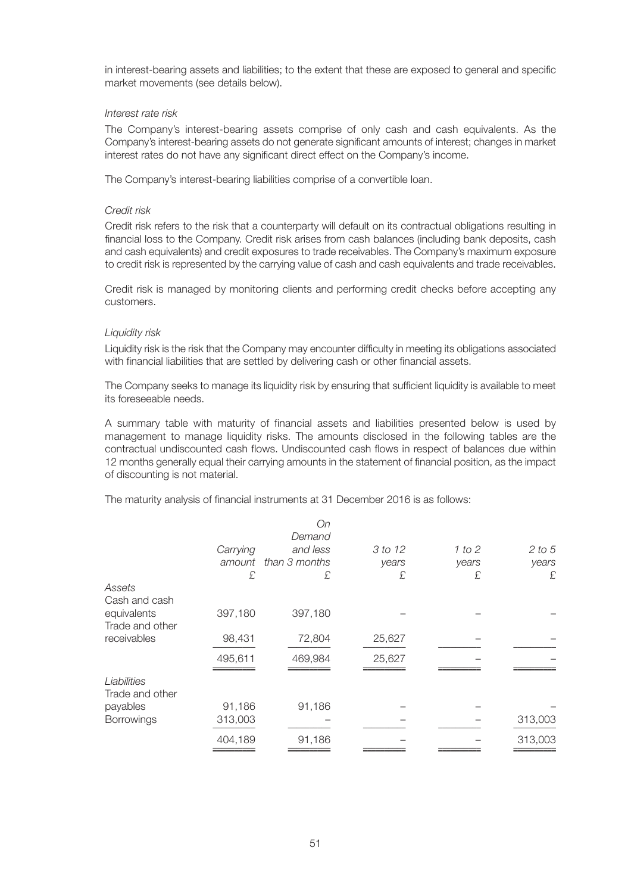in interest-bearing assets and liabilities; to the extent that these are exposed to general and specific market movements (see details below).

*Interest rate risk*

The Company's interest-bearing assets comprise of only cash and cash equivalents. As the Company's interest-bearing assets do not generate significant amounts of interest; changes in market interest rates do not have any significant direct effect on the Company's income.

The Company's interest-bearing liabilities comprise of a convertible loan.

*Credit risk*

Credit risk refers to the risk that a counterparty will default on its contractual obligations resulting in financial loss to the Company. Credit risk arises from cash balances (including bank deposits, cash and cash equivalents) and credit exposures to trade receivables. The Company's maximum exposure to credit risk is represented by the carrying value of cash and cash equivalents and trade receivables.

Credit risk is managed by monitoring clients and performing credit checks before accepting any customers.

*Liquidity risk*

Liquidity risk is the risk that the Company may encounter difficulty in meeting its obligations associated with financial liabilities that are settled by delivering cash or other financial assets.

The Company seeks to manage its liquidity risk by ensuring that sufficient liquidity is available to meet its foreseeable needs.

A summary table with maturity of financial assets and liabilities presented below is used by management to manage liquidity risks. The amounts disclosed in the following tables are the contractual undiscounted cash flows. Undiscounted cash flows in respect of balances due within 12 months generally equal their carrying amounts in the statement of financial position, as the impact of discounting is not material.

The maturity analysis of financial instruments at 31 December 2016 is as follows:

| | *Carrying amount* £ | *On Demand and less than 3 months* £ | *3 to 12 years* £ | *1 to 2 years* £ | *2 to 5 years* £ |
|---|---|---|---|---|---|
| *Assets* | | | | | |
| Cash and cash equivalents | 397,180 | 397,180 | – | – | – |
| Trade and other receivables | 98,431 | 72,804 | 25,627 | – | – |
| | 495,611 | 469,984 | 25,627 | – | – |
| *Liabilities* | | | | | |
| Trade and other payables | 91,186 | 91,186 | – | – | – |
| Borrowings | 313,003 | – | – | – | 313,003 |
| | 404,189 | 91,186 | – | – | 313,003 |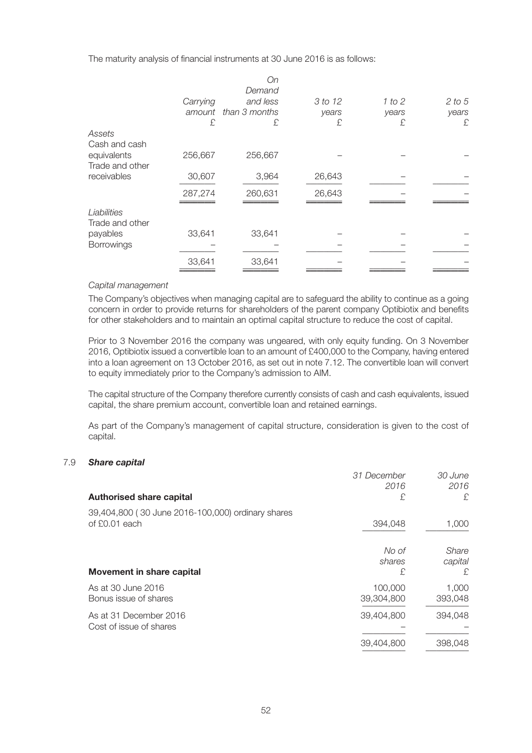The maturity analysis of financial instruments at 30 June 2016 is as follows:

| | *Carrying amount* £ | *On Demand and less than 3 months* £ | *3 to 12 years* £ | *1 to 2 years* £ | *2 to 5 years* £ |
|---|---|---|---|---|---|
| *Assets* | | | | | |
| Cash and cash equivalents | 256,667 | 256,667 | – | – | – |
| Trade and other receivables | 30,607 | 3,964 | 26,643 | – | – |
| | 287,274 | 260,631 | 26,643 | – | – |
| *Liabilities* | | | | | |
| Trade and other payables | 33,641 | 33,641 | – | – | – |
| Borrowings | – | – | – | – | – |
| | 33,641 | 33,641 | – | – | – |

*Capital management*

The Company's objectives when managing capital are to safeguard the ability to continue as a going concern in order to provide returns for shareholders of the parent company Optibiotix and benefits for other stakeholders and to maintain an optimal capital structure to reduce the cost of capital.

Prior to 3 November 2016 the company was ungeared, with only equity funding. On 3 November 2016, Optibiotix issued a convertible loan to an amount of £400,000 to the Company, having entered into a loan agreement on 13 October 2016, as set out in note 7.12. The convertible loan will convert to equity immediately prior to the Company's admission to AIM.

The capital structure of the Company therefore currently consists of cash and cash equivalents, issued capital, the share premium account, convertible loan and retained earnings.

As part of the Company's management of capital structure, consideration is given to the cost of capital.

### 7.9 *Share capital*

| **Authorised share capital** | *31 December 2016* £ | *30 June 2016* £ |
|---|---|---|
| 39,404,800 ( 30 June 2016-100,000) ordinary shares of £0.01 each | 394,048 | 1,000 |

| **Movement in share capital** | *No of shares* £ | *Share capital* £ |
|---|---|---|
| As at 30 June 2016 | 100,000 | 1,000 |
| Bonus issue of shares | 39,304,800 | 393,048 |
| As at 31 December 2016 | 39,404,800 | 394,048 |
| Cost of issue of shares | – | – |
| | 39,404,800 | 398,048 |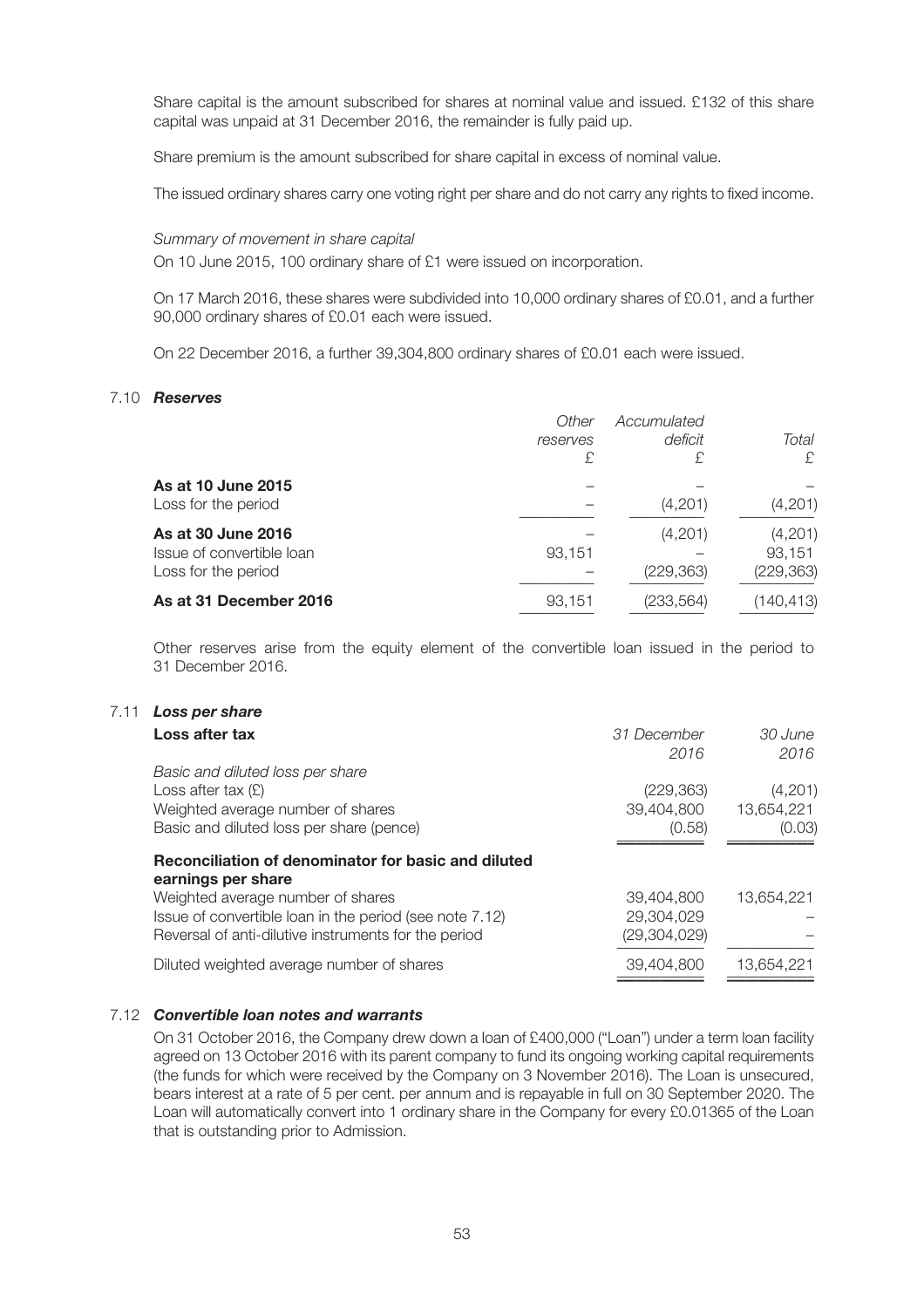Share capital is the amount subscribed for shares at nominal value and issued. £132 of this share capital was unpaid at 31 December 2016, the remainder is fully paid up.

Share premium is the amount subscribed for share capital in excess of nominal value.

The issued ordinary shares carry one voting right per share and do not carry any rights to fixed income.

*Summary of movement in share capital*

On 10 June 2015, 100 ordinary share of £1 were issued on incorporation.

On 17 March 2016, these shares were subdivided into 10,000 ordinary shares of £0.01, and a further 90,000 ordinary shares of £0.01 each were issued.

On 22 December 2016, a further 39,304,800 ordinary shares of £0.01 each were issued.

### 7.10 *Reserves*

| | *Other reserves* £ | *Accumulated deficit* £ | *Total* £ |
|---|---|---|---|
| **As at 10 June 2015** | – | – | – |
| Loss for the period | – | (4,201) | (4,201) |
| **As at 30 June 2016** | – | (4,201) | (4,201) |
| Issue of convertible loan | 93,151 | – | 93,151 |
| Loss for the period | – | (229,363) | (229,363) |
| **As at 31 December 2016** | 93,151 | (233,564) | (140,413) |

Other reserves arise from the equity element of the convertible loan issued in the period to 31 December 2016.

### 7.11 *Loss per share*

| **Loss after tax** | *31 December 2016* | *30 June 2016* |
|---|---|---|
| *Basic and diluted loss per share* | | |
| Loss after tax (£) | (229,363) | (4,201) |
| Weighted average number of shares | 39,404,800 | 13,654,221 |
| Basic and diluted loss per share (pence) | (0.58) | (0.03) |
| **Reconciliation of denominator for basic and diluted earnings per share** | | |
| Weighted average number of shares | 39,404,800 | 13,654,221 |
| Issue of convertible loan in the period (see note 7.12) | 29,304,029 | – |
| Reversal of anti-dilutive instruments for the period | (29,304,029) | – |
| Diluted weighted average number of shares | 39,404,800 | 13,654,221 |

### 7.12 *Convertible loan notes and warrants*

On 31 October 2016, the Company drew down a loan of £400,000 ("Loan") under a term loan facility agreed on 13 October 2016 with its parent company to fund its ongoing working capital requirements (the funds for which were received by the Company on 3 November 2016). The Loan is unsecured, bears interest at a rate of 5 per cent. per annum and is repayable in full on 30 September 2020. The Loan will automatically convert into 1 ordinary share in the Company for every £0.01365 of the Loan that is outstanding prior to Admission.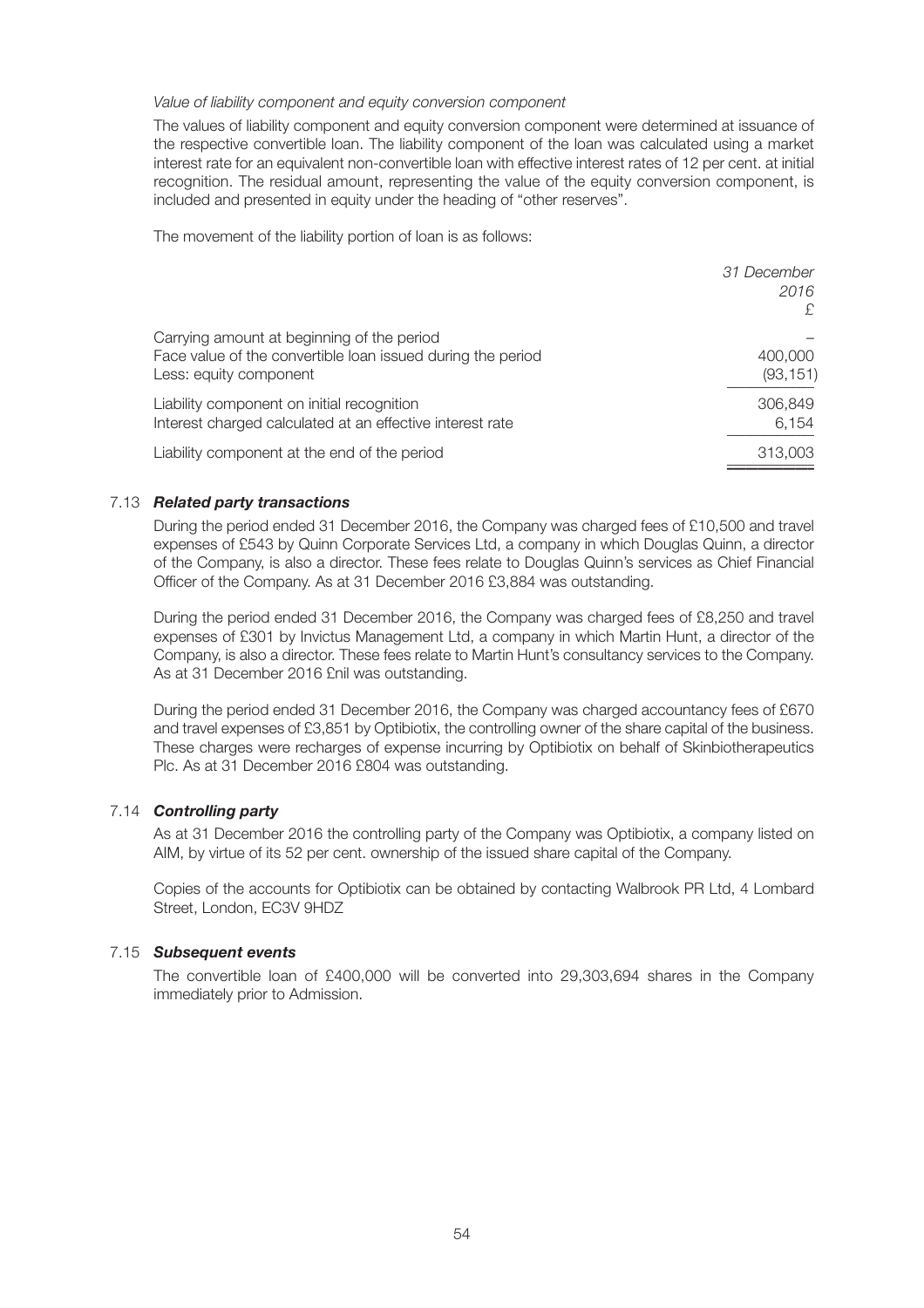*Value of liability component and equity conversion component*

The values of liability component and equity conversion component were determined at issuance of the respective convertible loan. The liability component of the loan was calculated using a market interest rate for an equivalent non-convertible loan with effective interest rates of 12 per cent. at initial recognition. The residual amount, representing the value of the equity conversion component, is included and presented in equity under the heading of "other reserves".

The movement of the liability portion of loan is as follows:

| | *31 December 2016* £ |
|---|---|
| Carrying amount at beginning of the period | – |
| Face value of the convertible loan issued during the period | 400,000 |
| Less: equity component | (93,151) |
| Liability component on initial recognition | 306,849 |
| Interest charged calculated at an effective interest rate | 6,154 |
| Liability component at the end of the period | 313,003 |

### 7.13 ***Related party transactions***

During the period ended 31 December 2016, the Company was charged fees of £10,500 and travel expenses of £543 by Quinn Corporate Services Ltd, a company in which Douglas Quinn, a director of the Company, is also a director. These fees relate to Douglas Quinn's services as Chief Financial Officer of the Company. As at 31 December 2016 £3,884 was outstanding.

During the period ended 31 December 2016, the Company was charged fees of £8,250 and travel expenses of £301 by Invictus Management Ltd, a company in which Martin Hunt, a director of the Company, is also a director. These fees relate to Martin Hunt's consultancy services to the Company. As at 31 December 2016 £nil was outstanding.

During the period ended 31 December 2016, the Company was charged accountancy fees of £670 and travel expenses of £3,851 by Optibiotix, the controlling owner of the share capital of the business. These charges were recharges of expense incurring by Optibiotix on behalf of Skinbiotherapeutics Plc. As at 31 December 2016 £804 was outstanding.

### 7.14 ***Controlling party***

As at 31 December 2016 the controlling party of the Company was Optibiotix, a company listed on AIM, by virtue of its 52 per cent. ownership of the issued share capital of the Company.

Copies of the accounts for Optibiotix can be obtained by contacting Walbrook PR Ltd, 4 Lombard Street, London, EC3V 9HDZ

### 7.15 ***Subsequent events***

The convertible loan of £400,000 will be converted into 29,303,694 shares in the Company immediately prior to Admission.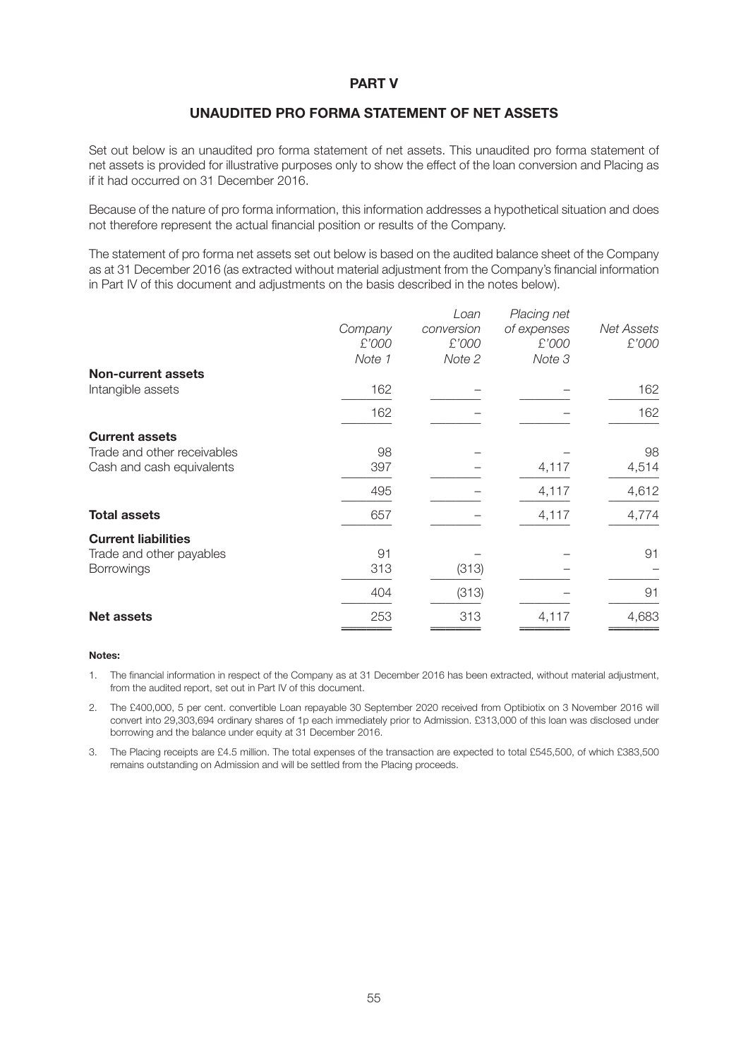# PART V

## UNAUDITED PRO FORMA STATEMENT OF NET ASSETS

Set out below is an unaudited pro forma statement of net assets. This unaudited pro forma statement of net assets is provided for illustrative purposes only to show the effect of the loan conversion and Placing as if it had occurred on 31 December 2016.

Because of the nature of pro forma information, this information addresses a hypothetical situation and does not therefore represent the actual financial position or results of the Company.

The statement of pro forma net assets set out below is based on the audited balance sheet of the Company as at 31 December 2016 (as extracted without material adjustment from the Company's financial information in Part IV of this document and adjustments on the basis described in the notes below).

| | *Company* *£'000* *Note 1* | *Loan conversion* *£'000* *Note 2* | *Placing net of expenses* *£'000* *Note 3* | *Net Assets* *£'000* |
|---|---|---|---|---|
| **Non-current assets** | | | | |
| Intangible assets | 162 | – | – | 162 |
| | 162 | – | – | 162 |
| **Current assets** | | | | |
| Trade and other receivables | 98 | – | – | 98 |
| Cash and cash equivalents | 397 | – | 4,117 | 4,514 |
| | 495 | – | 4,117 | 4,612 |
| **Total assets** | 657 | – | 4,117 | 4,774 |
| **Current liabilities** | | | | |
| Trade and other payables | 91 | – | – | 91 |
| Borrowings | 313 | (313) | – | – |
| | 404 | (313) | – | 91 |
| **Net assets** | 253 | 313 | 4,117 | 4,683 |

**Notes:**

1. The financial information in respect of the Company as at 31 December 2016 has been extracted, without material adjustment, from the audited report, set out in Part IV of this document.
2. The £400,000, 5 per cent. convertible Loan repayable 30 September 2020 received from Optibiotix on 3 November 2016 will convert into 29,303,694 ordinary shares of 1p each immediately prior to Admission. £313,000 of this loan was disclosed under borrowing and the balance under equity at 31 December 2016.
3. The Placing receipts are £4.5 million. The total expenses of the transaction are expected to total £545,500, of which £383,500 remains outstanding on Admission and will be settled from the Placing proceeds.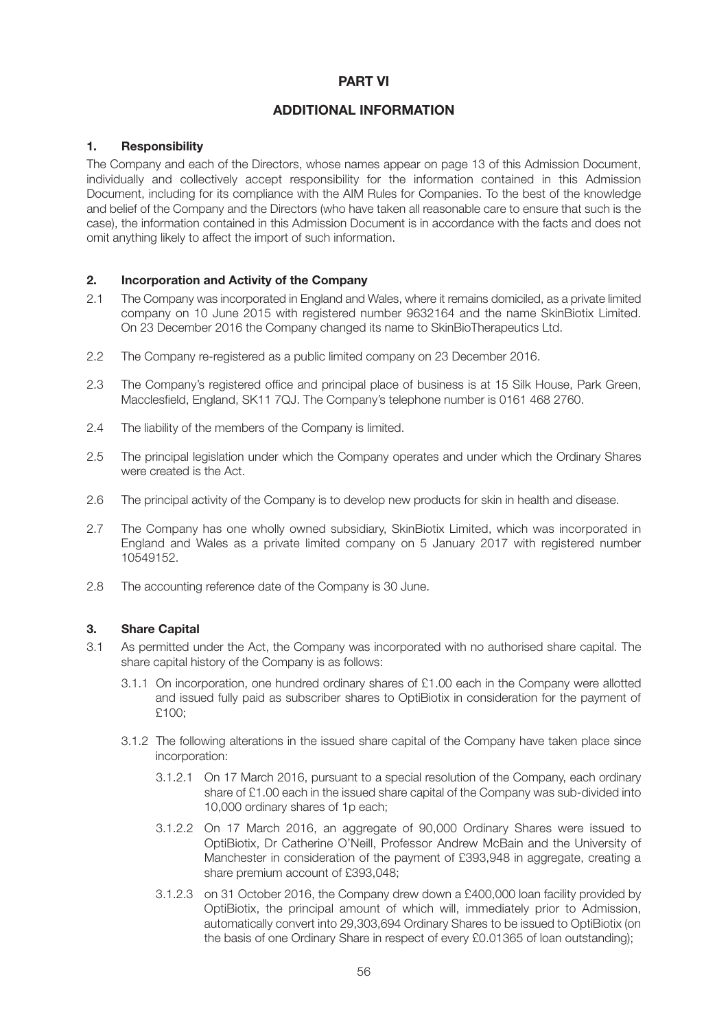# PART VI

## ADDITIONAL INFORMATION

### 1. Responsibility

The Company and each of the Directors, whose names appear on page 13 of this Admission Document, individually and collectively accept responsibility for the information contained in this Admission Document, including for its compliance with the AIM Rules for Companies. To the best of the knowledge and belief of the Company and the Directors (who have taken all reasonable care to ensure that such is the case), the information contained in this Admission Document is in accordance with the facts and does not omit anything likely to affect the import of such information.

### 2. Incorporation and Activity of the Company

2.1 The Company was incorporated in England and Wales, where it remains domiciled, as a private limited company on 10 June 2015 with registered number 9632164 and the name SkinBiotix Limited. On 23 December 2016 the Company changed its name to SkinBioTherapeutics Ltd.

2.2 The Company re-registered as a public limited company on 23 December 2016.

2.3 The Company's registered office and principal place of business is at 15 Silk House, Park Green, Macclesfield, England, SK11 7QJ. The Company's telephone number is 0161 468 2760.

2.4 The liability of the members of the Company is limited.

2.5 The principal legislation under which the Company operates and under which the Ordinary Shares were created is the Act.

2.6 The principal activity of the Company is to develop new products for skin in health and disease.

2.7 The Company has one wholly owned subsidiary, SkinBiotix Limited, which was incorporated in England and Wales as a private limited company on 5 January 2017 with registered number 10549152.

2.8 The accounting reference date of the Company is 30 June.

### 3. Share Capital

3.1 As permitted under the Act, the Company was incorporated with no authorised share capital. The share capital history of the Company is as follows:

3.1.1 On incorporation, one hundred ordinary shares of £1.00 each in the Company were allotted and issued fully paid as subscriber shares to OptiBiotix in consideration for the payment of £100;

3.1.2 The following alterations in the issued share capital of the Company have taken place since incorporation:

3.1.2.1 On 17 March 2016, pursuant to a special resolution of the Company, each ordinary share of £1.00 each in the issued share capital of the Company was sub-divided into 10,000 ordinary shares of 1p each;

3.1.2.2 On 17 March 2016, an aggregate of 90,000 Ordinary Shares were issued to OptiBiotix, Dr Catherine O'Neill, Professor Andrew McBain and the University of Manchester in consideration of the payment of £393,948 in aggregate, creating a share premium account of £393,048;

3.1.2.3 on 31 October 2016, the Company drew down a £400,000 loan facility provided by OptiBiotix, the principal amount of which will, immediately prior to Admission, automatically convert into 29,303,694 Ordinary Shares to be issued to OptiBiotix (on the basis of one Ordinary Share in respect of every £0.01365 of loan outstanding);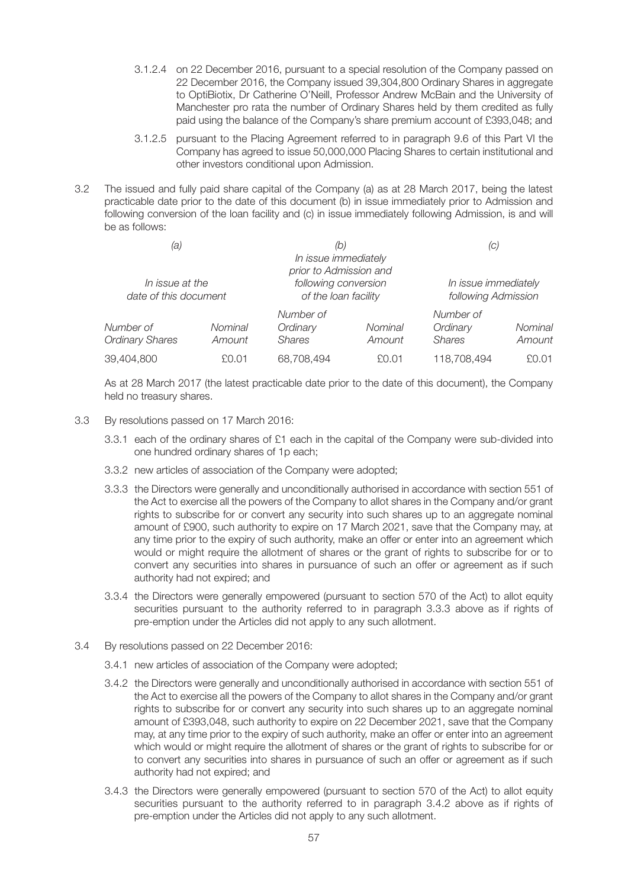3.1.2.4 on 22 December 2016, pursuant to a special resolution of the Company passed on 22 December 2016, the Company issued 39,304,800 Ordinary Shares in aggregate to OptiBiotix, Dr Catherine O'Neill, Professor Andrew McBain and the University of Manchester pro rata the number of Ordinary Shares held by them credited as fully paid using the balance of the Company's share premium account of £393,048; and

3.1.2.5 pursuant to the Placing Agreement referred to in paragraph 9.6 of this Part VI the Company has agreed to issue 50,000,000 Placing Shares to certain institutional and other investors conditional upon Admission.

3.2 The issued and fully paid share capital of the Company (a) as at 28 March 2017, being the latest practicable date prior to the date of this document (b) in issue immediately prior to Admission and following conversion of the loan facility and (c) in issue immediately following Admission, is and will be as follows:

| *(a)* | | *(b)* | | *(c)* | |
|---|---|---|---|---|---|
| *In issue at the date of this document* | | *In issue immediately prior to Admission and following conversion of the loan facility* | | *In issue immediately following Admission* | |
| *Number of Ordinary Shares* | *Nominal Amount* | *Number of Ordinary Shares* | *Nominal Amount* | *Number of Ordinary Shares* | *Nominal Amount* |
| 39,404,800 | £0.01 | 68,708,494 | £0.01 | 118,708,494 | £0.01 |

As at 28 March 2017 (the latest practicable date prior to the date of this document), the Company held no treasury shares.

3.3 By resolutions passed on 17 March 2016:

3.3.1 each of the ordinary shares of £1 each in the capital of the Company were sub-divided into one hundred ordinary shares of 1p each;

3.3.2 new articles of association of the Company were adopted;

3.3.3 the Directors were generally and unconditionally authorised in accordance with section 551 of the Act to exercise all the powers of the Company to allot shares in the Company and/or grant rights to subscribe for or convert any security into such shares up to an aggregate nominal amount of £900, such authority to expire on 17 March 2021, save that the Company may, at any time prior to the expiry of such authority, make an offer or enter into an agreement which would or might require the allotment of shares or the grant of rights to subscribe for or to convert any securities into shares in pursuance of such an offer or agreement as if such authority had not expired; and

3.3.4 the Directors were generally empowered (pursuant to section 570 of the Act) to allot equity securities pursuant to the authority referred to in paragraph 3.3.3 above as if rights of pre-emption under the Articles did not apply to any such allotment.

3.4 By resolutions passed on 22 December 2016:

3.4.1 new articles of association of the Company were adopted;

3.4.2 the Directors were generally and unconditionally authorised in accordance with section 551 of the Act to exercise all the powers of the Company to allot shares in the Company and/or grant rights to subscribe for or convert any security into such shares up to an aggregate nominal amount of £393,048, such authority to expire on 22 December 2021, save that the Company may, at any time prior to the expiry of such authority, make an offer or enter into an agreement which would or might require the allotment of shares or the grant of rights to subscribe for or to convert any securities into shares in pursuance of such an offer or agreement as if such authority had not expired; and

3.4.3 the Directors were generally empowered (pursuant to section 570 of the Act) to allot equity securities pursuant to the authority referred to in paragraph 3.4.2 above as if rights of pre-emption under the Articles did not apply to any such allotment.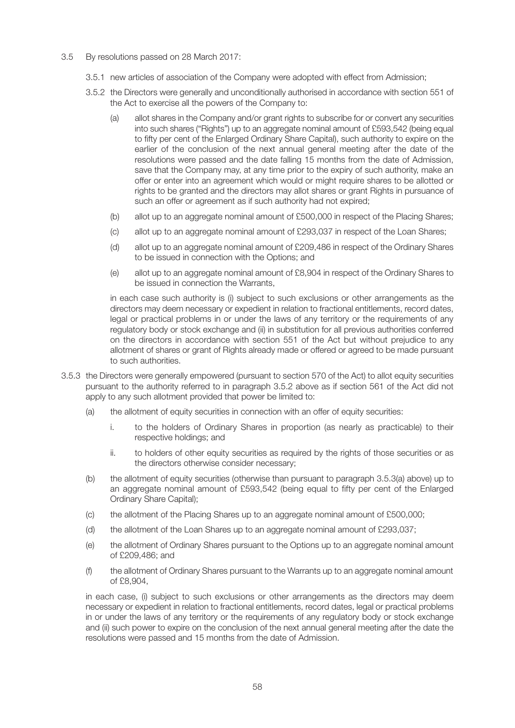3.5 By resolutions passed on 28 March 2017:

3.5.1 new articles of association of the Company were adopted with effect from Admission;

3.5.2 the Directors were generally and unconditionally authorised in accordance with section 551 of the Act to exercise all the powers of the Company to:

(a) allot shares in the Company and/or grant rights to subscribe for or convert any securities into such shares ("Rights") up to an aggregate nominal amount of £593,542 (being equal to fifty per cent of the Enlarged Ordinary Share Capital), such authority to expire on the earlier of the conclusion of the next annual general meeting after the date of the resolutions were passed and the date falling 15 months from the date of Admission, save that the Company may, at any time prior to the expiry of such authority, make an offer or enter into an agreement which would or might require shares to be allotted or rights to be granted and the directors may allot shares or grant Rights in pursuance of such an offer or agreement as if such authority had not expired;

(b) allot up to an aggregate nominal amount of £500,000 in respect of the Placing Shares;

(c) allot up to an aggregate nominal amount of £293,037 in respect of the Loan Shares;

(d) allot up to an aggregate nominal amount of £209,486 in respect of the Ordinary Shares to be issued in connection with the Options; and

(e) allot up to an aggregate nominal amount of £8,904 in respect of the Ordinary Shares to be issued in connection the Warrants,

in each case such authority is (i) subject to such exclusions or other arrangements as the directors may deem necessary or expedient in relation to fractional entitlements, record dates, legal or practical problems in or under the laws of any territory or the requirements of any regulatory body or stock exchange and (ii) in substitution for all previous authorities conferred on the directors in accordance with section 551 of the Act but without prejudice to any allotment of shares or grant of Rights already made or offered or agreed to be made pursuant to such authorities.

3.5.3 the Directors were generally empowered (pursuant to section 570 of the Act) to allot equity securities pursuant to the authority referred to in paragraph 3.5.2 above as if section 561 of the Act did not apply to any such allotment provided that power be limited to:

(a) the allotment of equity securities in connection with an offer of equity securities:

i. to the holders of Ordinary Shares in proportion (as nearly as practicable) to their respective holdings; and

ii. to holders of other equity securities as required by the rights of those securities or as the directors otherwise consider necessary;

(b) the allotment of equity securities (otherwise than pursuant to paragraph 3.5.3(a) above) up to an aggregate nominal amount of £593,542 (being equal to fifty per cent of the Enlarged Ordinary Share Capital);

(c) the allotment of the Placing Shares up to an aggregate nominal amount of £500,000;

(d) the allotment of the Loan Shares up to an aggregate nominal amount of £293,037;

(e) the allotment of Ordinary Shares pursuant to the Options up to an aggregate nominal amount of £209,486; and

(f) the allotment of Ordinary Shares pursuant to the Warrants up to an aggregate nominal amount of £8,904,

in each case, (i) subject to such exclusions or other arrangements as the directors may deem necessary or expedient in relation to fractional entitlements, record dates, legal or practical problems in or under the laws of any territory or the requirements of any regulatory body or stock exchange and (ii) such power to expire on the conclusion of the next annual general meeting after the date the resolutions were passed and 15 months from the date of Admission.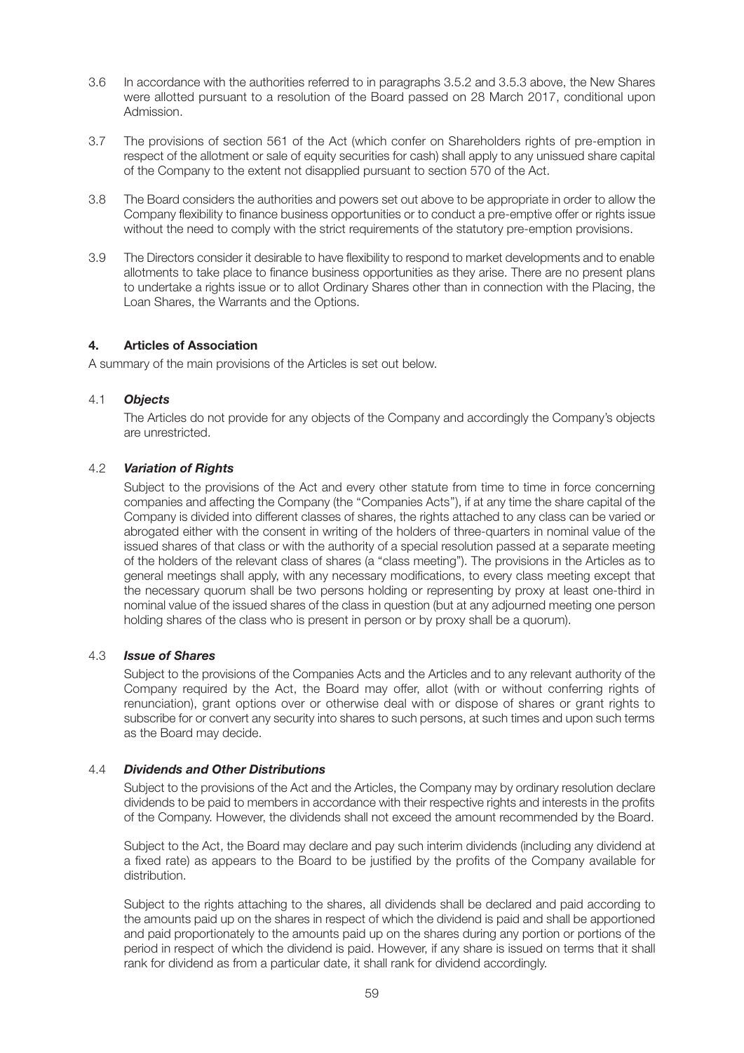3.6 In accordance with the authorities referred to in paragraphs 3.5.2 and 3.5.3 above, the New Shares were allotted pursuant to a resolution of the Board passed on 28 March 2017, conditional upon Admission.

3.7 The provisions of section 561 of the Act (which confer on Shareholders rights of pre-emption in respect of the allotment or sale of equity securities for cash) shall apply to any unissued share capital of the Company to the extent not disapplied pursuant to section 570 of the Act.

3.8 The Board considers the authorities and powers set out above to be appropriate in order to allow the Company flexibility to finance business opportunities or to conduct a pre-emptive offer or rights issue without the need to comply with the strict requirements of the statutory pre-emption provisions.

3.9 The Directors consider it desirable to have flexibility to respond to market developments and to enable allotments to take place to finance business opportunities as they arise. There are no present plans to undertake a rights issue or to allot Ordinary Shares other than in connection with the Placing, the Loan Shares, the Warrants and the Options.

## 4. Articles of Association

A summary of the main provisions of the Articles is set out below.

### 4.1 *Objects*

The Articles do not provide for any objects of the Company and accordingly the Company's objects are unrestricted.

### 4.2 *Variation of Rights*

Subject to the provisions of the Act and every other statute from time to time in force concerning companies and affecting the Company (the "Companies Acts"), if at any time the share capital of the Company is divided into different classes of shares, the rights attached to any class can be varied or abrogated either with the consent in writing of the holders of three-quarters in nominal value of the issued shares of that class or with the authority of a special resolution passed at a separate meeting of the holders of the relevant class of shares (a "class meeting"). The provisions in the Articles as to general meetings shall apply, with any necessary modifications, to every class meeting except that the necessary quorum shall be two persons holding or representing by proxy at least one-third in nominal value of the issued shares of the class in question (but at any adjourned meeting one person holding shares of the class who is present in person or by proxy shall be a quorum).

### 4.3 *Issue of Shares*

Subject to the provisions of the Companies Acts and the Articles and to any relevant authority of the Company required by the Act, the Board may offer, allot (with or without conferring rights of renunciation), grant options over or otherwise deal with or dispose of shares or grant rights to subscribe for or convert any security into shares to such persons, at such times and upon such terms as the Board may decide.

### 4.4 *Dividends and Other Distributions*

Subject to the provisions of the Act and the Articles, the Company may by ordinary resolution declare dividends to be paid to members in accordance with their respective rights and interests in the profits of the Company. However, the dividends shall not exceed the amount recommended by the Board.

Subject to the Act, the Board may declare and pay such interim dividends (including any dividend at a fixed rate) as appears to the Board to be justified by the profits of the Company available for distribution.

Subject to the rights attaching to the shares, all dividends shall be declared and paid according to the amounts paid up on the shares in respect of which the dividend is paid and shall be apportioned and paid proportionately to the amounts paid up on the shares during any portion or portions of the period in respect of which the dividend is paid. However, if any share is issued on terms that it shall rank for dividend as from a particular date, it shall rank for dividend accordingly.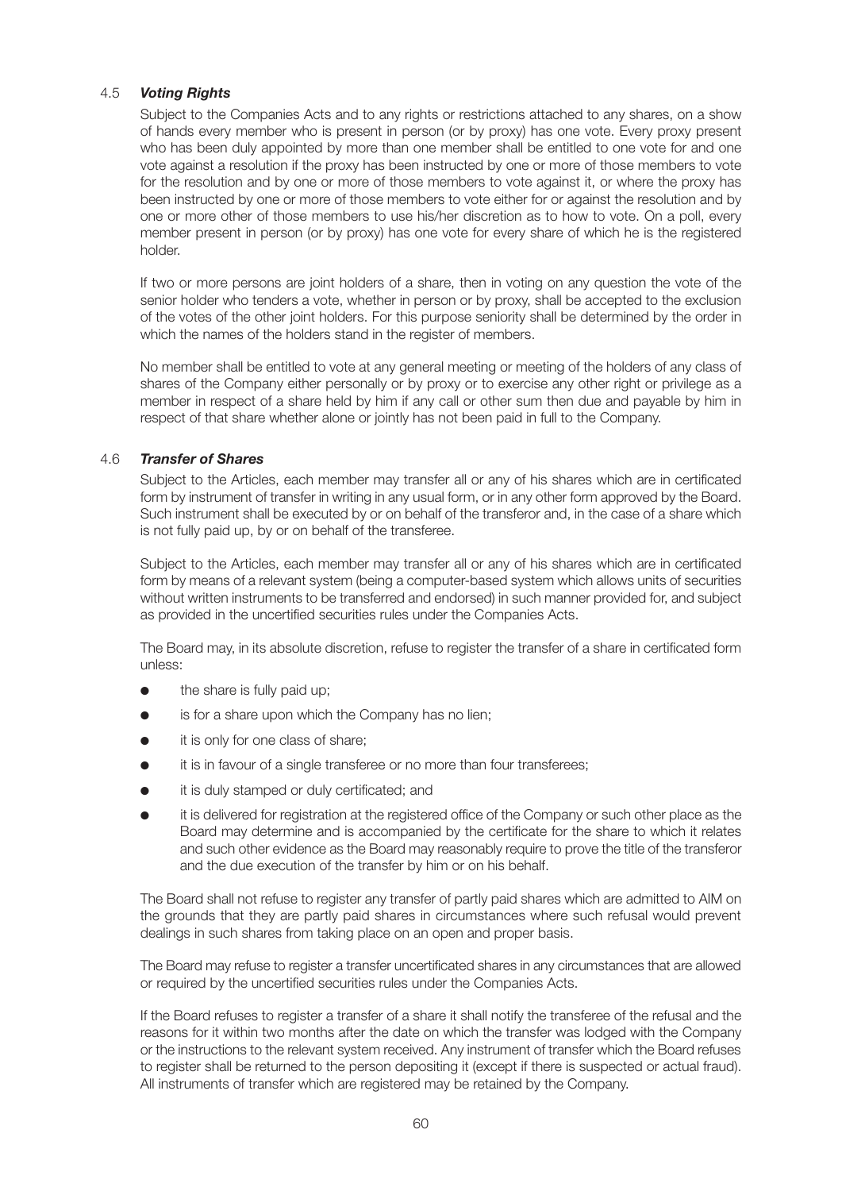### 4.5 ***Voting Rights***

Subject to the Companies Acts and to any rights or restrictions attached to any shares, on a show of hands every member who is present in person (or by proxy) has one vote. Every proxy present who has been duly appointed by more than one member shall be entitled to one vote for and one vote against a resolution if the proxy has been instructed by one or more of those members to vote for the resolution and by one or more of those members to vote against it, or where the proxy has been instructed by one or more of those members to vote either for or against the resolution and by one or more other of those members to use his/her discretion as to how to vote. On a poll, every member present in person (or by proxy) has one vote for every share of which he is the registered holder.

If two or more persons are joint holders of a share, then in voting on any question the vote of the senior holder who tenders a vote, whether in person or by proxy, shall be accepted to the exclusion of the votes of the other joint holders. For this purpose seniority shall be determined by the order in which the names of the holders stand in the register of members.

No member shall be entitled to vote at any general meeting or meeting of the holders of any class of shares of the Company either personally or by proxy or to exercise any other right or privilege as a member in respect of a share held by him if any call or other sum then due and payable by him in respect of that share whether alone or jointly has not been paid in full to the Company.

### 4.6 ***Transfer of Shares***

Subject to the Articles, each member may transfer all or any of his shares which are in certificated form by instrument of transfer in writing in any usual form, or in any other form approved by the Board. Such instrument shall be executed by or on behalf of the transferor and, in the case of a share which is not fully paid up, by or on behalf of the transferee.

Subject to the Articles, each member may transfer all or any of his shares which are in certificated form by means of a relevant system (being a computer-based system which allows units of securities without written instruments to be transferred and endorsed) in such manner provided for, and subject as provided in the uncertified securities rules under the Companies Acts.

The Board may, in its absolute discretion, refuse to register the transfer of a share in certificated form unless:

- the share is fully paid up;
- is for a share upon which the Company has no lien;
- it is only for one class of share;
- it is in favour of a single transferee or no more than four transferees;
- it is duly stamped or duly certificated; and
- it is delivered for registration at the registered office of the Company or such other place as the Board may determine and is accompanied by the certificate for the share to which it relates and such other evidence as the Board may reasonably require to prove the title of the transferor and the due execution of the transfer by him or on his behalf.

The Board shall not refuse to register any transfer of partly paid shares which are admitted to AIM on the grounds that they are partly paid shares in circumstances where such refusal would prevent dealings in such shares from taking place on an open and proper basis.

The Board may refuse to register a transfer uncertificated shares in any circumstances that are allowed or required by the uncertified securities rules under the Companies Acts.

If the Board refuses to register a transfer of a share it shall notify the transferee of the refusal and the reasons for it within two months after the date on which the transfer was lodged with the Company or the instructions to the relevant system received. Any instrument of transfer which the Board refuses to register shall be returned to the person depositing it (except if there is suspected or actual fraud). All instruments of transfer which are registered may be retained by the Company.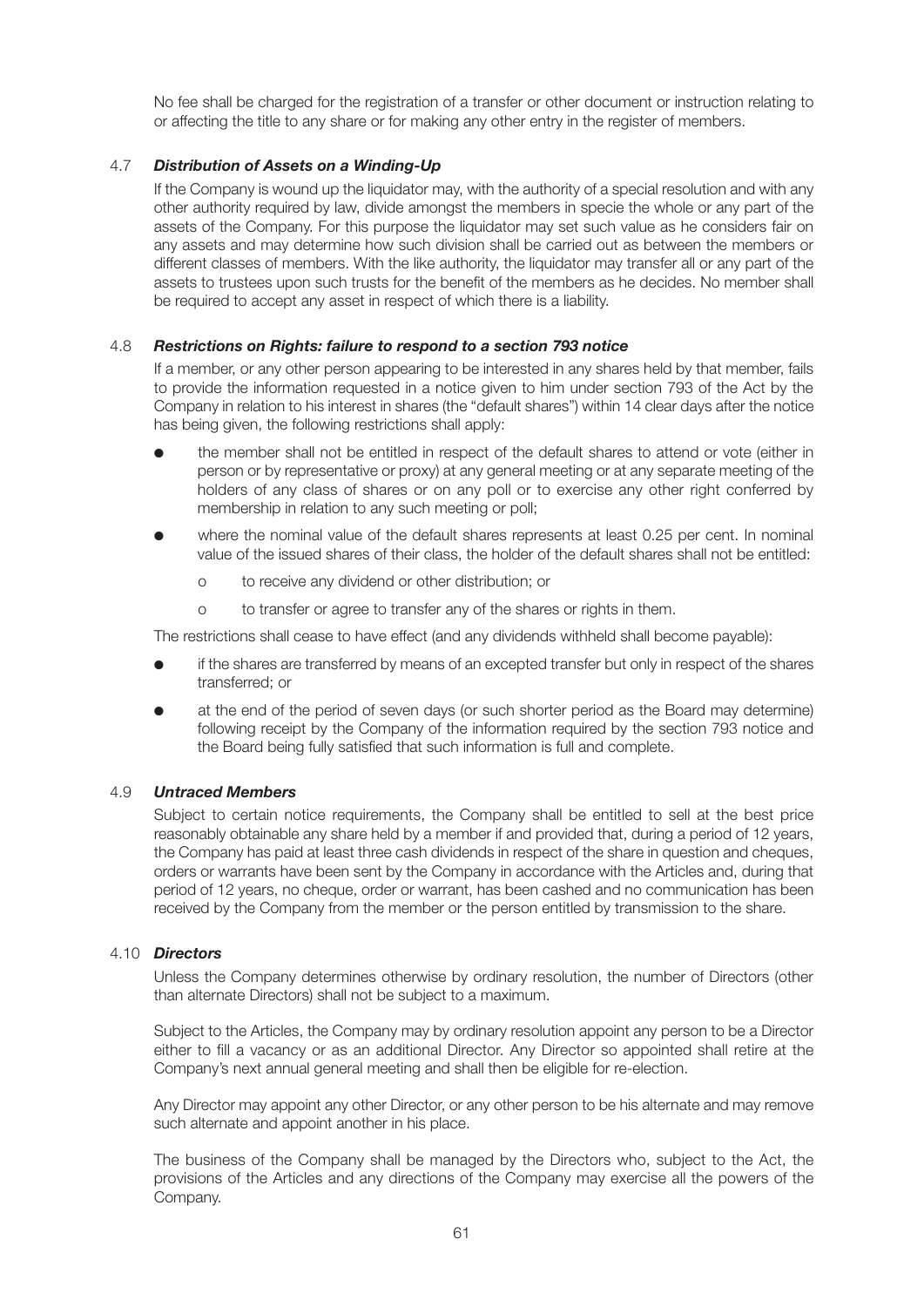No fee shall be charged for the registration of a transfer or other document or instruction relating to or affecting the title to any share or for making any other entry in the register of members.

### 4.7 *Distribution of Assets on a Winding-Up*

If the Company is wound up the liquidator may, with the authority of a special resolution and with any other authority required by law, divide amongst the members in specie the whole or any part of the assets of the Company. For this purpose the liquidator may set such value as he considers fair on any assets and may determine how such division shall be carried out as between the members or different classes of members. With the like authority, the liquidator may transfer all or any part of the assets to trustees upon such trusts for the benefit of the members as he decides. No member shall be required to accept any asset in respect of which there is a liability.

### 4.8 *Restrictions on Rights: failure to respond to a section 793 notice*

If a member, or any other person appearing to be interested in any shares held by that member, fails to provide the information requested in a notice given to him under section 793 of the Act by the Company in relation to his interest in shares (the "default shares") within 14 clear days after the notice has being given, the following restrictions shall apply:

- the member shall not be entitled in respect of the default shares to attend or vote (either in person or by representative or proxy) at any general meeting or at any separate meeting of the holders of any class of shares or on any poll or to exercise any other right conferred by membership in relation to any such meeting or poll;
- where the nominal value of the default shares represents at least 0.25 per cent. In nominal value of the issued shares of their class, the holder of the default shares shall not be entitled:
  - o to receive any dividend or other distribution; or
  - o to transfer or agree to transfer any of the shares or rights in them.

The restrictions shall cease to have effect (and any dividends withheld shall become payable):

- if the shares are transferred by means of an excepted transfer but only in respect of the shares transferred; or
- at the end of the period of seven days (or such shorter period as the Board may determine) following receipt by the Company of the information required by the section 793 notice and the Board being fully satisfied that such information is full and complete.

### 4.9 *Untraced Members*

Subject to certain notice requirements, the Company shall be entitled to sell at the best price reasonably obtainable any share held by a member if and provided that, during a period of 12 years, the Company has paid at least three cash dividends in respect of the share in question and cheques, orders or warrants have been sent by the Company in accordance with the Articles and, during that period of 12 years, no cheque, order or warrant, has been cashed and no communication has been received by the Company from the member or the person entitled by transmission to the share.

### 4.10 *Directors*

Unless the Company determines otherwise by ordinary resolution, the number of Directors (other than alternate Directors) shall not be subject to a maximum.

Subject to the Articles, the Company may by ordinary resolution appoint any person to be a Director either to fill a vacancy or as an additional Director. Any Director so appointed shall retire at the Company's next annual general meeting and shall then be eligible for re-election.

Any Director may appoint any other Director, or any other person to be his alternate and may remove such alternate and appoint another in his place.

The business of the Company shall be managed by the Directors who, subject to the Act, the provisions of the Articles and any directions of the Company may exercise all the powers of the Company.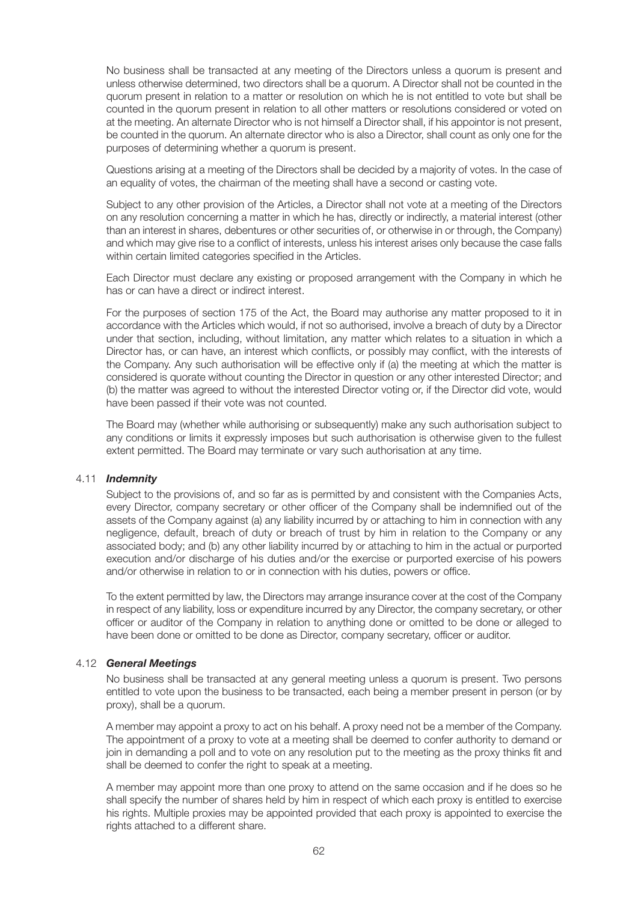No business shall be transacted at any meeting of the Directors unless a quorum is present and unless otherwise determined, two directors shall be a quorum. A Director shall not be counted in the quorum present in relation to a matter or resolution on which he is not entitled to vote but shall be counted in the quorum present in relation to all other matters or resolutions considered or voted on at the meeting. An alternate Director who is not himself a Director shall, if his appointor is not present, be counted in the quorum. An alternate director who is also a Director, shall count as only one for the purposes of determining whether a quorum is present.

Questions arising at a meeting of the Directors shall be decided by a majority of votes. In the case of an equality of votes, the chairman of the meeting shall have a second or casting vote.

Subject to any other provision of the Articles, a Director shall not vote at a meeting of the Directors on any resolution concerning a matter in which he has, directly or indirectly, a material interest (other than an interest in shares, debentures or other securities of, or otherwise in or through, the Company) and which may give rise to a conflict of interests, unless his interest arises only because the case falls within certain limited categories specified in the Articles.

Each Director must declare any existing or proposed arrangement with the Company in which he has or can have a direct or indirect interest.

For the purposes of section 175 of the Act, the Board may authorise any matter proposed to it in accordance with the Articles which would, if not so authorised, involve a breach of duty by a Director under that section, including, without limitation, any matter which relates to a situation in which a Director has, or can have, an interest which conflicts, or possibly may conflict, with the interests of the Company. Any such authorisation will be effective only if (a) the meeting at which the matter is considered is quorate without counting the Director in question or any other interested Director; and (b) the matter was agreed to without the interested Director voting or, if the Director did vote, would have been passed if their vote was not counted.

The Board may (whether while authorising or subsequently) make any such authorisation subject to any conditions or limits it expressly imposes but such authorisation is otherwise given to the fullest extent permitted. The Board may terminate or vary such authorisation at any time.

### 4.11 *Indemnity*

Subject to the provisions of, and so far as is permitted by and consistent with the Companies Acts, every Director, company secretary or other officer of the Company shall be indemnified out of the assets of the Company against (a) any liability incurred by or attaching to him in connection with any negligence, default, breach of duty or breach of trust by him in relation to the Company or any associated body; and (b) any other liability incurred by or attaching to him in the actual or purported execution and/or discharge of his duties and/or the exercise or purported exercise of his powers and/or otherwise in relation to or in connection with his duties, powers or office.

To the extent permitted by law, the Directors may arrange insurance cover at the cost of the Company in respect of any liability, loss or expenditure incurred by any Director, the company secretary, or other officer or auditor of the Company in relation to anything done or omitted to be done or alleged to have been done or omitted to be done as Director, company secretary, officer or auditor.

### 4.12 *General Meetings*

No business shall be transacted at any general meeting unless a quorum is present. Two persons entitled to vote upon the business to be transacted, each being a member present in person (or by proxy), shall be a quorum.

A member may appoint a proxy to act on his behalf. A proxy need not be a member of the Company. The appointment of a proxy to vote at a meeting shall be deemed to confer authority to demand or join in demanding a poll and to vote on any resolution put to the meeting as the proxy thinks fit and shall be deemed to confer the right to speak at a meeting.

A member may appoint more than one proxy to attend on the same occasion and if he does so he shall specify the number of shares held by him in respect of which each proxy is entitled to exercise his rights. Multiple proxies may be appointed provided that each proxy is appointed to exercise the rights attached to a different share.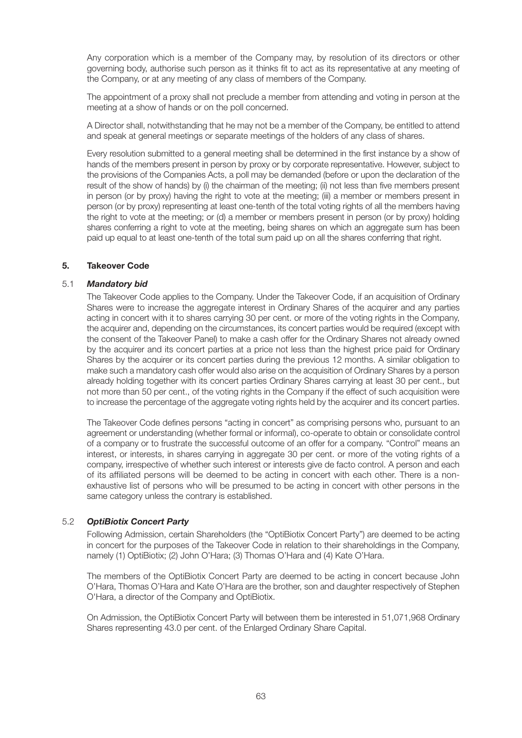Any corporation which is a member of the Company may, by resolution of its directors or other governing body, authorise such person as it thinks fit to act as its representative at any meeting of the Company, or at any meeting of any class of members of the Company.

The appointment of a proxy shall not preclude a member from attending and voting in person at the meeting at a show of hands or on the poll concerned.

A Director shall, notwithstanding that he may not be a member of the Company, be entitled to attend and speak at general meetings or separate meetings of the holders of any class of shares.

Every resolution submitted to a general meeting shall be determined in the first instance by a show of hands of the members present in person by proxy or by corporate representative. However, subject to the provisions of the Companies Acts, a poll may be demanded (before or upon the declaration of the result of the show of hands) by (i) the chairman of the meeting; (ii) not less than five members present in person (or by proxy) having the right to vote at the meeting; (iii) a member or members present in person (or by proxy) representing at least one-tenth of the total voting rights of all the members having the right to vote at the meeting; or (d) a member or members present in person (or by proxy) holding shares conferring a right to vote at the meeting, being shares on which an aggregate sum has been paid up equal to at least one-tenth of the total sum paid up on all the shares conferring that right.

## 5. Takeover Code

### 5.1 *Mandatory bid*

The Takeover Code applies to the Company. Under the Takeover Code, if an acquisition of Ordinary Shares were to increase the aggregate interest in Ordinary Shares of the acquirer and any parties acting in concert with it to shares carrying 30 per cent. or more of the voting rights in the Company, the acquirer and, depending on the circumstances, its concert parties would be required (except with the consent of the Takeover Panel) to make a cash offer for the Ordinary Shares not already owned by the acquirer and its concert parties at a price not less than the highest price paid for Ordinary Shares by the acquirer or its concert parties during the previous 12 months. A similar obligation to make such a mandatory cash offer would also arise on the acquisition of Ordinary Shares by a person already holding together with its concert parties Ordinary Shares carrying at least 30 per cent., but not more than 50 per cent., of the voting rights in the Company if the effect of such acquisition were to increase the percentage of the aggregate voting rights held by the acquirer and its concert parties.

The Takeover Code defines persons "acting in concert" as comprising persons who, pursuant to an agreement or understanding (whether formal or informal), co-operate to obtain or consolidate control of a company or to frustrate the successful outcome of an offer for a company. "Control" means an interest, or interests, in shares carrying in aggregate 30 per cent. or more of the voting rights of a company, irrespective of whether such interest or interests give de facto control. A person and each of its affiliated persons will be deemed to be acting in concert with each other. There is a non-exhaustive list of persons who will be presumed to be acting in concert with other persons in the same category unless the contrary is established.

### 5.2 *OptiBiotix Concert Party*

Following Admission, certain Shareholders (the "OptiBiotix Concert Party") are deemed to be acting in concert for the purposes of the Takeover Code in relation to their shareholdings in the Company, namely (1) OptiBiotix; (2) John O'Hara; (3) Thomas O'Hara and (4) Kate O'Hara.

The members of the OptiBiotix Concert Party are deemed to be acting in concert because John O'Hara, Thomas O'Hara and Kate O'Hara are the brother, son and daughter respectively of Stephen O'Hara, a director of the Company and OptiBiotix.

On Admission, the OptiBiotix Concert Party will between them be interested in 51,071,968 Ordinary Shares representing 43.0 per cent. of the Enlarged Ordinary Share Capital.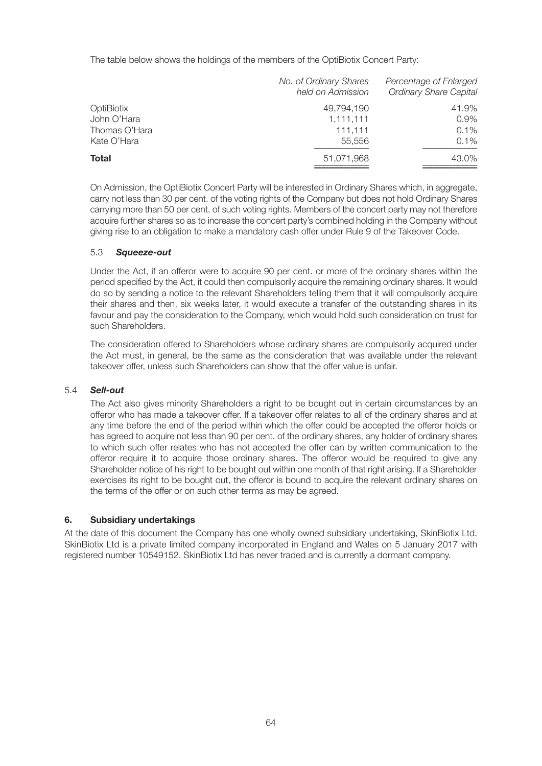The table below shows the holdings of the members of the OptiBiotix Concert Party:

| | *No. of Ordinary Shares held on Admission* | *Percentage of Enlarged Ordinary Share Capital* |
|---|---|---|
| OptiBiotix | 49,794,190 | 41.9% |
| John O'Hara | 1,111,111 | 0.9% |
| Thomas O'Hara | 111,111 | 0.1% |
| Kate O'Hara | 55,556 | 0.1% |
| **Total** | 51,071,968 | 43.0% |

On Admission, the OptiBiotix Concert Party will be interested in Ordinary Shares which, in aggregate, carry not less than 30 per cent. of the voting rights of the Company but does not hold Ordinary Shares carrying more than 50 per cent. of such voting rights. Members of the concert party may not therefore acquire further shares so as to increase the concert party's combined holding in the Company without giving rise to an obligation to make a mandatory cash offer under Rule 9 of the Takeover Code.

### 5.3 ***Squeeze-out***

Under the Act, if an offeror were to acquire 90 per cent. or more of the ordinary shares within the period specified by the Act, it could then compulsorily acquire the remaining ordinary shares. It would do so by sending a notice to the relevant Shareholders telling them that it will compulsorily acquire their shares and then, six weeks later, it would execute a transfer of the outstanding shares in its favour and pay the consideration to the Company, which would hold such consideration on trust for such Shareholders.

The consideration offered to Shareholders whose ordinary shares are compulsorily acquired under the Act must, in general, be the same as the consideration that was available under the relevant takeover offer, unless such Shareholders can show that the offer value is unfair.

### 5.4 ***Sell-out***

The Act also gives minority Shareholders a right to be bought out in certain circumstances by an offeror who has made a takeover offer. If a takeover offer relates to all of the ordinary shares and at any time before the end of the period within which the offer could be accepted the offeror holds or has agreed to acquire not less than 90 per cent. of the ordinary shares, any holder of ordinary shares to which such offer relates who has not accepted the offer can by written communication to the offeror require it to acquire those ordinary shares. The offeror would be required to give any Shareholder notice of his right to be bought out within one month of that right arising. If a Shareholder exercises its right to be bought out, the offeror is bound to acquire the relevant ordinary shares on the terms of the offer or on such other terms as may be agreed.

## 6. Subsidiary undertakings

At the date of this document the Company has one wholly owned subsidiary undertaking, SkinBiotix Ltd. SkinBiotix Ltd is a private limited company incorporated in England and Wales on 5 January 2017 with registered number 10549152. SkinBiotix Ltd has never traded and is currently a dormant company.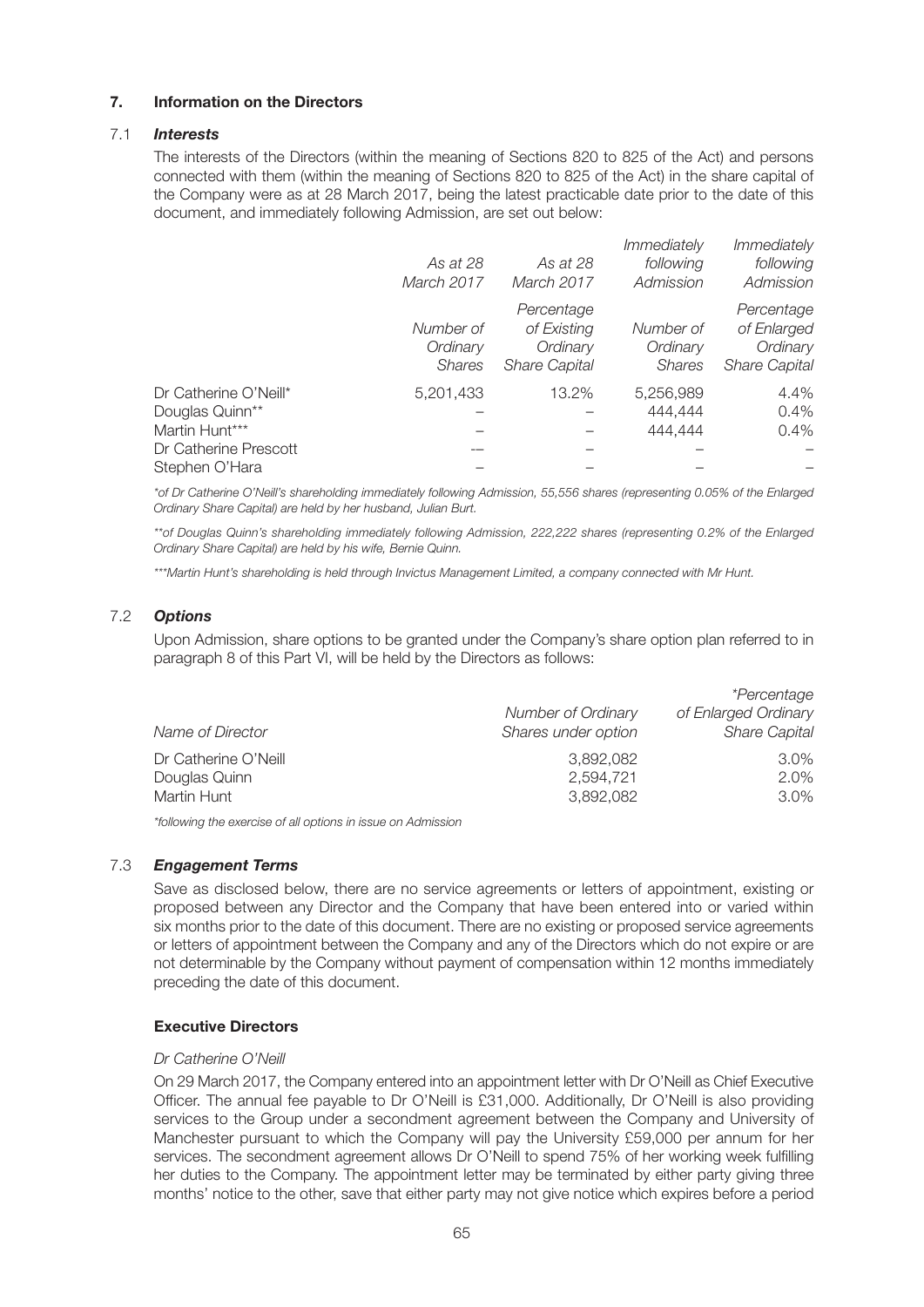## 7. Information on the Directors

### 7.1 *Interests*

The interests of the Directors (within the meaning of Sections 820 to 825 of the Act) and persons connected with them (within the meaning of Sections 820 to 825 of the Act) in the share capital of the Company were as at 28 March 2017, being the latest practicable date prior to the date of this document, and immediately following Admission, are set out below:

| | *As at 28 March 2017* | *As at 28 March 2017* | *Immediately following Admission* | *Immediately following Admission* |
|---|---|---|---|---|
| | *Number of Ordinary Shares* | *Percentage of Existing Ordinary Share Capital* | *Number of Ordinary Shares* | *Percentage of Enlarged Ordinary Share Capital* |
| Dr Catherine O'Neill* | 5,201,433 | 13.2% | 5,256,989 | 4.4% |
| Douglas Quinn** | – | – | 444,444 | 0.4% |
| Martin Hunt*** | – | – | 444,444 | 0.4% |
| Dr Catherine Prescott | -– | – | – | – |
| Stephen O'Hara | – | – | – | – |

*\*of Dr Catherine O'Neill's shareholding immediately following Admission, 55,556 shares (representing 0.05% of the Enlarged Ordinary Share Capital) are held by her husband, Julian Burt.*

*\*\*of Douglas Quinn's shareholding immediately following Admission, 222,222 shares (representing 0.2% of the Enlarged Ordinary Share Capital) are held by his wife, Bernie Quinn.*

*\*\*\*Martin Hunt's shareholding is held through Invictus Management Limited, a company connected with Mr Hunt.*

### 7.2 *Options*

Upon Admission, share options to be granted under the Company's share option plan referred to in paragraph 8 of this Part VI, will be held by the Directors as follows:

| *Name of Director* | *Number of Ordinary Shares under option* | *\*Percentage of Enlarged Ordinary Share Capital* |
|---|---|---|
| Dr Catherine O'Neill | 3,892,082 | 3.0% |
| Douglas Quinn | 2,594,721 | 2.0% |
| Martin Hunt | 3,892,082 | 3.0% |

*\*following the exercise of all options in issue on Admission*

### 7.3 *Engagement Terms*

Save as disclosed below, there are no service agreements or letters of appointment, existing or proposed between any Director and the Company that have been entered into or varied within six months prior to the date of this document. There are no existing or proposed service agreements or letters of appointment between the Company and any of the Directors which do not expire or are not determinable by the Company without payment of compensation within 12 months immediately preceding the date of this document.

#### Executive Directors

*Dr Catherine O'Neill*

On 29 March 2017, the Company entered into an appointment letter with Dr O'Neill as Chief Executive Officer. The annual fee payable to Dr O'Neill is £31,000. Additionally, Dr O'Neill is also providing services to the Group under a secondment agreement between the Company and University of Manchester pursuant to which the Company will pay the University £59,000 per annum for her services. The secondment agreement allows Dr O'Neill to spend 75% of her working week fulfilling her duties to the Company. The appointment letter may be terminated by either party giving three months' notice to the other, save that either party may not give notice which expires before a period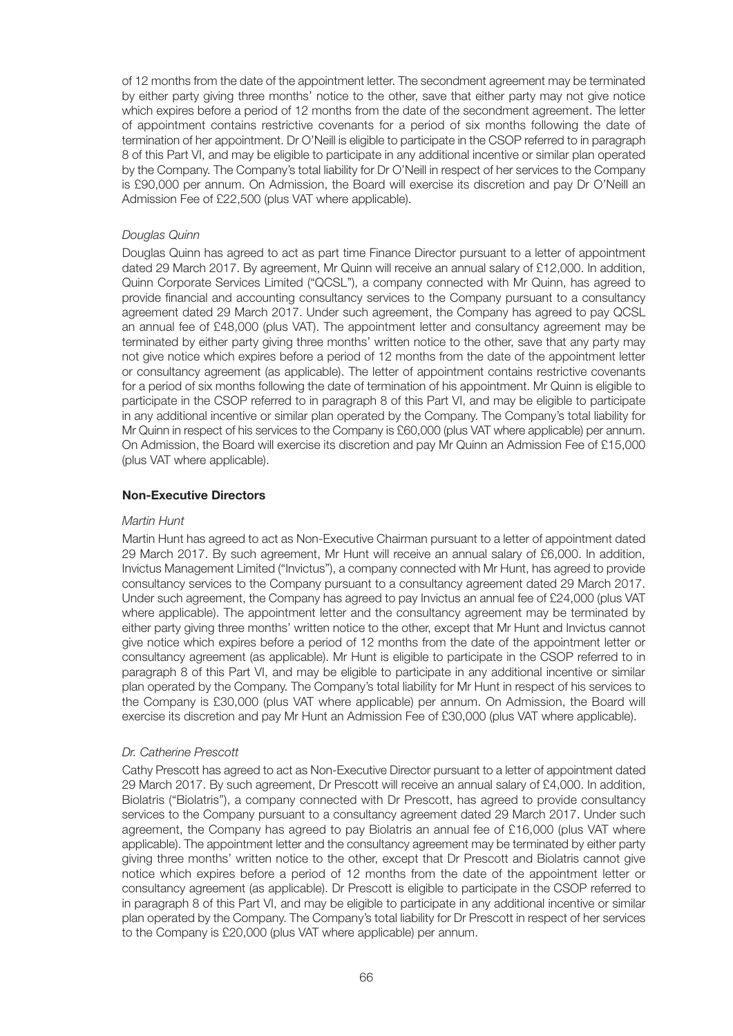of 12 months from the date of the appointment letter. The secondment agreement may be terminated by either party giving three months' notice to the other, save that either party may not give notice which expires before a period of 12 months from the date of the secondment agreement. The letter of appointment contains restrictive covenants for a period of six months following the date of termination of her appointment. Dr O'Neill is eligible to participate in the CSOP referred to in paragraph 8 of this Part VI, and may be eligible to participate in any additional incentive or similar plan operated by the Company. The Company's total liability for Dr O'Neill in respect of her services to the Company is £90,000 per annum. On Admission, the Board will exercise its discretion and pay Dr O'Neill an Admission Fee of £22,500 (plus VAT where applicable).

*Douglas Quinn*

Douglas Quinn has agreed to act as part time Finance Director pursuant to a letter of appointment dated 29 March 2017. By agreement, Mr Quinn will receive an annual salary of £12,000. In addition, Quinn Corporate Services Limited ("QCSL"), a company connected with Mr Quinn, has agreed to provide financial and accounting consultancy services to the Company pursuant to a consultancy agreement dated 29 March 2017. Under such agreement, the Company has agreed to pay QCSL an annual fee of £48,000 (plus VAT). The appointment letter and consultancy agreement may be terminated by either party giving three months' written notice to the other, save that any party may not give notice which expires before a period of 12 months from the date of the appointment letter or consultancy agreement (as applicable). The letter of appointment contains restrictive covenants for a period of six months following the date of termination of his appointment. Mr Quinn is eligible to participate in the CSOP referred to in paragraph 8 of this Part VI, and may be eligible to participate in any additional incentive or similar plan operated by the Company. The Company's total liability for Mr Quinn in respect of his services to the Company is £60,000 (plus VAT where applicable) per annum. On Admission, the Board will exercise its discretion and pay Mr Quinn an Admission Fee of £15,000 (plus VAT where applicable).

**Non-Executive Directors**

*Martin Hunt*

Martin Hunt has agreed to act as Non-Executive Chairman pursuant to a letter of appointment dated 29 March 2017. By such agreement, Mr Hunt will receive an annual salary of £6,000. In addition, Invictus Management Limited ("Invictus"), a company connected with Mr Hunt, has agreed to provide consultancy services to the Company pursuant to a consultancy agreement dated 29 March 2017. Under such agreement, the Company has agreed to pay Invictus an annual fee of £24,000 (plus VAT where applicable). The appointment letter and the consultancy agreement may be terminated by either party giving three months' written notice to the other, except that Mr Hunt and Invictus cannot give notice which expires before a period of 12 months from the date of the appointment letter or consultancy agreement (as applicable). Mr Hunt is eligible to participate in the CSOP referred to in paragraph 8 of this Part VI, and may be eligible to participate in any additional incentive or similar plan operated by the Company. The Company's total liability for Mr Hunt in respect of his services to the Company is £30,000 (plus VAT where applicable) per annum. On Admission, the Board will exercise its discretion and pay Mr Hunt an Admission Fee of £30,000 (plus VAT where applicable).

*Dr. Catherine Prescott*

Cathy Prescott has agreed to act as Non-Executive Director pursuant to a letter of appointment dated 29 March 2017. By such agreement, Dr Prescott will receive an annual salary of £4,000. In addition, Biolatris ("Biolatris"), a company connected with Dr Prescott, has agreed to provide consultancy services to the Company pursuant to a consultancy agreement dated 29 March 2017. Under such agreement, the Company has agreed to pay Biolatris an annual fee of £16,000 (plus VAT where applicable). The appointment letter and the consultancy agreement may be terminated by either party giving three months' written notice to the other, except that Dr Prescott and Biolatris cannot give notice which expires before a period of 12 months from the date of the appointment letter or consultancy agreement (as applicable). Dr Prescott is eligible to participate in the CSOP referred to in paragraph 8 of this Part VI, and may be eligible to participate in any additional incentive or similar plan operated by the Company. The Company's total liability for Dr Prescott in respect of her services to the Company is £20,000 (plus VAT where applicable) per annum.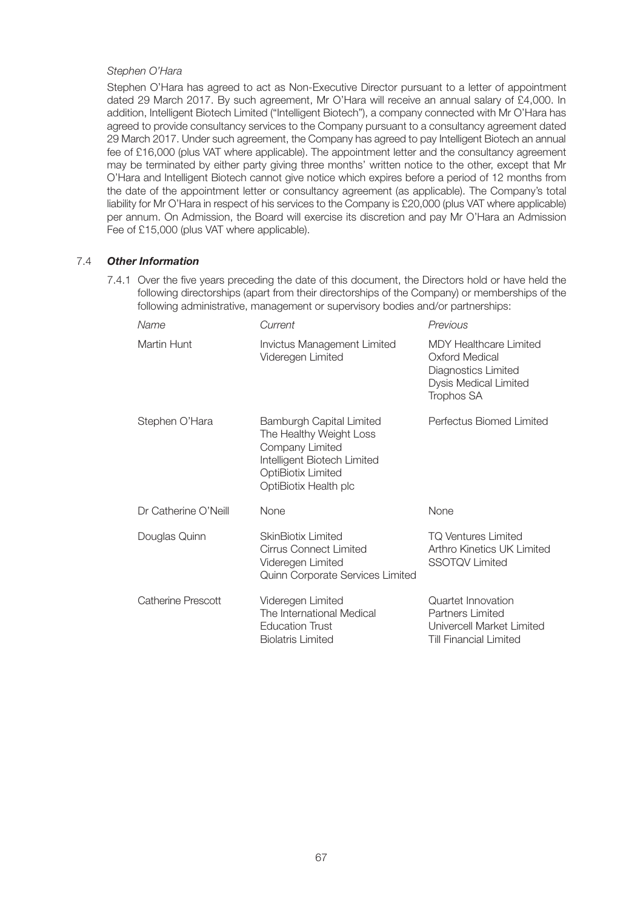*Stephen O'Hara*

Stephen O'Hara has agreed to act as Non-Executive Director pursuant to a letter of appointment dated 29 March 2017. By such agreement, Mr O'Hara will receive an annual salary of £4,000. In addition, Intelligent Biotech Limited ("Intelligent Biotech"), a company connected with Mr O'Hara has agreed to provide consultancy services to the Company pursuant to a consultancy agreement dated 29 March 2017. Under such agreement, the Company has agreed to pay Intelligent Biotech an annual fee of £16,000 (plus VAT where applicable). The appointment letter and the consultancy agreement may be terminated by either party giving three months' written notice to the other, except that Mr O'Hara and Intelligent Biotech cannot give notice which expires before a period of 12 months from the date of the appointment letter or consultancy agreement (as applicable). The Company's total liability for Mr O'Hara in respect of his services to the Company is £20,000 (plus VAT where applicable) per annum. On Admission, the Board will exercise its discretion and pay Mr O'Hara an Admission Fee of £15,000 (plus VAT where applicable).

### 7.4 *Other Information*

7.4.1 Over the five years preceding the date of this document, the Directors hold or have held the following directorships (apart from their directorships of the Company) or memberships of the following administrative, management or supervisory bodies and/or partnerships:

| *Name* | *Current* | *Previous* |
|---|---|---|
| Martin Hunt | Invictus Management Limited<br>Videregen Limited | MDY Healthcare Limited<br>Oxford Medical Diagnostics Limited<br>Dysis Medical Limited<br>Trophos SA |
| Stephen O'Hara | Bamburgh Capital Limited<br>The Healthy Weight Loss Company Limited<br>Intelligent Biotech Limited<br>OptiBiotix Limited<br>OptiBiotix Health plc | Perfectus Biomed Limited |
| Dr Catherine O'Neill | None | None |
| Douglas Quinn | SkinBiotix Limited<br>Cirrus Connect Limited<br>Videregen Limited<br>Quinn Corporate Services Limited | TQ Ventures Limited<br>Arthro Kinetics UK Limited<br>SSOTQV Limited |
| Catherine Prescott | Videregen Limited<br>The International Medical Education Trust<br>Biolatris Limited | Quartet Innovation Partners Limited<br>Univercell Market Limited<br>Till Financial Limited |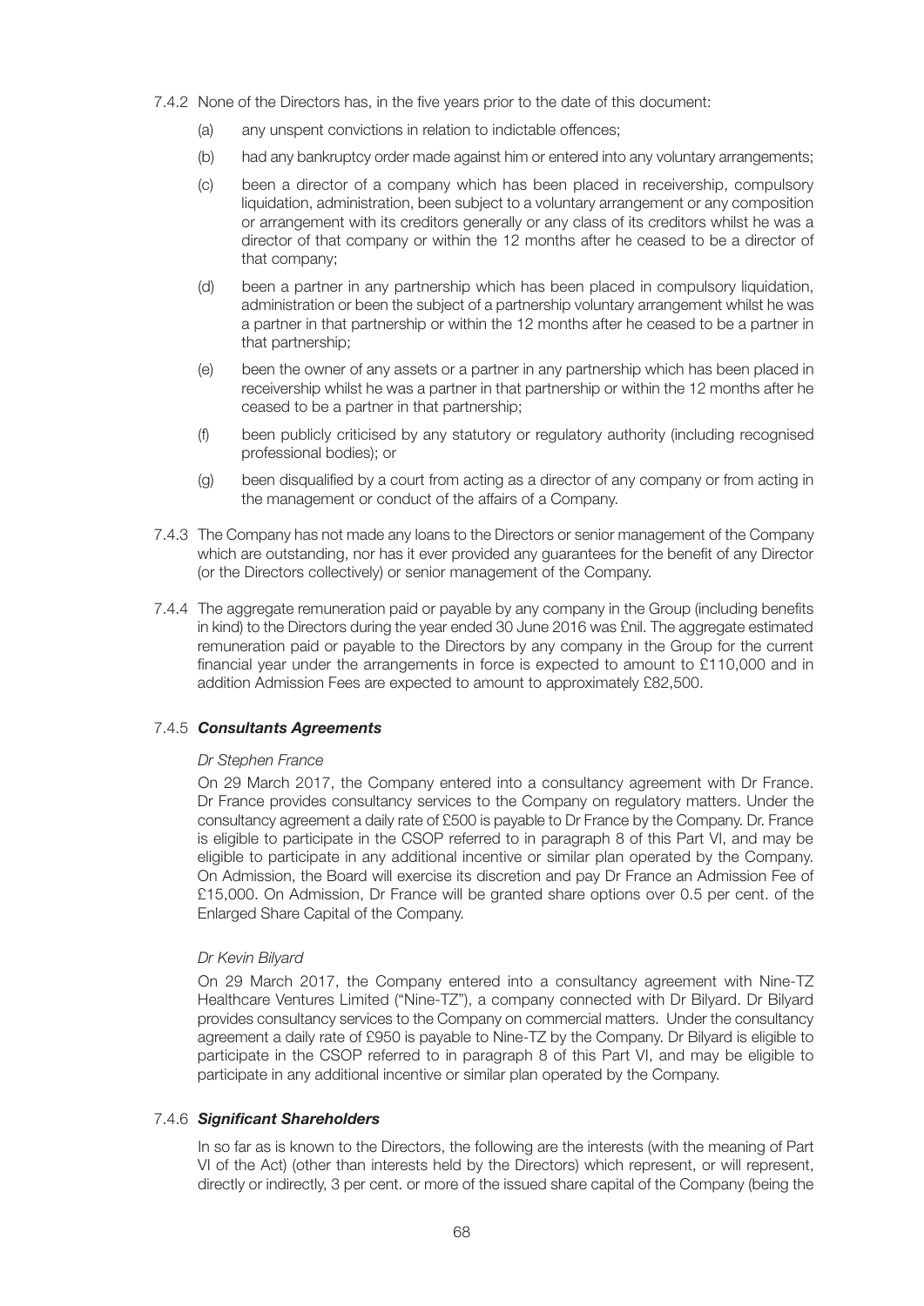7.4.2 None of the Directors has, in the five years prior to the date of this document:

(a) any unspent convictions in relation to indictable offences;

(b) had any bankruptcy order made against him or entered into any voluntary arrangements;

(c) been a director of a company which has been placed in receivership, compulsory liquidation, administration, been subject to a voluntary arrangement or any composition or arrangement with its creditors generally or any class of its creditors whilst he was a director of that company or within the 12 months after he ceased to be a director of that company;

(d) been a partner in any partnership which has been placed in compulsory liquidation, administration or been the subject of a partnership voluntary arrangement whilst he was a partner in that partnership or within the 12 months after he ceased to be a partner in that partnership;

(e) been the owner of any assets or a partner in any partnership which has been placed in receivership whilst he was a partner in that partnership or within the 12 months after he ceased to be a partner in that partnership;

(f) been publicly criticised by any statutory or regulatory authority (including recognised professional bodies); or

(g) been disqualified by a court from acting as a director of any company or from acting in the management or conduct of the affairs of a Company.

7.4.3 The Company has not made any loans to the Directors or senior management of the Company which are outstanding, nor has it ever provided any guarantees for the benefit of any Director (or the Directors collectively) or senior management of the Company.

7.4.4 The aggregate remuneration paid or payable by any company in the Group (including benefits in kind) to the Directors during the year ended 30 June 2016 was £nil. The aggregate estimated remuneration paid or payable to the Directors by any company in the Group for the current financial year under the arrangements in force is expected to amount to £110,000 and in addition Admission Fees are expected to amount to approximately £82,500.

7.4.5 ***Consultants Agreements***

*Dr Stephen France*

On 29 March 2017, the Company entered into a consultancy agreement with Dr France. Dr France provides consultancy services to the Company on regulatory matters. Under the consultancy agreement a daily rate of £500 is payable to Dr France by the Company. Dr. France is eligible to participate in the CSOP referred to in paragraph 8 of this Part VI, and may be eligible to participate in any additional incentive or similar plan operated by the Company. On Admission, the Board will exercise its discretion and pay Dr France an Admission Fee of £15,000. On Admission, Dr France will be granted share options over 0.5 per cent. of the Enlarged Share Capital of the Company.

*Dr Kevin Bilyard*

On 29 March 2017, the Company entered into a consultancy agreement with Nine-TZ Healthcare Ventures Limited ("Nine-TZ"), a company connected with Dr Bilyard. Dr Bilyard provides consultancy services to the Company on commercial matters. Under the consultancy agreement a daily rate of £950 is payable to Nine-TZ by the Company. Dr Bilyard is eligible to participate in the CSOP referred to in paragraph 8 of this Part VI, and may be eligible to participate in any additional incentive or similar plan operated by the Company.

7.4.6 ***Significant Shareholders***

In so far as is known to the Directors, the following are the interests (with the meaning of Part VI of the Act) (other than interests held by the Directors) which represent, or will represent, directly or indirectly, 3 per cent. or more of the issued share capital of the Company (being the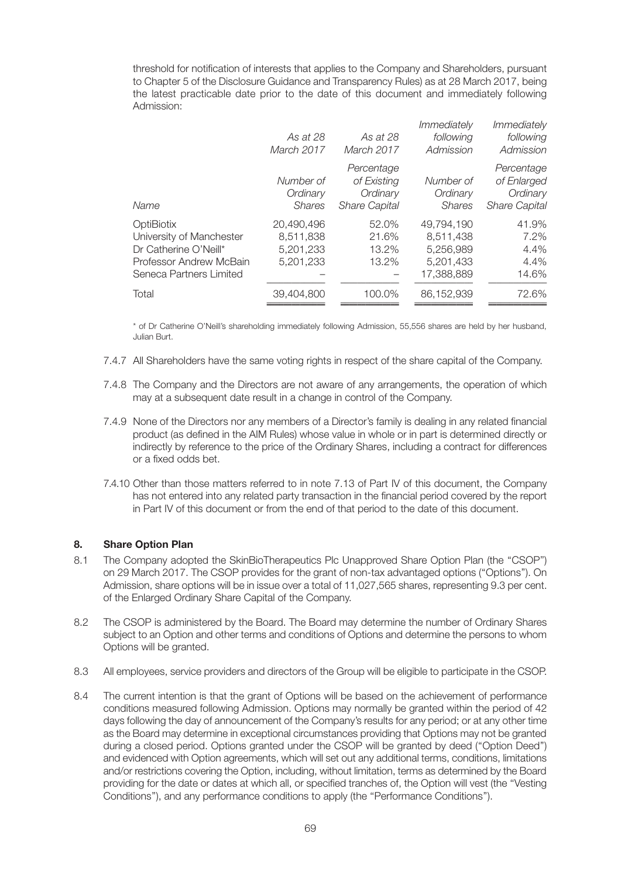threshold for notification of interests that applies to the Company and Shareholders, pursuant to Chapter 5 of the Disclosure Guidance and Transparency Rules) as at 28 March 2017, being the latest practicable date prior to the date of this document and immediately following Admission:

| Name | *As at 28 March 2017* Number of Ordinary Shares | *As at 28 March 2017* Percentage of Existing Ordinary Share Capital | *Immediately following Admission* Number of Ordinary Shares | *Immediately following Admission* Percentage of Enlarged Ordinary Share Capital |
|---|---|---|---|---|
| OptiBiotix | 20,490,496 | 52.0% | 49,794,190 | 41.9% |
| University of Manchester | 8,511,838 | 21.6% | 8,511,438 | 7.2% |
| Dr Catherine O'Neill* | 5,201,233 | 13.2% | 5,256,989 | 4.4% |
| Professor Andrew McBain | 5,201,233 | 13.2% | 5,201,433 | 4.4% |
| Seneca Partners Limited | – | – | 17,388,889 | 14.6% |
| Total | 39,404,800 | 100.0% | 86,152,939 | 72.6% |

\* of Dr Catherine O'Neill's shareholding immediately following Admission, 55,556 shares are held by her husband, Julian Burt.

7.4.7 All Shareholders have the same voting rights in respect of the share capital of the Company.

7.4.8 The Company and the Directors are not aware of any arrangements, the operation of which may at a subsequent date result in a change in control of the Company.

7.4.9 None of the Directors nor any members of a Director's family is dealing in any related financial product (as defined in the AIM Rules) whose value in whole or in part is determined directly or indirectly by reference to the price of the Ordinary Shares, including a contract for differences or a fixed odds bet.

7.4.10 Other than those matters referred to in note 7.13 of Part IV of this document, the Company has not entered into any related party transaction in the financial period covered by the report in Part IV of this document or from the end of that period to the date of this document.

## 8. Share Option Plan

8.1 The Company adopted the SkinBioTherapeutics Plc Unapproved Share Option Plan (the "CSOP") on 29 March 2017. The CSOP provides for the grant of non-tax advantaged options ("Options"). On Admission, share options will be in issue over a total of 11,027,565 shares, representing 9.3 per cent. of the Enlarged Ordinary Share Capital of the Company.

8.2 The CSOP is administered by the Board. The Board may determine the number of Ordinary Shares subject to an Option and other terms and conditions of Options and determine the persons to whom Options will be granted.

8.3 All employees, service providers and directors of the Group will be eligible to participate in the CSOP.

8.4 The current intention is that the grant of Options will be based on the achievement of performance conditions measured following Admission. Options may normally be granted within the period of 42 days following the day of announcement of the Company's results for any period; or at any other time as the Board may determine in exceptional circumstances providing that Options may not be granted during a closed period. Options granted under the CSOP will be granted by deed ("Option Deed") and evidenced with Option agreements, which will set out any additional terms, conditions, limitations and/or restrictions covering the Option, including, without limitation, terms as determined by the Board providing for the date or dates at which all, or specified tranches of, the Option will vest (the "Vesting Conditions"), and any performance conditions to apply (the "Performance Conditions").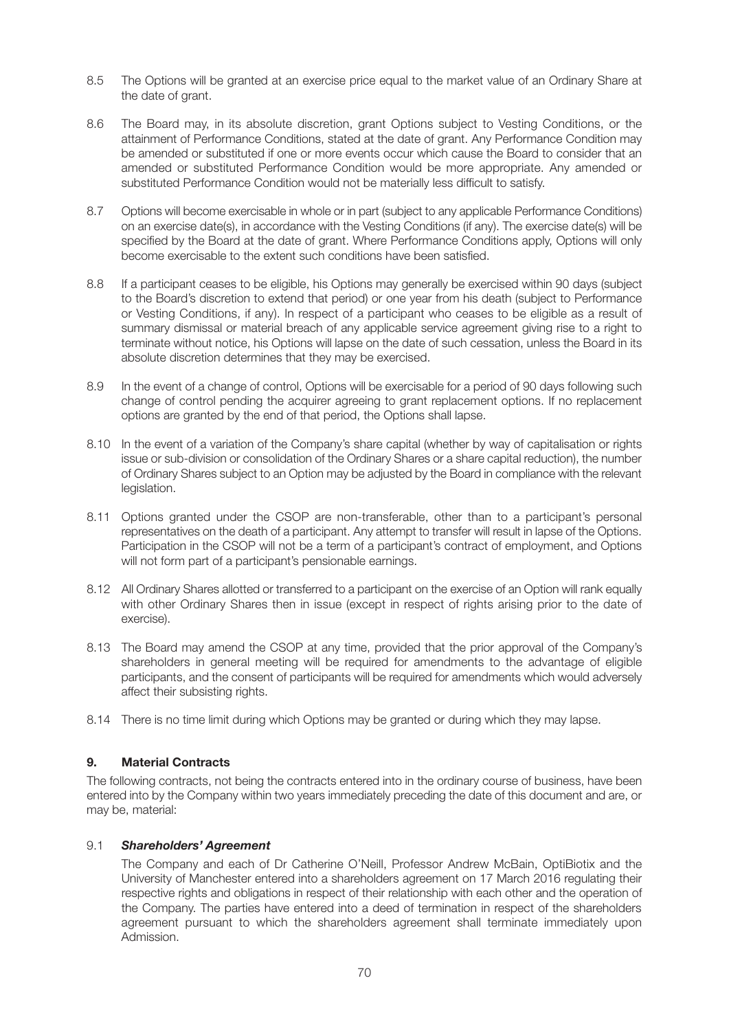8.5 The Options will be granted at an exercise price equal to the market value of an Ordinary Share at the date of grant.

8.6 The Board may, in its absolute discretion, grant Options subject to Vesting Conditions, or the attainment of Performance Conditions, stated at the date of grant. Any Performance Condition may be amended or substituted if one or more events occur which cause the Board to consider that an amended or substituted Performance Condition would be more appropriate. Any amended or substituted Performance Condition would not be materially less difficult to satisfy.

8.7 Options will become exercisable in whole or in part (subject to any applicable Performance Conditions) on an exercise date(s), in accordance with the Vesting Conditions (if any). The exercise date(s) will be specified by the Board at the date of grant. Where Performance Conditions apply, Options will only become exercisable to the extent such conditions have been satisfied.

8.8 If a participant ceases to be eligible, his Options may generally be exercised within 90 days (subject to the Board's discretion to extend that period) or one year from his death (subject to Performance or Vesting Conditions, if any). In respect of a participant who ceases to be eligible as a result of summary dismissal or material breach of any applicable service agreement giving rise to a right to terminate without notice, his Options will lapse on the date of such cessation, unless the Board in its absolute discretion determines that they may be exercised.

8.9 In the event of a change of control, Options will be exercisable for a period of 90 days following such change of control pending the acquirer agreeing to grant replacement options. If no replacement options are granted by the end of that period, the Options shall lapse.

8.10 In the event of a variation of the Company's share capital (whether by way of capitalisation or rights issue or sub-division or consolidation of the Ordinary Shares or a share capital reduction), the number of Ordinary Shares subject to an Option may be adjusted by the Board in compliance with the relevant legislation.

8.11 Options granted under the CSOP are non-transferable, other than to a participant's personal representatives on the death of a participant. Any attempt to transfer will result in lapse of the Options. Participation in the CSOP will not be a term of a participant's contract of employment, and Options will not form part of a participant's pensionable earnings.

8.12 All Ordinary Shares allotted or transferred to a participant on the exercise of an Option will rank equally with other Ordinary Shares then in issue (except in respect of rights arising prior to the date of exercise).

8.13 The Board may amend the CSOP at any time, provided that the prior approval of the Company's shareholders in general meeting will be required for amendments to the advantage of eligible participants, and the consent of participants will be required for amendments which would adversely affect their subsisting rights.

8.14 There is no time limit during which Options may be granted or during which they may lapse.

## 9. Material Contracts

The following contracts, not being the contracts entered into in the ordinary course of business, have been entered into by the Company within two years immediately preceding the date of this document and are, or may be, material:

### 9.1 *Shareholders' Agreement*

The Company and each of Dr Catherine O'Neill, Professor Andrew McBain, OptiBiotix and the University of Manchester entered into a shareholders agreement on 17 March 2016 regulating their respective rights and obligations in respect of their relationship with each other and the operation of the Company. The parties have entered into a deed of termination in respect of the shareholders agreement pursuant to which the shareholders agreement shall terminate immediately upon Admission.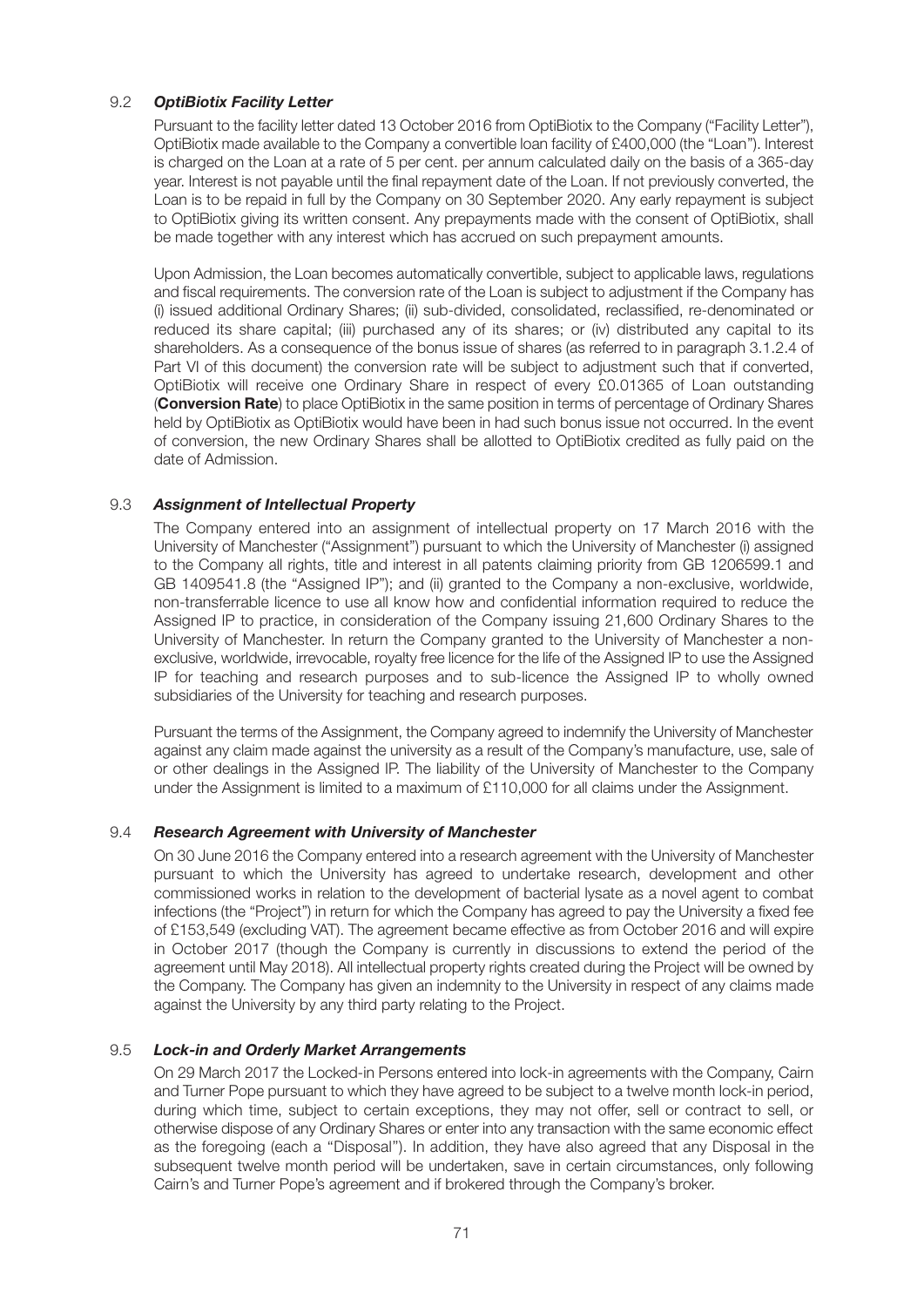### 9.2 *OptiBiotix Facility Letter*

Pursuant to the facility letter dated 13 October 2016 from OptiBiotix to the Company ("Facility Letter"), OptiBiotix made available to the Company a convertible loan facility of £400,000 (the "Loan"). Interest is charged on the Loan at a rate of 5 per cent. per annum calculated daily on the basis of a 365-day year. Interest is not payable until the final repayment date of the Loan. If not previously converted, the Loan is to be repaid in full by the Company on 30 September 2020. Any early repayment is subject to OptiBiotix giving its written consent. Any prepayments made with the consent of OptiBiotix, shall be made together with any interest which has accrued on such prepayment amounts.

Upon Admission, the Loan becomes automatically convertible, subject to applicable laws, regulations and fiscal requirements. The conversion rate of the Loan is subject to adjustment if the Company has (i) issued additional Ordinary Shares; (ii) sub-divided, consolidated, reclassified, re-denominated or reduced its share capital; (iii) purchased any of its shares; or (iv) distributed any capital to its shareholders. As a consequence of the bonus issue of shares (as referred to in paragraph 3.1.2.4 of Part VI of this document) the conversion rate will be subject to adjustment such that if converted, OptiBiotix will receive one Ordinary Share in respect of every £0.01365 of Loan outstanding (**Conversion Rate**) to place OptiBiotix in the same position in terms of percentage of Ordinary Shares held by OptiBiotix as OptiBiotix would have been in had such bonus issue not occurred. In the event of conversion, the new Ordinary Shares shall be allotted to OptiBiotix credited as fully paid on the date of Admission.

### 9.3 *Assignment of Intellectual Property*

The Company entered into an assignment of intellectual property on 17 March 2016 with the University of Manchester ("Assignment") pursuant to which the University of Manchester (i) assigned to the Company all rights, title and interest in all patents claiming priority from GB 1206599.1 and GB 1409541.8 (the "Assigned IP"); and (ii) granted to the Company a non-exclusive, worldwide, non-transferrable licence to use all know how and confidential information required to reduce the Assigned IP to practice, in consideration of the Company issuing 21,600 Ordinary Shares to the University of Manchester. In return the Company granted to the University of Manchester a non-exclusive, worldwide, irrevocable, royalty free licence for the life of the Assigned IP to use the Assigned IP for teaching and research purposes and to sub-licence the Assigned IP to wholly owned subsidiaries of the University for teaching and research purposes.

Pursuant the terms of the Assignment, the Company agreed to indemnify the University of Manchester against any claim made against the university as a result of the Company's manufacture, use, sale of or other dealings in the Assigned IP. The liability of the University of Manchester to the Company under the Assignment is limited to a maximum of £110,000 for all claims under the Assignment.

### 9.4 *Research Agreement with University of Manchester*

On 30 June 2016 the Company entered into a research agreement with the University of Manchester pursuant to which the University has agreed to undertake research, development and other commissioned works in relation to the development of bacterial lysate as a novel agent to combat infections (the "Project") in return for which the Company has agreed to pay the University a fixed fee of £153,549 (excluding VAT). The agreement became effective as from October 2016 and will expire in October 2017 (though the Company is currently in discussions to extend the period of the agreement until May 2018). All intellectual property rights created during the Project will be owned by the Company. The Company has given an indemnity to the University in respect of any claims made against the University by any third party relating to the Project.

### 9.5 *Lock-in and Orderly Market Arrangements*

On 29 March 2017 the Locked-in Persons entered into lock-in agreements with the Company, Cairn and Turner Pope pursuant to which they have agreed to be subject to a twelve month lock-in period, during which time, subject to certain exceptions, they may not offer, sell or contract to sell, or otherwise dispose of any Ordinary Shares or enter into any transaction with the same economic effect as the foregoing (each a "Disposal"). In addition, they have also agreed that any Disposal in the subsequent twelve month period will be undertaken, save in certain circumstances, only following Cairn's and Turner Pope's agreement and if brokered through the Company's broker.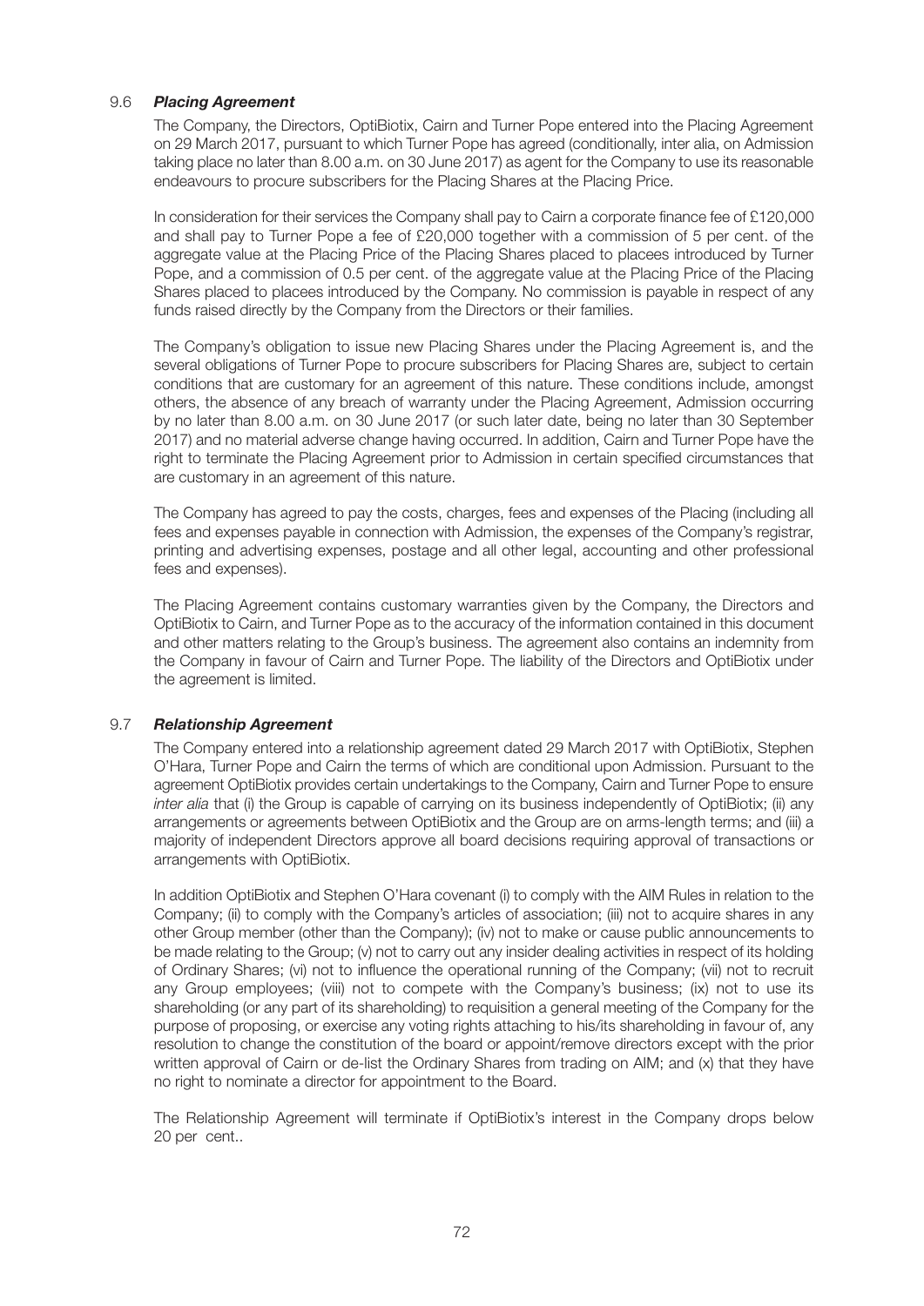### 9.6 *Placing Agreement*

The Company, the Directors, OptiBiotix, Cairn and Turner Pope entered into the Placing Agreement on 29 March 2017, pursuant to which Turner Pope has agreed (conditionally, inter alia, on Admission taking place no later than 8.00 a.m. on 30 June 2017) as agent for the Company to use its reasonable endeavours to procure subscribers for the Placing Shares at the Placing Price.

In consideration for their services the Company shall pay to Cairn a corporate finance fee of £120,000 and shall pay to Turner Pope a fee of £20,000 together with a commission of 5 per cent. of the aggregate value at the Placing Price of the Placing Shares placed to placees introduced by Turner Pope, and a commission of 0.5 per cent. of the aggregate value at the Placing Price of the Placing Shares placed to placees introduced by the Company. No commission is payable in respect of any funds raised directly by the Company from the Directors or their families.

The Company's obligation to issue new Placing Shares under the Placing Agreement is, and the several obligations of Turner Pope to procure subscribers for Placing Shares are, subject to certain conditions that are customary for an agreement of this nature. These conditions include, amongst others, the absence of any breach of warranty under the Placing Agreement, Admission occurring by no later than 8.00 a.m. on 30 June 2017 (or such later date, being no later than 30 September 2017) and no material adverse change having occurred. In addition, Cairn and Turner Pope have the right to terminate the Placing Agreement prior to Admission in certain specified circumstances that are customary in an agreement of this nature.

The Company has agreed to pay the costs, charges, fees and expenses of the Placing (including all fees and expenses payable in connection with Admission, the expenses of the Company's registrar, printing and advertising expenses, postage and all other legal, accounting and other professional fees and expenses).

The Placing Agreement contains customary warranties given by the Company, the Directors and OptiBiotix to Cairn, and Turner Pope as to the accuracy of the information contained in this document and other matters relating to the Group's business. The agreement also contains an indemnity from the Company in favour of Cairn and Turner Pope. The liability of the Directors and OptiBiotix under the agreement is limited.

### 9.7 *Relationship Agreement*

The Company entered into a relationship agreement dated 29 March 2017 with OptiBiotix, Stephen O'Hara, Turner Pope and Cairn the terms of which are conditional upon Admission. Pursuant to the agreement OptiBiotix provides certain undertakings to the Company, Cairn and Turner Pope to ensure *inter alia* that (i) the Group is capable of carrying on its business independently of OptiBiotix; (ii) any arrangements or agreements between OptiBiotix and the Group are on arms-length terms; and (iii) a majority of independent Directors approve all board decisions requiring approval of transactions or arrangements with OptiBiotix.

In addition OptiBiotix and Stephen O'Hara covenant (i) to comply with the AIM Rules in relation to the Company; (ii) to comply with the Company's articles of association; (iii) not to acquire shares in any other Group member (other than the Company); (iv) not to make or cause public announcements to be made relating to the Group; (v) not to carry out any insider dealing activities in respect of its holding of Ordinary Shares; (vi) not to influence the operational running of the Company; (vii) not to recruit any Group employees; (viii) not to compete with the Company's business; (ix) not to use its shareholding (or any part of its shareholding) to requisition a general meeting of the Company for the purpose of proposing, or exercise any voting rights attaching to his/its shareholding in favour of, any resolution to change the constitution of the board or appoint/remove directors except with the prior written approval of Cairn or de-list the Ordinary Shares from trading on AIM; and (x) that they have no right to nominate a director for appointment to the Board.

The Relationship Agreement will terminate if OptiBiotix's interest in the Company drops below 20 per cent..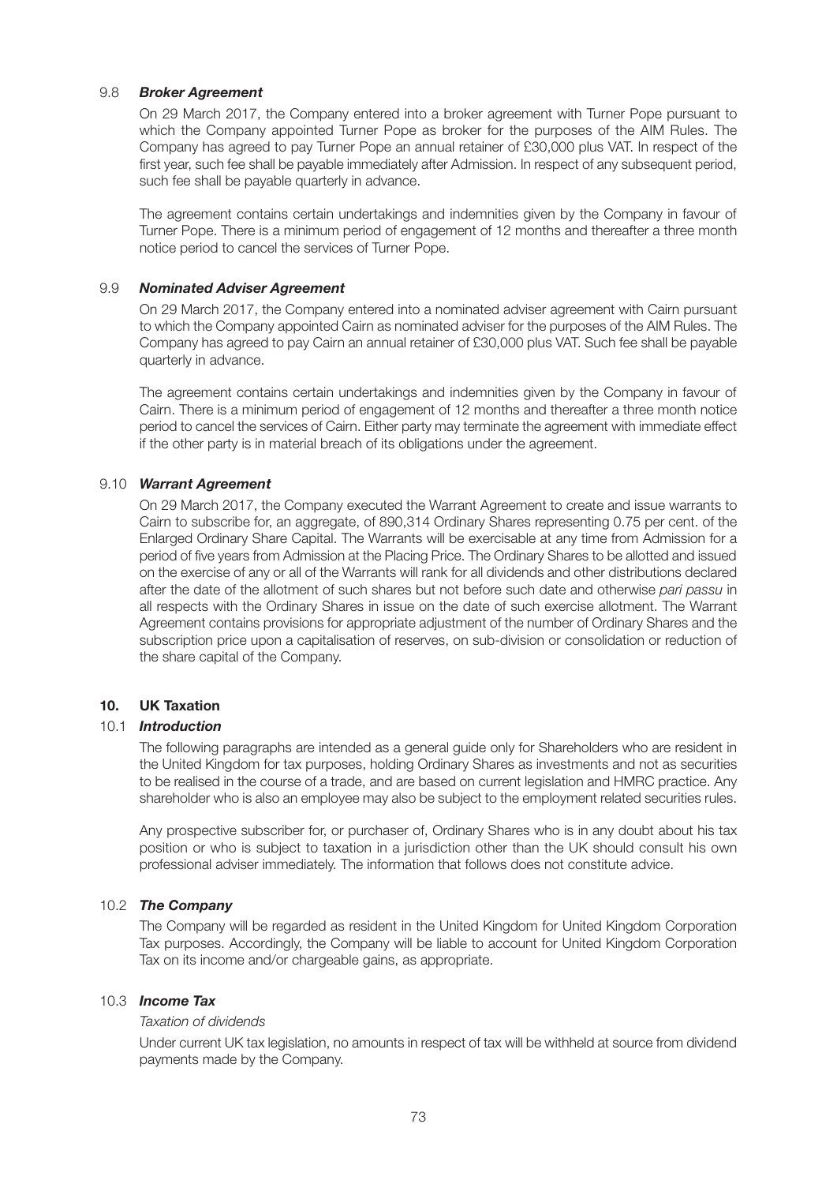### 9.8 *Broker Agreement*

On 29 March 2017, the Company entered into a broker agreement with Turner Pope pursuant to which the Company appointed Turner Pope as broker for the purposes of the AIM Rules. The Company has agreed to pay Turner Pope an annual retainer of £30,000 plus VAT. In respect of the first year, such fee shall be payable immediately after Admission. In respect of any subsequent period, such fee shall be payable quarterly in advance.

The agreement contains certain undertakings and indemnities given by the Company in favour of Turner Pope. There is a minimum period of engagement of 12 months and thereafter a three month notice period to cancel the services of Turner Pope.

### 9.9 *Nominated Adviser Agreement*

On 29 March 2017, the Company entered into a nominated adviser agreement with Cairn pursuant to which the Company appointed Cairn as nominated adviser for the purposes of the AIM Rules. The Company has agreed to pay Cairn an annual retainer of £30,000 plus VAT. Such fee shall be payable quarterly in advance.

The agreement contains certain undertakings and indemnities given by the Company in favour of Cairn. There is a minimum period of engagement of 12 months and thereafter a three month notice period to cancel the services of Cairn. Either party may terminate the agreement with immediate effect if the other party is in material breach of its obligations under the agreement.

### 9.10 *Warrant Agreement*

On 29 March 2017, the Company executed the Warrant Agreement to create and issue warrants to Cairn to subscribe for, an aggregate, of 890,314 Ordinary Shares representing 0.75 per cent. of the Enlarged Ordinary Share Capital. The Warrants will be exercisable at any time from Admission for a period of five years from Admission at the Placing Price. The Ordinary Shares to be allotted and issued on the exercise of any or all of the Warrants will rank for all dividends and other distributions declared after the date of the allotment of such shares but not before such date and otherwise *pari passu* in all respects with the Ordinary Shares in issue on the date of such exercise allotment. The Warrant Agreement contains provisions for appropriate adjustment of the number of Ordinary Shares and the subscription price upon a capitalisation of reserves, on sub-division or consolidation or reduction of the share capital of the Company.

## 10. UK Taxation

### 10.1 *Introduction*

The following paragraphs are intended as a general guide only for Shareholders who are resident in the United Kingdom for tax purposes, holding Ordinary Shares as investments and not as securities to be realised in the course of a trade, and are based on current legislation and HMRC practice. Any shareholder who is also an employee may also be subject to the employment related securities rules.

Any prospective subscriber for, or purchaser of, Ordinary Shares who is in any doubt about his tax position or who is subject to taxation in a jurisdiction other than the UK should consult his own professional adviser immediately. The information that follows does not constitute advice.

### 10.2 *The Company*

The Company will be regarded as resident in the United Kingdom for United Kingdom Corporation Tax purposes. Accordingly, the Company will be liable to account for United Kingdom Corporation Tax on its income and/or chargeable gains, as appropriate.

### 10.3 *Income Tax*

*Taxation of dividends*

Under current UK tax legislation, no amounts in respect of tax will be withheld at source from dividend payments made by the Company.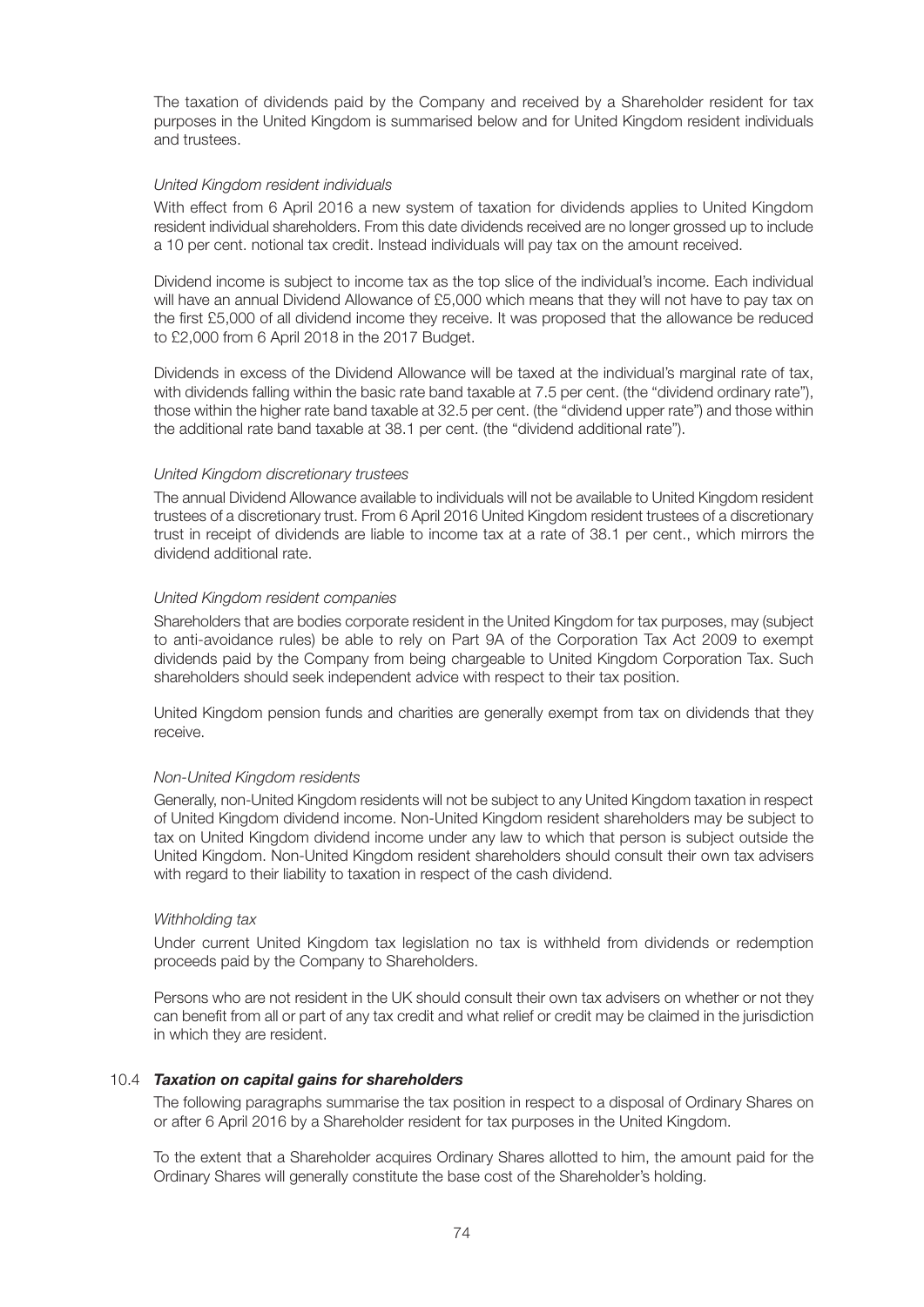The taxation of dividends paid by the Company and received by a Shareholder resident for tax purposes in the United Kingdom is summarised below and for United Kingdom resident individuals and trustees.

*United Kingdom resident individuals*

With effect from 6 April 2016 a new system of taxation for dividends applies to United Kingdom resident individual shareholders. From this date dividends received are no longer grossed up to include a 10 per cent. notional tax credit. Instead individuals will pay tax on the amount received.

Dividend income is subject to income tax as the top slice of the individual's income. Each individual will have an annual Dividend Allowance of £5,000 which means that they will not have to pay tax on the first £5,000 of all dividend income they receive. It was proposed that the allowance be reduced to £2,000 from 6 April 2018 in the 2017 Budget.

Dividends in excess of the Dividend Allowance will be taxed at the individual's marginal rate of tax, with dividends falling within the basic rate band taxable at 7.5 per cent. (the "dividend ordinary rate"), those within the higher rate band taxable at 32.5 per cent. (the "dividend upper rate") and those within the additional rate band taxable at 38.1 per cent. (the "dividend additional rate").

*United Kingdom discretionary trustees*

The annual Dividend Allowance available to individuals will not be available to United Kingdom resident trustees of a discretionary trust. From 6 April 2016 United Kingdom resident trustees of a discretionary trust in receipt of dividends are liable to income tax at a rate of 38.1 per cent., which mirrors the dividend additional rate.

*United Kingdom resident companies*

Shareholders that are bodies corporate resident in the United Kingdom for tax purposes, may (subject to anti-avoidance rules) be able to rely on Part 9A of the Corporation Tax Act 2009 to exempt dividends paid by the Company from being chargeable to United Kingdom Corporation Tax. Such shareholders should seek independent advice with respect to their tax position.

United Kingdom pension funds and charities are generally exempt from tax on dividends that they receive.

*Non-United Kingdom residents*

Generally, non-United Kingdom residents will not be subject to any United Kingdom taxation in respect of United Kingdom dividend income. Non-United Kingdom resident shareholders may be subject to tax on United Kingdom dividend income under any law to which that person is subject outside the United Kingdom. Non-United Kingdom resident shareholders should consult their own tax advisers with regard to their liability to taxation in respect of the cash dividend.

*Withholding tax*

Under current United Kingdom tax legislation no tax is withheld from dividends or redemption proceeds paid by the Company to Shareholders.

Persons who are not resident in the UK should consult their own tax advisers on whether or not they can benefit from all or part of any tax credit and what relief or credit may be claimed in the jurisdiction in which they are resident.

### 10.4 ***Taxation on capital gains for shareholders***

The following paragraphs summarise the tax position in respect to a disposal of Ordinary Shares on or after 6 April 2016 by a Shareholder resident for tax purposes in the United Kingdom.

To the extent that a Shareholder acquires Ordinary Shares allotted to him, the amount paid for the Ordinary Shares will generally constitute the base cost of the Shareholder's holding.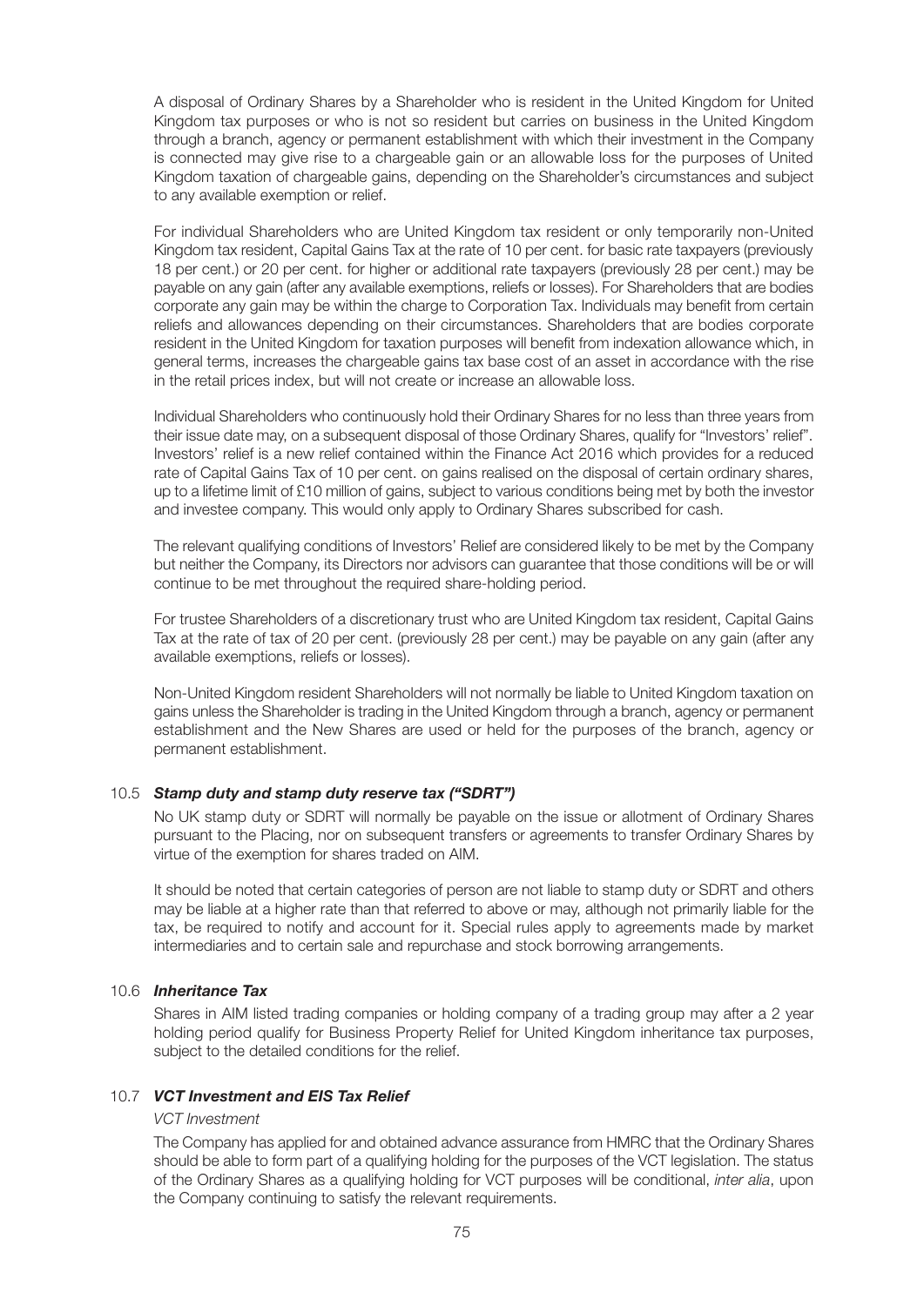A disposal of Ordinary Shares by a Shareholder who is resident in the United Kingdom for United Kingdom tax purposes or who is not so resident but carries on business in the United Kingdom through a branch, agency or permanent establishment with which their investment in the Company is connected may give rise to a chargeable gain or an allowable loss for the purposes of United Kingdom taxation of chargeable gains, depending on the Shareholder's circumstances and subject to any available exemption or relief.

For individual Shareholders who are United Kingdom tax resident or only temporarily non-United Kingdom tax resident, Capital Gains Tax at the rate of 10 per cent. for basic rate taxpayers (previously 18 per cent.) or 20 per cent. for higher or additional rate taxpayers (previously 28 per cent.) may be payable on any gain (after any available exemptions, reliefs or losses). For Shareholders that are bodies corporate any gain may be within the charge to Corporation Tax. Individuals may benefit from certain reliefs and allowances depending on their circumstances. Shareholders that are bodies corporate resident in the United Kingdom for taxation purposes will benefit from indexation allowance which, in general terms, increases the chargeable gains tax base cost of an asset in accordance with the rise in the retail prices index, but will not create or increase an allowable loss.

Individual Shareholders who continuously hold their Ordinary Shares for no less than three years from their issue date may, on a subsequent disposal of those Ordinary Shares, qualify for "Investors' relief". Investors' relief is a new relief contained within the Finance Act 2016 which provides for a reduced rate of Capital Gains Tax of 10 per cent. on gains realised on the disposal of certain ordinary shares, up to a lifetime limit of £10 million of gains, subject to various conditions being met by both the investor and investee company. This would only apply to Ordinary Shares subscribed for cash.

The relevant qualifying conditions of Investors' Relief are considered likely to be met by the Company but neither the Company, its Directors nor advisors can guarantee that those conditions will be or will continue to be met throughout the required share-holding period.

For trustee Shareholders of a discretionary trust who are United Kingdom tax resident, Capital Gains Tax at the rate of tax of 20 per cent. (previously 28 per cent.) may be payable on any gain (after any available exemptions, reliefs or losses).

Non-United Kingdom resident Shareholders will not normally be liable to United Kingdom taxation on gains unless the Shareholder is trading in the United Kingdom through a branch, agency or permanent establishment and the New Shares are used or held for the purposes of the branch, agency or permanent establishment.

### 10.5 *Stamp duty and stamp duty reserve tax ("SDRT")*

No UK stamp duty or SDRT will normally be payable on the issue or allotment of Ordinary Shares pursuant to the Placing, nor on subsequent transfers or agreements to transfer Ordinary Shares by virtue of the exemption for shares traded on AIM.

It should be noted that certain categories of person are not liable to stamp duty or SDRT and others may be liable at a higher rate than that referred to above or may, although not primarily liable for the tax, be required to notify and account for it. Special rules apply to agreements made by market intermediaries and to certain sale and repurchase and stock borrowing arrangements.

### 10.6 *Inheritance Tax*

Shares in AIM listed trading companies or holding company of a trading group may after a 2 year holding period qualify for Business Property Relief for United Kingdom inheritance tax purposes, subject to the detailed conditions for the relief.

### 10.7 *VCT Investment and EIS Tax Relief*

*VCT Investment*

The Company has applied for and obtained advance assurance from HMRC that the Ordinary Shares should be able to form part of a qualifying holding for the purposes of the VCT legislation. The status of the Ordinary Shares as a qualifying holding for VCT purposes will be conditional, *inter alia*, upon the Company continuing to satisfy the relevant requirements.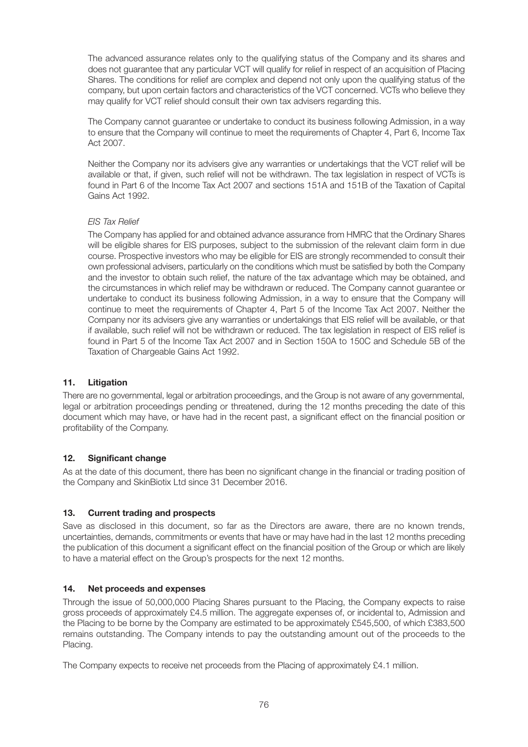The advanced assurance relates only to the qualifying status of the Company and its shares and does not guarantee that any particular VCT will qualify for relief in respect of an acquisition of Placing Shares. The conditions for relief are complex and depend not only upon the qualifying status of the company, but upon certain factors and characteristics of the VCT concerned. VCTs who believe they may qualify for VCT relief should consult their own tax advisers regarding this.

The Company cannot guarantee or undertake to conduct its business following Admission, in a way to ensure that the Company will continue to meet the requirements of Chapter 4, Part 6, Income Tax Act 2007.

Neither the Company nor its advisers give any warranties or undertakings that the VCT relief will be available or that, if given, such relief will not be withdrawn. The tax legislation in respect of VCTs is found in Part 6 of the Income Tax Act 2007 and sections 151A and 151B of the Taxation of Capital Gains Act 1992.

*EIS Tax Relief*

The Company has applied for and obtained advance assurance from HMRC that the Ordinary Shares will be eligible shares for EIS purposes, subject to the submission of the relevant claim form in due course. Prospective investors who may be eligible for EIS are strongly recommended to consult their own professional advisers, particularly on the conditions which must be satisfied by both the Company and the investor to obtain such relief, the nature of the tax advantage which may be obtained, and the circumstances in which relief may be withdrawn or reduced. The Company cannot guarantee or undertake to conduct its business following Admission, in a way to ensure that the Company will continue to meet the requirements of Chapter 4, Part 5 of the Income Tax Act 2007. Neither the Company nor its advisers give any warranties or undertakings that EIS relief will be available, or that if available, such relief will not be withdrawn or reduced. The tax legislation in respect of EIS relief is found in Part 5 of the Income Tax Act 2007 and in Section 150A to 150C and Schedule 5B of the Taxation of Chargeable Gains Act 1992.

## 11. Litigation

There are no governmental, legal or arbitration proceedings, and the Group is not aware of any governmental, legal or arbitration proceedings pending or threatened, during the 12 months preceding the date of this document which may have, or have had in the recent past, a significant effect on the financial position or profitability of the Company.

## 12. Significant change

As at the date of this document, there has been no significant change in the financial or trading position of the Company and SkinBiotix Ltd since 31 December 2016.

## 13. Current trading and prospects

Save as disclosed in this document, so far as the Directors are aware, there are no known trends, uncertainties, demands, commitments or events that have or may have had in the last 12 months preceding the publication of this document a significant effect on the financial position of the Group or which are likely to have a material effect on the Group's prospects for the next 12 months.

## 14. Net proceeds and expenses

Through the issue of 50,000,000 Placing Shares pursuant to the Placing, the Company expects to raise gross proceeds of approximately £4.5 million. The aggregate expenses of, or incidental to, Admission and the Placing to be borne by the Company are estimated to be approximately £545,500, of which £383,500 remains outstanding. The Company intends to pay the outstanding amount out of the proceeds to the Placing.

The Company expects to receive net proceeds from the Placing of approximately £4.1 million.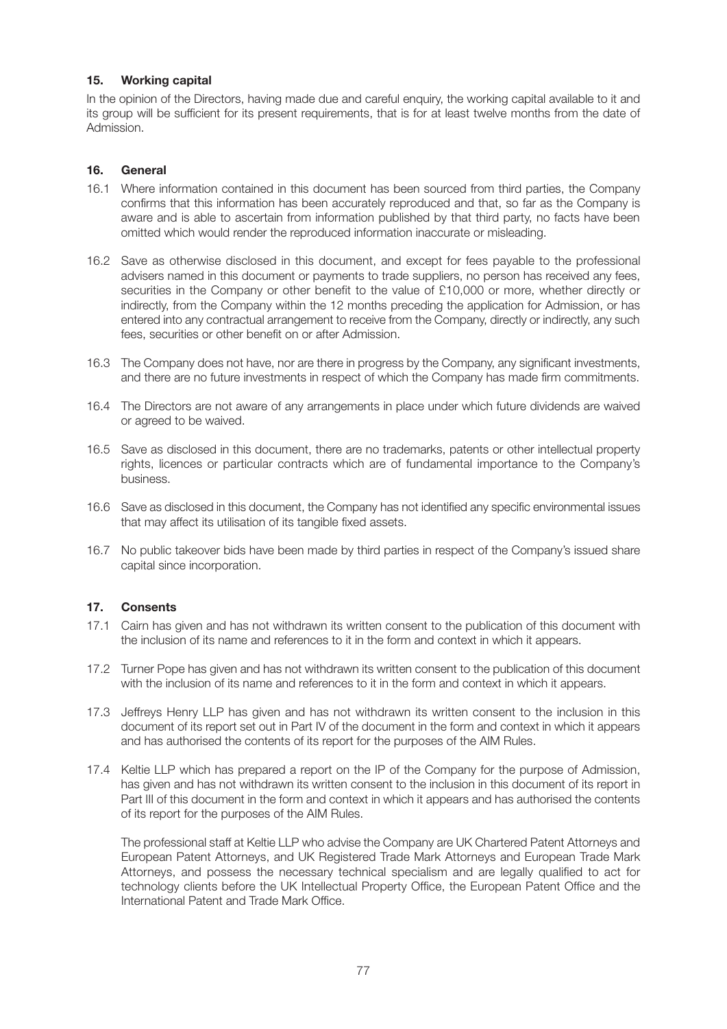## 15. Working capital

In the opinion of the Directors, having made due and careful enquiry, the working capital available to it and its group will be sufficient for its present requirements, that is for at least twelve months from the date of Admission.

## 16. General

16.1 Where information contained in this document has been sourced from third parties, the Company confirms that this information has been accurately reproduced and that, so far as the Company is aware and is able to ascertain from information published by that third party, no facts have been omitted which would render the reproduced information inaccurate or misleading.

16.2 Save as otherwise disclosed in this document, and except for fees payable to the professional advisers named in this document or payments to trade suppliers, no person has received any fees, securities in the Company or other benefit to the value of £10,000 or more, whether directly or indirectly, from the Company within the 12 months preceding the application for Admission, or has entered into any contractual arrangement to receive from the Company, directly or indirectly, any such fees, securities or other benefit on or after Admission.

16.3 The Company does not have, nor are there in progress by the Company, any significant investments, and there are no future investments in respect of which the Company has made firm commitments.

16.4 The Directors are not aware of any arrangements in place under which future dividends are waived or agreed to be waived.

16.5 Save as disclosed in this document, there are no trademarks, patents or other intellectual property rights, licences or particular contracts which are of fundamental importance to the Company's business.

16.6 Save as disclosed in this document, the Company has not identified any specific environmental issues that may affect its utilisation of its tangible fixed assets.

16.7 No public takeover bids have been made by third parties in respect of the Company's issued share capital since incorporation.

## 17. Consents

17.1 Cairn has given and has not withdrawn its written consent to the publication of this document with the inclusion of its name and references to it in the form and context in which it appears.

17.2 Turner Pope has given and has not withdrawn its written consent to the publication of this document with the inclusion of its name and references to it in the form and context in which it appears.

17.3 Jeffreys Henry LLP has given and has not withdrawn its written consent to the inclusion in this document of its report set out in Part IV of the document in the form and context in which it appears and has authorised the contents of its report for the purposes of the AIM Rules.

17.4 Keltie LLP which has prepared a report on the IP of the Company for the purpose of Admission, has given and has not withdrawn its written consent to the inclusion in this document of its report in Part III of this document in the form and context in which it appears and has authorised the contents of its report for the purposes of the AIM Rules.

The professional staff at Keltie LLP who advise the Company are UK Chartered Patent Attorneys and European Patent Attorneys, and UK Registered Trade Mark Attorneys and European Trade Mark Attorneys, and possess the necessary technical specialism and are legally qualified to act for technology clients before the UK Intellectual Property Office, the European Patent Office and the International Patent and Trade Mark Office.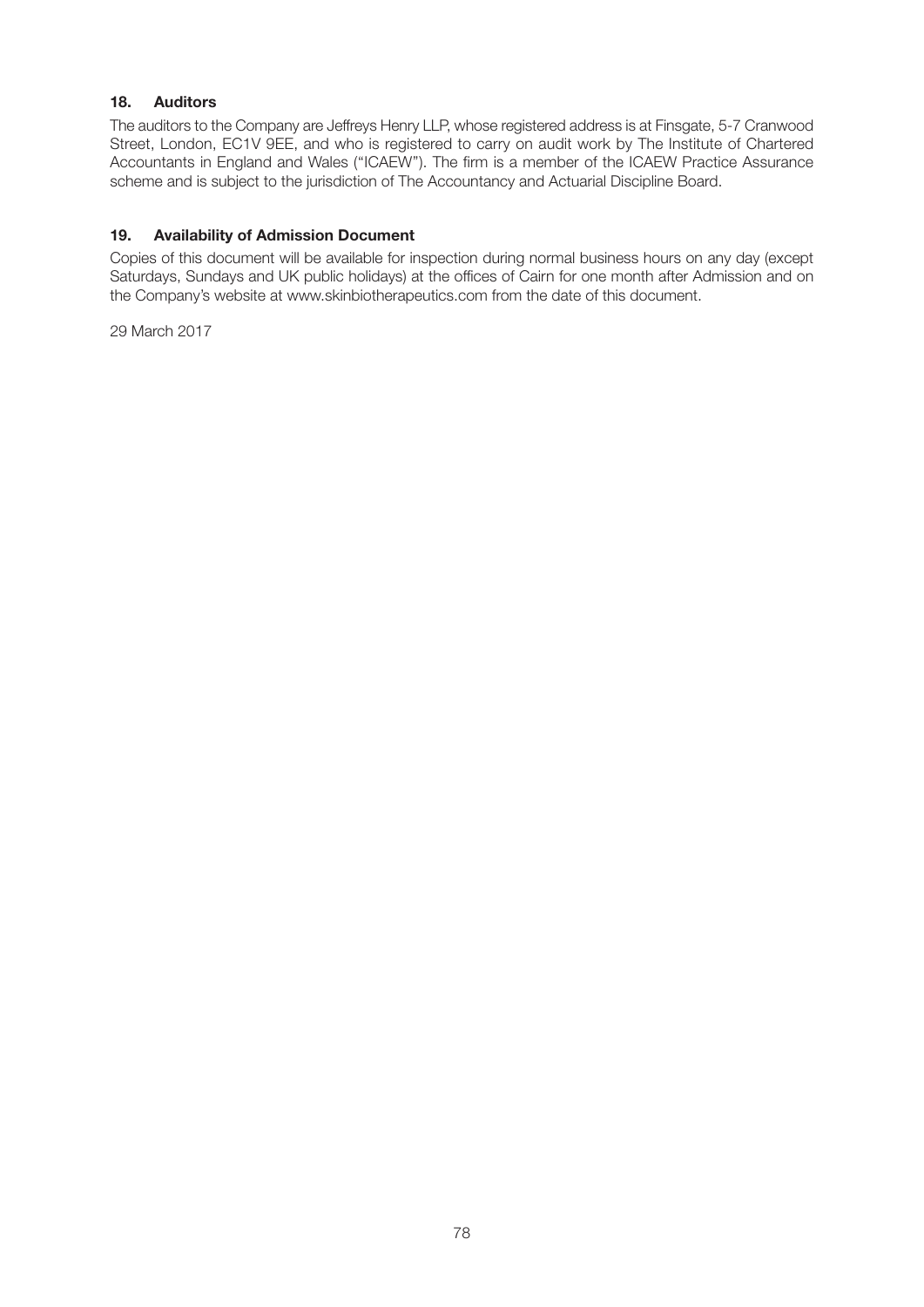### 18. Auditors

The auditors to the Company are Jeffreys Henry LLP, whose registered address is at Finsgate, 5-7 Cranwood Street, London, EC1V 9EE, and who is registered to carry on audit work by The Institute of Chartered Accountants in England and Wales ("ICAEW"). The firm is a member of the ICAEW Practice Assurance scheme and is subject to the jurisdiction of The Accountancy and Actuarial Discipline Board.

### 19. Availability of Admission Document

Copies of this document will be available for inspection during normal business hours on any day (except Saturdays, Sundays and UK public holidays) at the offices of Cairn for one month after Admission and on the Company's website at www.skinbiotherapeutics.com from the date of this document.

29 March 2017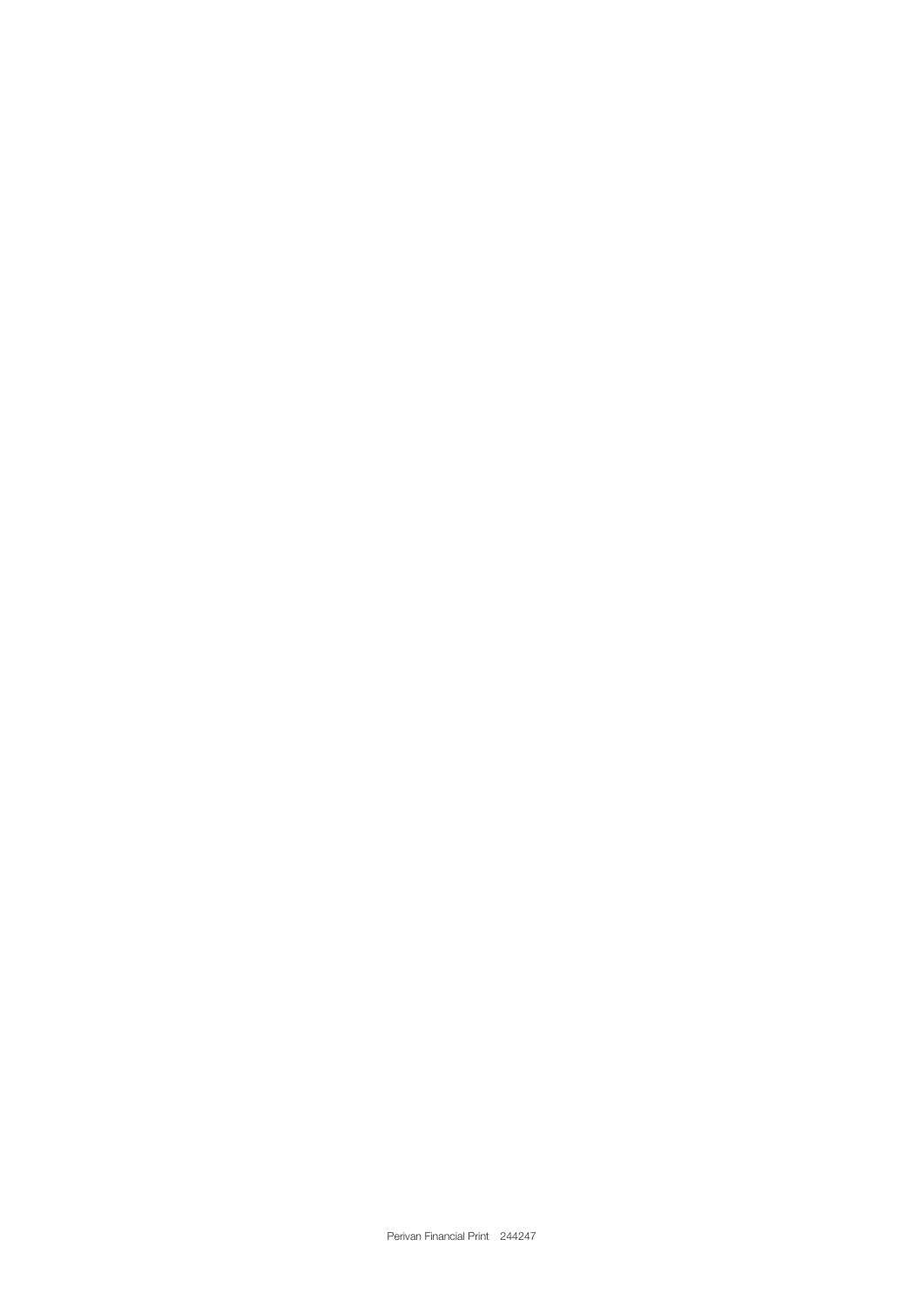Perivan Financial Print 244247